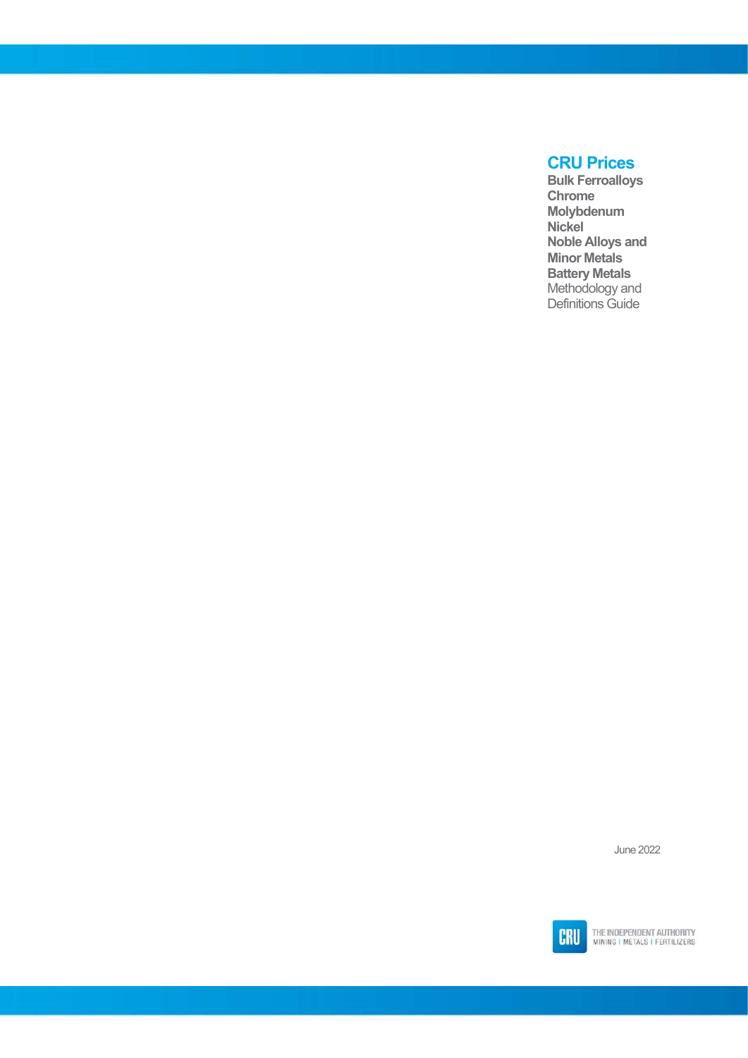# CRU Prices

**Bulk Ferroalloys**
**Chrome**
**Molybdenum**
**Nickel**
**Noble Alloys and Minor Metals**
**Battery Metals**

Methodology and Definitions Guide

June 2022

CRU
THE INDEPENDENT AUTHORITY
MINING | METALS | FERTILIZERS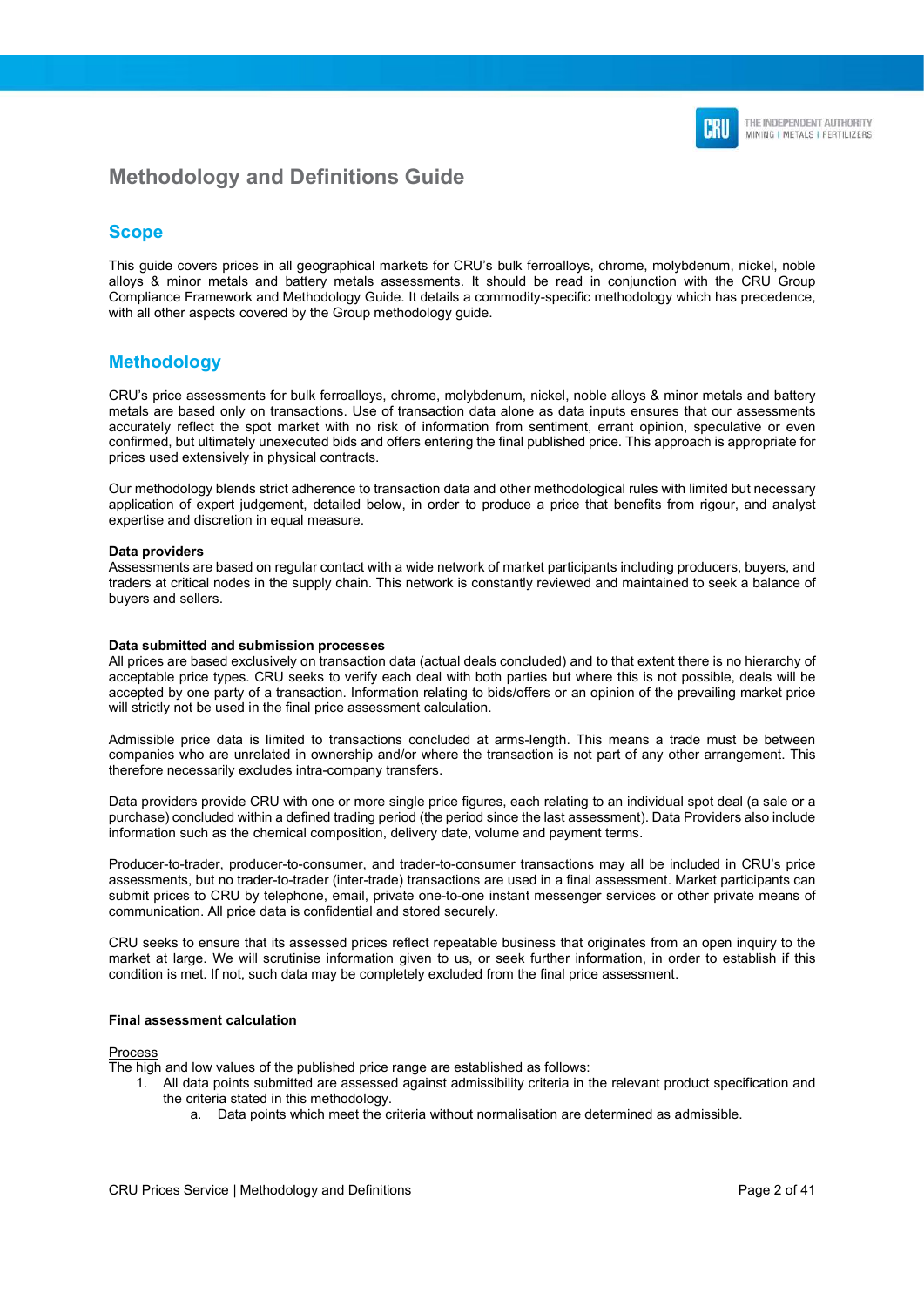# Methodology and Definitions Guide

## Scope

This guide covers prices in all geographical markets for CRU's bulk ferroalloys, chrome, molybdenum, nickel, noble alloys & minor metals and battery metals assessments. It should be read in conjunction with the CRU Group Compliance Framework and Methodology Guide. It details a commodity-specific methodology which has precedence, with all other aspects covered by the Group methodology guide.

## Methodology

CRU's price assessments for bulk ferroalloys, chrome, molybdenum, nickel, noble alloys & minor metals and battery metals are based only on transactions. Use of transaction data alone as data inputs ensures that our assessments accurately reflect the spot market with no risk of information from sentiment, errant opinion, speculative or even confirmed, but ultimately unexecuted bids and offers entering the final published price. This approach is appropriate for prices used extensively in physical contracts.

Our methodology blends strict adherence to transaction data and other methodological rules with limited but necessary application of expert judgement, detailed below, in order to produce a price that benefits from rigour, and analyst expertise and discretion in equal measure.

**Data providers**
Assessments are based on regular contact with a wide network of market participants including producers, buyers, and traders at critical nodes in the supply chain. This network is constantly reviewed and maintained to seek a balance of buyers and sellers.

**Data submitted and submission processes**
All prices are based exclusively on transaction data (actual deals concluded) and to that extent there is no hierarchy of acceptable price types. CRU seeks to verify each deal with both parties but where this is not possible, deals will be accepted by one party of a transaction. Information relating to bids/offers or an opinion of the prevailing market price will strictly not be used in the final price assessment calculation.

Admissible price data is limited to transactions concluded at arms-length. This means a trade must be between companies who are unrelated in ownership and/or where the transaction is not part of any other arrangement. This therefore necessarily excludes intra-company transfers.

Data providers provide CRU with one or more single price figures, each relating to an individual spot deal (a sale or a purchase) concluded within a defined trading period (the period since the last assessment). Data Providers also include information such as the chemical composition, delivery date, volume and payment terms.

Producer-to-trader, producer-to-consumer, and trader-to-consumer transactions may all be included in CRU's price assessments, but no trader-to-trader (inter-trade) transactions are used in a final assessment. Market participants can submit prices to CRU by telephone, email, private one-to-one instant messenger services or other private means of communication. All price data is confidential and stored securely.

CRU seeks to ensure that its assessed prices reflect repeatable business that originates from an open inquiry to the market at large. We will scrutinise information given to us, or seek further information, in order to establish if this condition is met. If not, such data may be completely excluded from the final price assessment.

**Final assessment calculation**

Process
The high and low values of the published price range are established as follows:

1. All data points submitted are assessed against admissibility criteria in the relevant product specification and the criteria stated in this methodology.
    a. Data points which meet the criteria without normalisation are determined as admissible.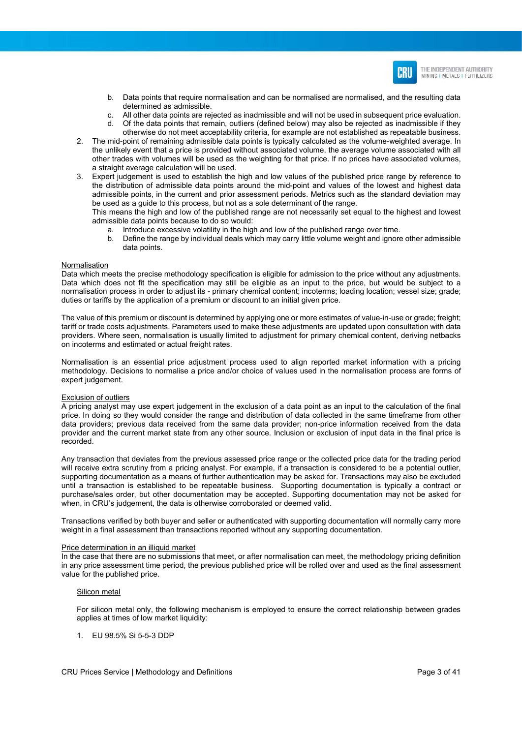b. Data points that require normalisation and can be normalised are normalised, and the resulting data determined as admissible.
   c. All other data points are rejected as inadmissible and will not be used in subsequent price evaluation.
   d. Of the data points that remain, outliers (defined below) may also be rejected as inadmissible if they otherwise do not meet acceptability criteria, for example are not established as repeatable business.
2. The mid-point of remaining admissible data points is typically calculated as the volume-weighted average. In the unlikely event that a price is provided without associated volume, the average volume associated with all other trades with volumes will be used as the weighting for that price. If no prices have associated volumes, a straight average calculation will be used.
3. Expert judgement is used to establish the high and low values of the published price range by reference to the distribution of admissible data points around the mid-point and values of the lowest and highest data admissible points, in the current and prior assessment periods. Metrics such as the standard deviation may be used as a guide to this process, but not as a sole determinant of the range.
   This means the high and low of the published range are not necessarily set equal to the highest and lowest admissible data points because to do so would:
   a. Introduce excessive volatility in the high and low of the published range over time.
   b. Define the range by individual deals which may carry little volume weight and ignore other admissible data points.

<u>Normalisation</u>
Data which meets the precise methodology specification is eligible for admission to the price without any adjustments. Data which does not fit the specification may still be eligible as an input to the price, but would be subject to a normalisation process in order to adjust its - primary chemical content; incoterms; loading location; vessel size; grade; duties or tariffs by the application of a premium or discount to an initial given price.

The value of this premium or discount is determined by applying one or more estimates of value-in-use or grade; freight; tariff or trade costs adjustments. Parameters used to make these adjustments are updated upon consultation with data providers. Where seen, normalisation is usually limited to adjustment for primary chemical content, deriving netbacks on incoterms and estimated or actual freight rates.

Normalisation is an essential price adjustment process used to align reported market information with a pricing methodology. Decisions to normalise a price and/or choice of values used in the normalisation process are forms of expert judgement.

<u>Exclusion of outliers</u>
A pricing analyst may use expert judgement in the exclusion of a data point as an input to the calculation of the final price. In doing so they would consider the range and distribution of data collected in the same timeframe from other data providers; previous data received from the same data provider; non-price information received from the data provider and the current market state from any other source. Inclusion or exclusion of input data in the final price is recorded.

Any transaction that deviates from the previous assessed price range or the collected price data for the trading period will receive extra scrutiny from a pricing analyst. For example, if a transaction is considered to be a potential outlier, supporting documentation as a means of further authentication may be asked for. Transactions may also be excluded until a transaction is established to be repeatable business. Supporting documentation is typically a contract or purchase/sales order, but other documentation may be accepted. Supporting documentation may not be asked for when, in CRU's judgement, the data is otherwise corroborated or deemed valid.

Transactions verified by both buyer and seller or authenticated with supporting documentation will normally carry more weight in a final assessment than transactions reported without any supporting documentation.

<u>Price determination in an illiquid market</u>
In the case that there are no submissions that meet, or after normalisation can meet, the methodology pricing definition in any price assessment time period, the previous published price will be rolled over and used as the final assessment value for the published price.

<u>Silicon metal</u>

For silicon metal only, the following mechanism is employed to ensure the correct relationship between grades applies at times of low market liquidity:

1. EU 98.5% Si 5-5-3 DDP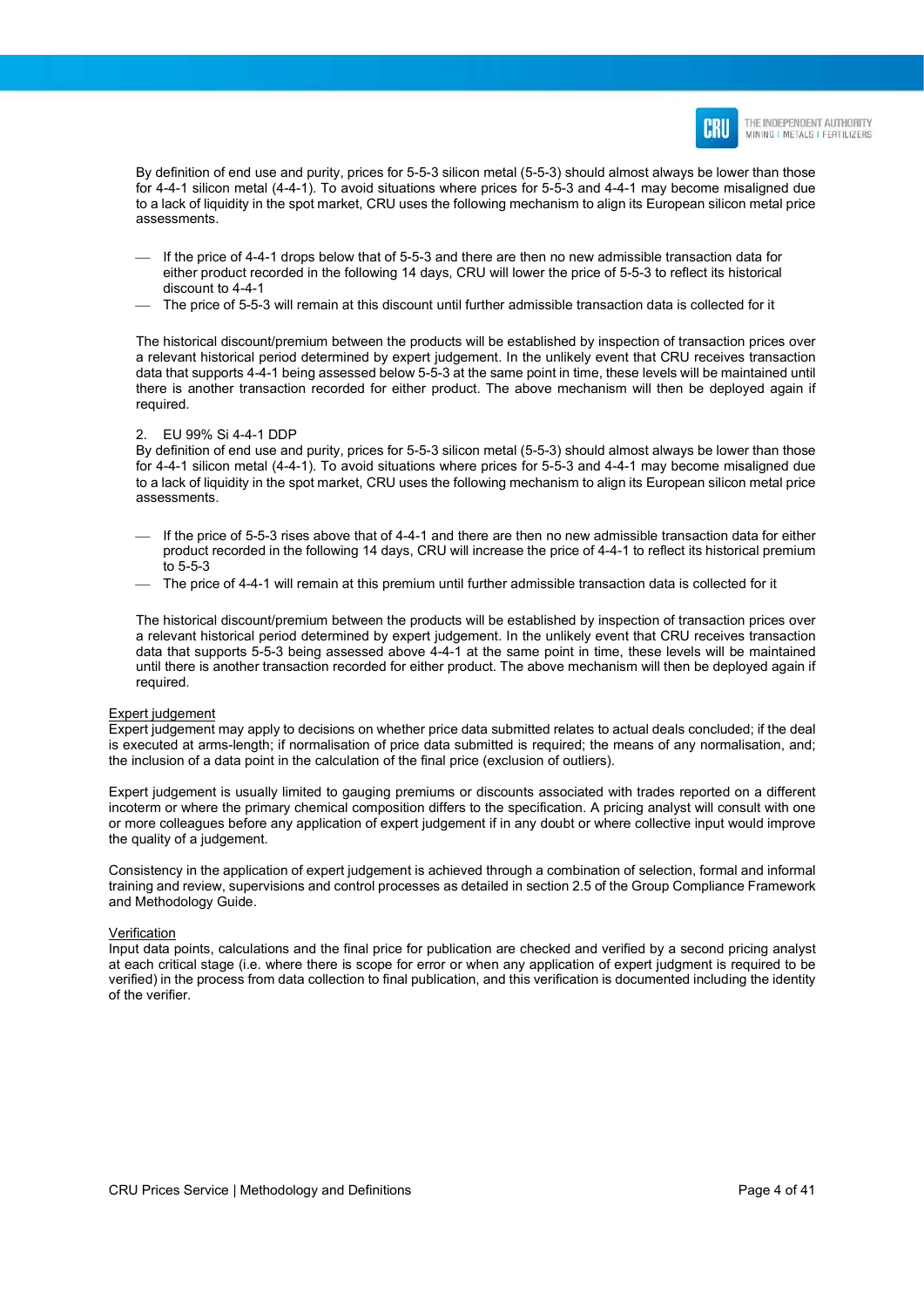By definition of end use and purity, prices for 5-5-3 silicon metal (5-5-3) should almost always be lower than those for 4-4-1 silicon metal (4-4-1). To avoid situations where prices for 5-5-3 and 4-4-1 may become misaligned due to a lack of liquidity in the spot market, CRU uses the following mechanism to align its European silicon metal price assessments.

- If the price of 4-4-1 drops below that of 5-5-3 and there are then no new admissible transaction data for either product recorded in the following 14 days, CRU will lower the price of 5-5-3 to reflect its historical discount to 4-4-1
- The price of 5-5-3 will remain at this discount until further admissible transaction data is collected for it

The historical discount/premium between the products will be established by inspection of transaction prices over a relevant historical period determined by expert judgement. In the unlikely event that CRU receives transaction data that supports 4-4-1 being assessed below 5-5-3 at the same point in time, these levels will be maintained until there is another transaction recorded for either product. The above mechanism will then be deployed again if required.

2. EU 99% Si 4-4-1 DDP

By definition of end use and purity, prices for 5-5-3 silicon metal (5-5-3) should almost always be lower than those for 4-4-1 silicon metal (4-4-1). To avoid situations where prices for 5-5-3 and 4-4-1 may become misaligned due to a lack of liquidity in the spot market, CRU uses the following mechanism to align its European silicon metal price assessments.

- If the price of 5-5-3 rises above that of 4-4-1 and there are then no new admissible transaction data for either product recorded in the following 14 days, CRU will increase the price of 4-4-1 to reflect its historical premium to 5-5-3
- The price of 4-4-1 will remain at this premium until further admissible transaction data is collected for it

The historical discount/premium between the products will be established by inspection of transaction prices over a relevant historical period determined by expert judgement. In the unlikely event that CRU receives transaction data that supports 5-5-3 being assessed above 4-4-1 at the same point in time, these levels will be maintained until there is another transaction recorded for either product. The above mechanism will then be deployed again if required.

Expert judgement

Expert judgement may apply to decisions on whether price data submitted relates to actual deals concluded; if the deal is executed at arms-length; if normalisation of price data submitted is required; the means of any normalisation, and; the inclusion of a data point in the calculation of the final price (exclusion of outliers).

Expert judgement is usually limited to gauging premiums or discounts associated with trades reported on a different incoterm or where the primary chemical composition differs to the specification. A pricing analyst will consult with one or more colleagues before any application of expert judgement if in any doubt or where collective input would improve the quality of a judgement.

Consistency in the application of expert judgement is achieved through a combination of selection, formal and informal training and review, supervisions and control processes as detailed in section 2.5 of the Group Compliance Framework and Methodology Guide.

Verification

Input data points, calculations and the final price for publication are checked and verified by a second pricing analyst at each critical stage (i.e. where there is scope for error or when any application of expert judgment is required to be verified) in the process from data collection to final publication, and this verification is documented including the identity of the verifier.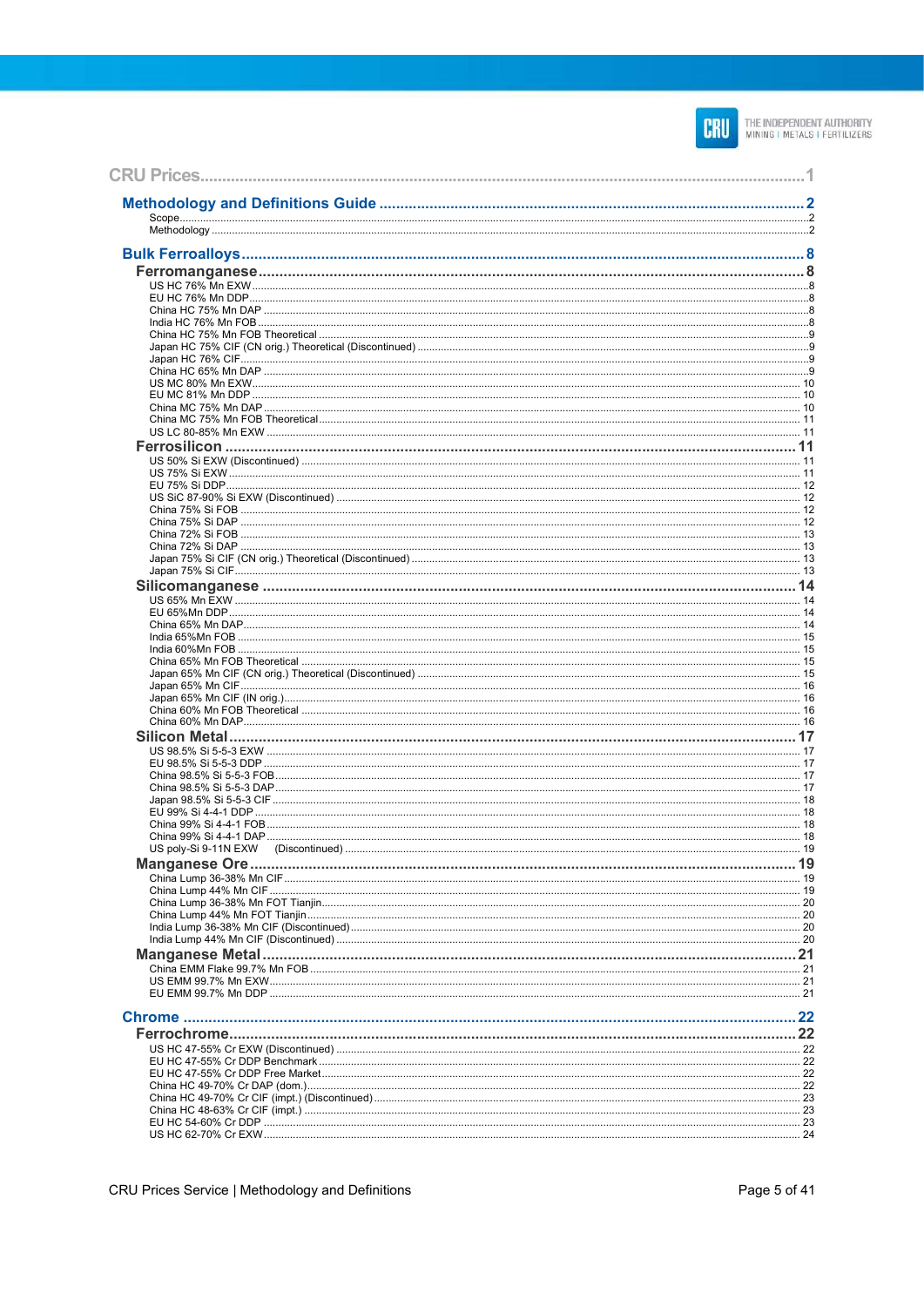# CRU Prices ........ 1

## Methodology and Definitions Guide ........ 2

- Scope ........ 2
- Methodology ........ 2

## Bulk Ferroalloys ........ 8

### Ferromanganese ........ 8

- US HC 76% Mn EXW ........ 8
- EU HC 76% Mn DDP ........ 8
- China HC 75% Mn DAP ........ 8
- India HC 76% Mn FOB ........ 8
- China HC 75% Mn FOB Theoretical ........ 9
- Japan HC 75% CIF (CN orig.) Theoretical (Discontinued) ........ 9
- Japan HC 76% CIF ........ 9
- China HC 65% Mn DAP ........ 9
- US MC 80% Mn EXW ........ 10
- EU MC 81% Mn DDP ........ 10
- China MC 75% Mn DAP ........ 10
- China MC 75% Mn FOB Theoretical ........ 11
- US LC 80-85% Mn EXW ........ 11

### Ferrosilicon ........ 11

- US 50% Si EXW (Discontinued) ........ 11
- US 75% Si EXW ........ 11
- EU 75% Si DDP ........ 12
- US SiC 87-90% Si EXW (Discontinued) ........ 12
- China 75% Si FOB ........ 12
- China 75% Si DAP ........ 12
- China 72% Si FOB ........ 13
- China 72% Si DAP ........ 13
- Japan 75% Si CIF (CN orig.) Theoretical (Discontinued) ........ 13
- Japan 75% Si CIF ........ 13

### Silicomanganese ........ 14

- US 65% Mn EXW ........ 14
- EU 65%Mn DDP ........ 14
- China 65% Mn DAP ........ 14
- India 65%Mn FOB ........ 15
- India 60%Mn FOB ........ 15
- China 65% Mn FOB Theoretical ........ 15
- Japan 65% Mn CIF (CN orig.) Theoretical (Discontinued) ........ 15
- Japan 65% Mn CIF ........ 16
- Japan 65% Mn CIF (IN orig.) ........ 16
- China 60% Mn FOB Theoretical ........ 16
- China 60% Mn DAP ........ 16

### Silicon Metal ........ 17

- US 98.5% Si 5-5-3 EXW ........ 17
- EU 98.5% Si 5-5-3 DDP ........ 17
- China 98.5% Si 5-5-3 FOB ........ 17
- China 98.5% Si 5-5-3 DAP ........ 17
- Japan 98.5% Si 5-5-3 CIF ........ 18
- EU 99% Si 4-4-1 DDP ........ 18
- China 99% Si 4-4-1 FOB ........ 18
- China 99% Si 4-4-1 DAP ........ 18
- US poly-Si 9-11N EXW (Discontinued) ........ 19

### Manganese Ore ........ 19

- China Lump 36-38% Mn CIF ........ 19
- China Lump 44% Mn CIF ........ 19
- China Lump 36-38% Mn FOT Tianjin ........ 20
- China Lump 44% Mn FOT Tianjin ........ 20
- India Lump 36-38% Mn CIF (Discontinued) ........ 20
- India Lump 44% Mn CIF (Discontinued) ........ 20

### Manganese Metal ........ 21

- China EMM Flake 99.7% Mn FOB ........ 21
- US EMM 99.7% Mn EXW ........ 21
- EU EMM 99.7% Mn DDP ........ 21

## Chrome ........ 22

### Ferrochrome ........ 22

- US HC 47-55% Cr EXW (Discontinued) ........ 22
- EU HC 47-55% Cr DDP Benchmark ........ 22
- EU HC 47-55% Cr DDP Free Market ........ 22
- China HC 49-70% Cr DAP (dom.) ........ 22
- China HC 49-70% Cr CIF (impt.) (Discontinued) ........ 23
- China HC 48-63% Cr CIF (impt.) ........ 23
- EU HC 54-60% Cr DDP ........ 23
- US HC 62-70% Cr EXW ........ 24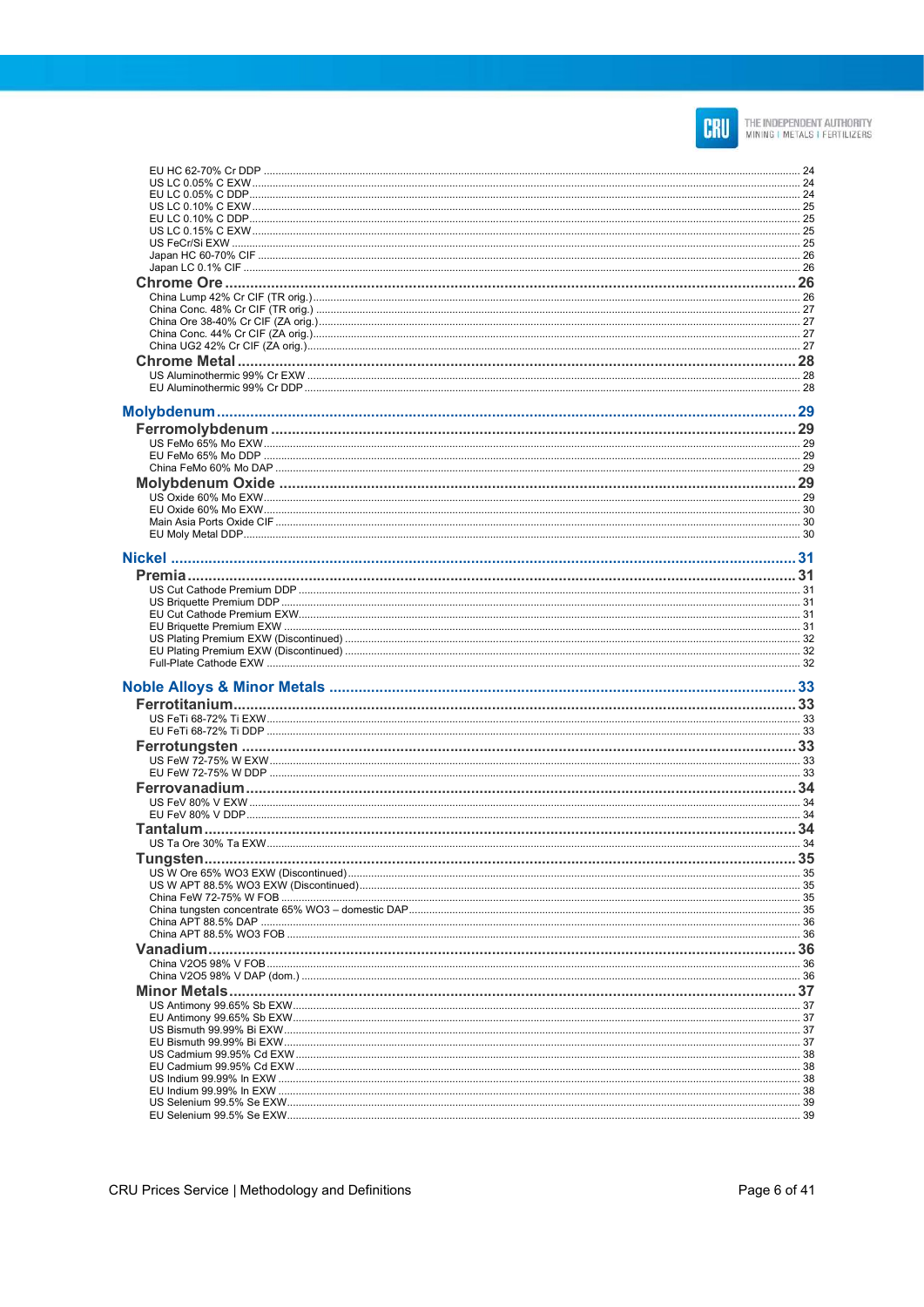EU HC 62-70% Cr DDP ........ 24
US LC 0.05% C EXW ........ 24
EU LC 0.05% C DDP ........ 24
US LC 0.10% C EXW ........ 25
EU LC 0.10% C DDP ........ 25
US LC 0.15% C EXW ........ 25
US FeCr/Si EXW ........ 25
Japan HC 60-70% CIF ........ 26
Japan LC 0.1% CIF ........ 26

**Chrome Ore ........ 26**

China Lump 42% Cr CIF (TR orig.) ........ 26
China Conc. 48% Cr CIF (TR orig.) ........ 27
China Ore 38-40% Cr CIF (ZA orig.) ........ 27
China Conc. 44% Cr CIF (ZA orig.) ........ 27
China UG2 42% Cr CIF (ZA orig.) ........ 27

**Chrome Metal ........ 28**

US Aluminothermic 99% Cr EXW ........ 28
EU Aluminothermic 99% Cr DDP ........ 28

**Molybdenum ........ 29**

**Ferromolybdenum ........ 29**

US FeMo 65% Mo EXW ........ 29
EU FeMo 65% Mo DDP ........ 29
China FeMo 60% Mo DAP ........ 29

**Molybdenum Oxide ........ 29**

US Oxide 60% Mo EXW ........ 29
EU Oxide 60% Mo EXW ........ 30
Main Asia Ports Oxide CIF ........ 30
EU Moly Metal DDP ........ 30

**Nickel ........ 31**

**Premia ........ 31**

US Cut Cathode Premium DDP ........ 31
US Briquette Premium DDP ........ 31
EU Cut Cathode Premium EXW ........ 31
EU Briquette Premium EXW ........ 31
US Plating Premium EXW (Discontinued) ........ 32
EU Plating Premium EXW (Discontinued) ........ 32
Full-Plate Cathode EXW ........ 32

**Noble Alloys & Minor Metals ........ 33**

**Ferrotitanium ........ 33**

US FeTi 68-72% Ti EXW ........ 33
EU FeTi 68-72% Ti DDP ........ 33

**Ferrotungsten ........ 33**

US FeW 72-75% W EXW ........ 33
EU FeW 72-75% W DDP ........ 33

**Ferrovanadium ........ 34**

US FeV 80% V EXW ........ 34
EU FeV 80% V DDP ........ 34

**Tantalum ........ 34**

US Ta Ore 30% Ta EXW ........ 34

**Tungsten ........ 35**

US W Ore 65% WO3 EXW (Discontinued) ........ 35
US W APT 88.5% WO3 EXW (Discontinued) ........ 35
China FeW 72-75% W FOB ........ 35
China tungsten concentrate 65% WO3 – domestic DAP ........ 35
China APT 88.5% DAP ........ 36
China APT 88.5% WO3 FOB ........ 36

**Vanadium ........ 36**

China V2O5 98% V FOB ........ 36
China V2O5 98% V DAP (dom.) ........ 36

**Minor Metals ........ 37**

US Antimony 99.65% Sb EXW ........ 37
EU Antimony 99.65% Sb EXW ........ 37
US Bismuth 99.99% Bi EXW ........ 37
EU Bismuth 99.99% Bi EXW ........ 37
US Cadmium 99.95% Cd EXW ........ 38
EU Cadmium 99.95% Cd EXW ........ 38
US Indium 99.99% In EXW ........ 38
EU Indium 99.99% In EXW ........ 38
US Selenium 99.5% Se EXW ........ 39
EU Selenium 99.5% Se EXW ........ 39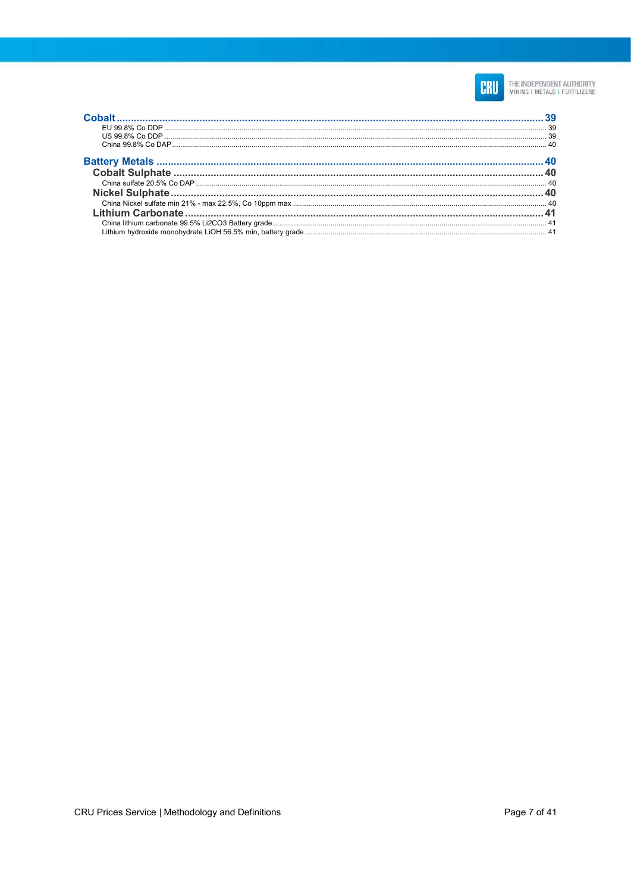**Cobalt** .......... 39

EU 99.8% Co DDP .......... 39

US 99.8% Co DDP .......... 39

China 99.8% Co DAP .......... 40

**Battery Metals** .......... 40

**Cobalt Sulphate** .......... 40

China sulfate 20.5% Co DAP .......... 40

**Nickel Sulphate** .......... 40

China Nickel sulfate min 21% - max 22.5%, Co 10ppm max .......... 40

**Lithium Carbonate** .......... 41

China lithium carbonate 99.5% $Li_2CO_3$ Battery grade .......... 41

Lithium hydroxide monohydrate LiOH 56.5% min, battery grade .......... 41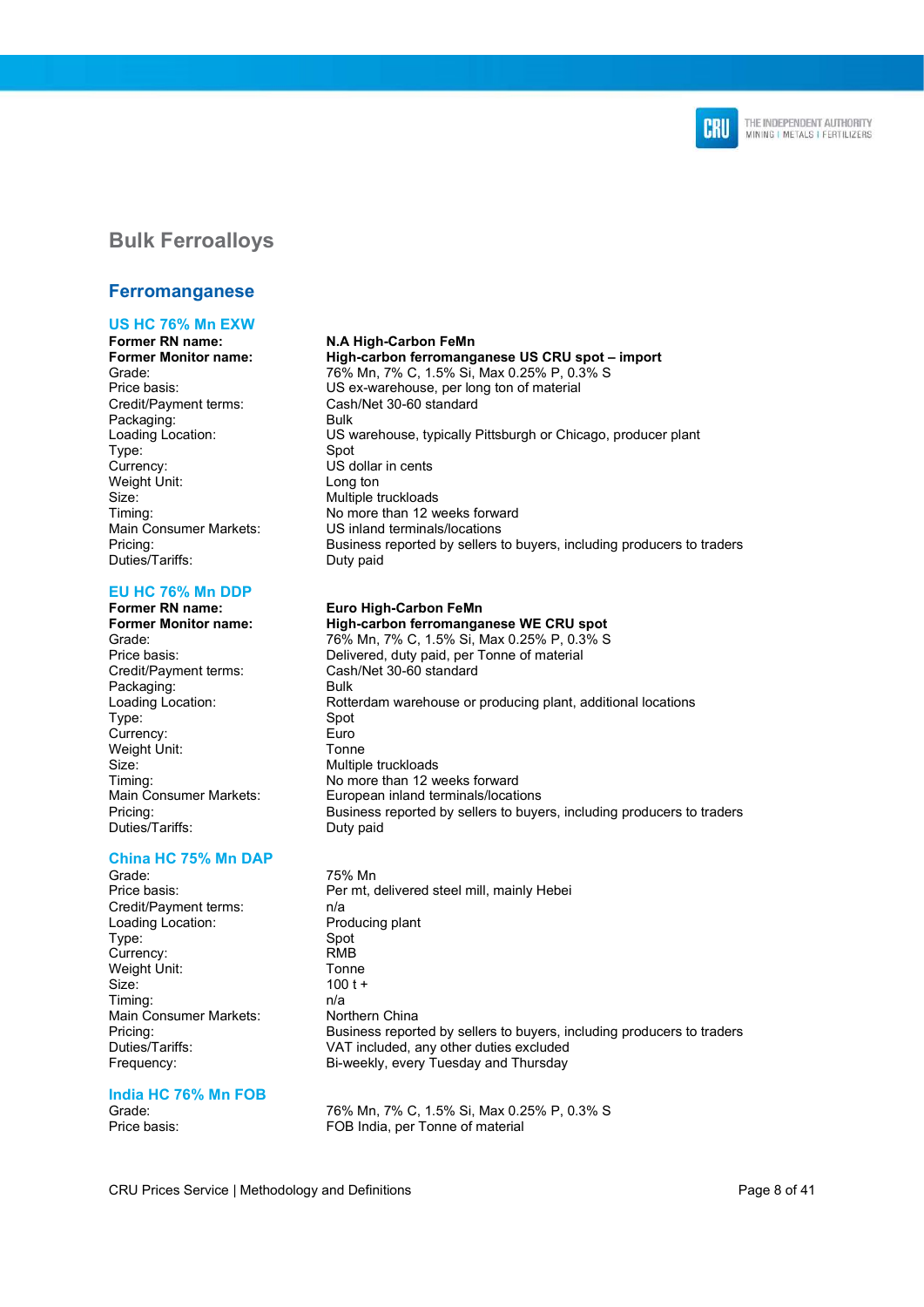# Bulk Ferroalloys

## Ferromanganese

### US HC 76% Mn EXW

| | |
|---|---|
| **Former RN name:** | **N.A High-Carbon FeMn** |
| **Former Monitor name:** | **High-carbon ferromanganese US CRU spot – import** |
| Grade: | 76% Mn, 7% C, 1.5% Si, Max 0.25% P, 0.3% S |
| Price basis: | US ex-warehouse, per long ton of material |
| Credit/Payment terms: | Cash/Net 30-60 standard |
| Packaging: | Bulk |
| Loading Location: | US warehouse, typically Pittsburgh or Chicago, producer plant |
| Type: | Spot |
| Currency: | US dollar in cents |
| Weight Unit: | Long ton |
| Size: | Multiple truckloads |
| Timing: | No more than 12 weeks forward |
| Main Consumer Markets: | US inland terminals/locations |
| Pricing: | Business reported by sellers to buyers, including producers to traders |
| Duties/Tariffs: | Duty paid |

### EU HC 76% Mn DDP

| | |
|---|---|
| **Former RN name:** | **Euro High-Carbon FeMn** |
| **Former Monitor name:** | **High-carbon ferromanganese WE CRU spot** |
| Grade: | 76% Mn, 7% C, 1.5% Si, Max 0.25% P, 0.3% S |
| Price basis: | Delivered, duty paid, per Tonne of material |
| Credit/Payment terms: | Cash/Net 30-60 standard |
| Packaging: | Bulk |
| Loading Location: | Rotterdam warehouse or producing plant, additional locations |
| Type: | Spot |
| Currency: | Euro |
| Weight Unit: | Tonne |
| Size: | Multiple truckloads |
| Timing: | No more than 12 weeks forward |
| Main Consumer Markets: | European inland terminals/locations |
| Pricing: | Business reported by sellers to buyers, including producers to traders |
| Duties/Tariffs: | Duty paid |

### China HC 75% Mn DAP

| | |
|---|---|
| Grade: | 75% Mn |
| Price basis: | Per mt, delivered steel mill, mainly Hebei |
| Credit/Payment terms: | n/a |
| Loading Location: | Producing plant |
| Type: | Spot |
| Currency: | RMB |
| Weight Unit: | Tonne |
| Size: | 100 t + |
| Timing: | n/a |
| Main Consumer Markets: | Northern China |
| Pricing: | Business reported by sellers to buyers, including producers to traders |
| Duties/Tariffs: | VAT included, any other duties excluded |
| Frequency: | Bi-weekly, every Tuesday and Thursday |

### India HC 76% Mn FOB

| | |
|---|---|
| Grade: | 76% Mn, 7% C, 1.5% Si, Max 0.25% P, 0.3% S |
| Price basis: | FOB India, per Tonne of material |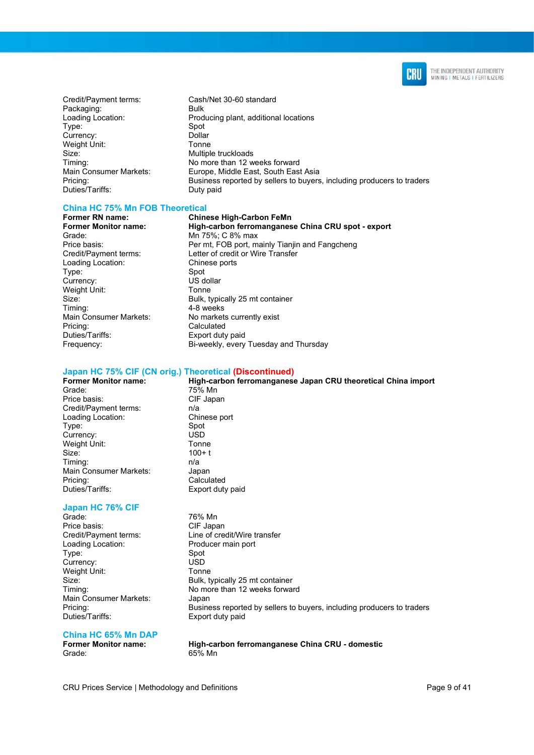| | |
|---|---|
| Credit/Payment terms: | Cash/Net 30-60 standard |
| Packaging: | Bulk |
| Loading Location: | Producing plant, additional locations |
| Type: | Spot |
| Currency: | Dollar |
| Weight Unit: | Tonne |
| Size: | Multiple truckloads |
| Timing: | No more than 12 weeks forward |
| Main Consumer Markets: | Europe, Middle East, South East Asia |
| Pricing: | Business reported by sellers to buyers, including producers to traders |
| Duties/Tariffs: | Duty paid |

### China HC 75% Mn FOB Theoretical

| | |
|---|---|
| **Former RN name:** | **Chinese High-Carbon FeMn** |
| **Former Monitor name:** | **High-carbon ferromanganese China CRU spot - export** |
| Grade: | Mn 75%; C 8% max |
| Price basis: | Per mt, FOB port, mainly Tianjin and Fangcheng |
| Credit/Payment terms: | Letter of credit or Wire Transfer |
| Loading Location: | Chinese ports |
| Type: | Spot |
| Currency: | US dollar |
| Weight Unit: | Tonne |
| Size: | Bulk, typically 25 mt container |
| Timing: | 4-8 weeks |
| Main Consumer Markets: | No markets currently exist |
| Pricing: | Calculated |
| Duties/Taffifs: | Export duty paid |
| Frequency: | Bi-weekly, every Tuesday and Thursday |

### Japan HC 75% CIF (CN orig.) Theoretical (Discontinued)

| | |
|---|---|
| **Former Monitor name:** | **High-carbon ferromanganese Japan CRU theoretical China import** |
| Grade: | 75% Mn |
| Price basis: | CIF Japan |
| Credit/Payment terms: | n/a |
| Loading Location: | Chinese port |
| Type: | Spot |
| Currency: | USD |
| Weight Unit: | Tonne |
| Size: | 100+ t |
| Timing: | n/a |
| Main Consumer Markets: | Japan |
| Pricing: | Calculated |
| Duties/Tariffs: | Export duty paid |

### Japan HC 76% CIF

| | |
|---|---|
| Grade: | 76% Mn |
| Price basis: | CIF Japan |
| Credit/Payment terms: | Line of credit/Wire transfer |
| Loading Location: | Producer main port |
| Type: | Spot |
| Currency: | USD |
| Weight Unit: | Tonne |
| Size: | Bulk, typically 25 mt container |
| Timing: | No more than 12 weeks forward |
| Main Consumer Markets: | Japan |
| Pricing: | Business reported by sellers to buyers, including producers to traders |
| Duties/Tariffs: | Export duty paid |

### China HC 65% Mn DAP

| | |
|---|---|
| **Former Monitor name:** | **High-carbon ferromanganese China CRU - domestic** |
| Grade: | 65% Mn |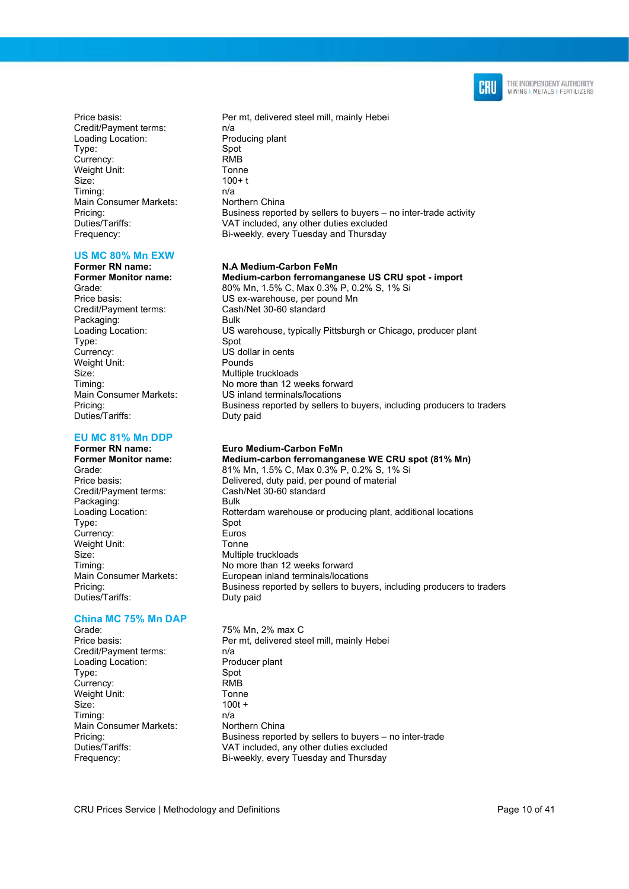| | |
|---|---|
| Price basis: | Per mt, delivered steel mill, mainly Hebei |
| Credit/Payment terms: | n/a |
| Loading Location: | Producing plant |
| Type: | Spot |
| Currency: | RMB |
| Weight Unit: | Tonne |
| Size: | 100+ t |
| Timing: | n/a |
| Main Consumer Markets: | Northern China |
| Pricing: | Business reported by sellers to buyers – no inter-trade activity |
| Duties/Tariffs: | VAT included, any other duties excluded |
| Frequency: | Bi-weekly, every Tuesday and Thursday |

### US MC 80% Mn EXW

| | |
|---|---|
| **Former RN name:** | **N.A Medium-Carbon FeMn** |
| **Former Monitor name:** | **Medium-carbon ferromanganese US CRU spot - import** |
| Grade: | 80% Mn, 1.5% C, Max 0.3% P, 0.2% S, 1% Si |
| Price basis: | US ex-warehouse, per pound Mn |
| Credit/Payment terms: | Cash/Net 30-60 standard |
| Packaging: | Bulk |
| Loading Location: | US warehouse, typically Pittsburgh or Chicago, producer plant |
| Type: | Spot |
| Currency: | US dollar in cents |
| Weight Unit: | Pounds |
| Size: | Multiple truckloads |
| Timing: | No more than 12 weeks forward |
| Main Consumer Markets: | US inland terminals/locations |
| Pricing: | Business reported by sellers to buyers, including producers to traders |
| Duties/Tariffs: | Duty paid |

### EU MC 81% Mn DDP

| | |
|---|---|
| **Former RN name:** | **Euro Medium-Carbon FeMn** |
| **Former Monitor name:** | **Medium-carbon ferromanganese WE CRU spot (81% Mn)** |
| Grade: | 81% Mn, 1.5% C, Max 0.3% P, 0.2% S, 1% Si |
| Price basis: | Delivered, duty paid, per pound of material |
| Credit/Payment terms: | Cash/Net 30-60 standard |
| Packaging: | Bulk |
| Loading Location: | Rotterdam warehouse or producing plant, additional locations |
| Type: | Spot |
| Currency: | Euros |
| Weight Unit: | Tonne |
| Size: | Multiple truckloads |
| Timing: | No more than 12 weeks forward |
| Main Consumer Markets: | European inland terminals/locations |
| Pricing: | Business reported by sellers to buyers, including producers to traders |
| Duties/Tariffs: | Duty paid |

### China MC 75% Mn DAP

| | |
|---|---|
| Grade: | 75% Mn, 2% max C |
| Price basis: | Per mt, delivered steel mill, mainly Hebei |
| Credit/Payment terms: | n/a |
| Loading Location: | Producer plant |
| Type: | Spot |
| Currency: | RMB |
| Weight Unit: | Tonne |
| Size: | 100t + |
| Timing: | n/a |
| Main Consumer Markets: | Northern China |
| Pricing: | Business reported by sellers to buyers – no inter-trade |
| Duties/Tariffs: | VAT included, any other duties excluded |
| Frequency: | Bi-weekly, every Tuesday and Thursday |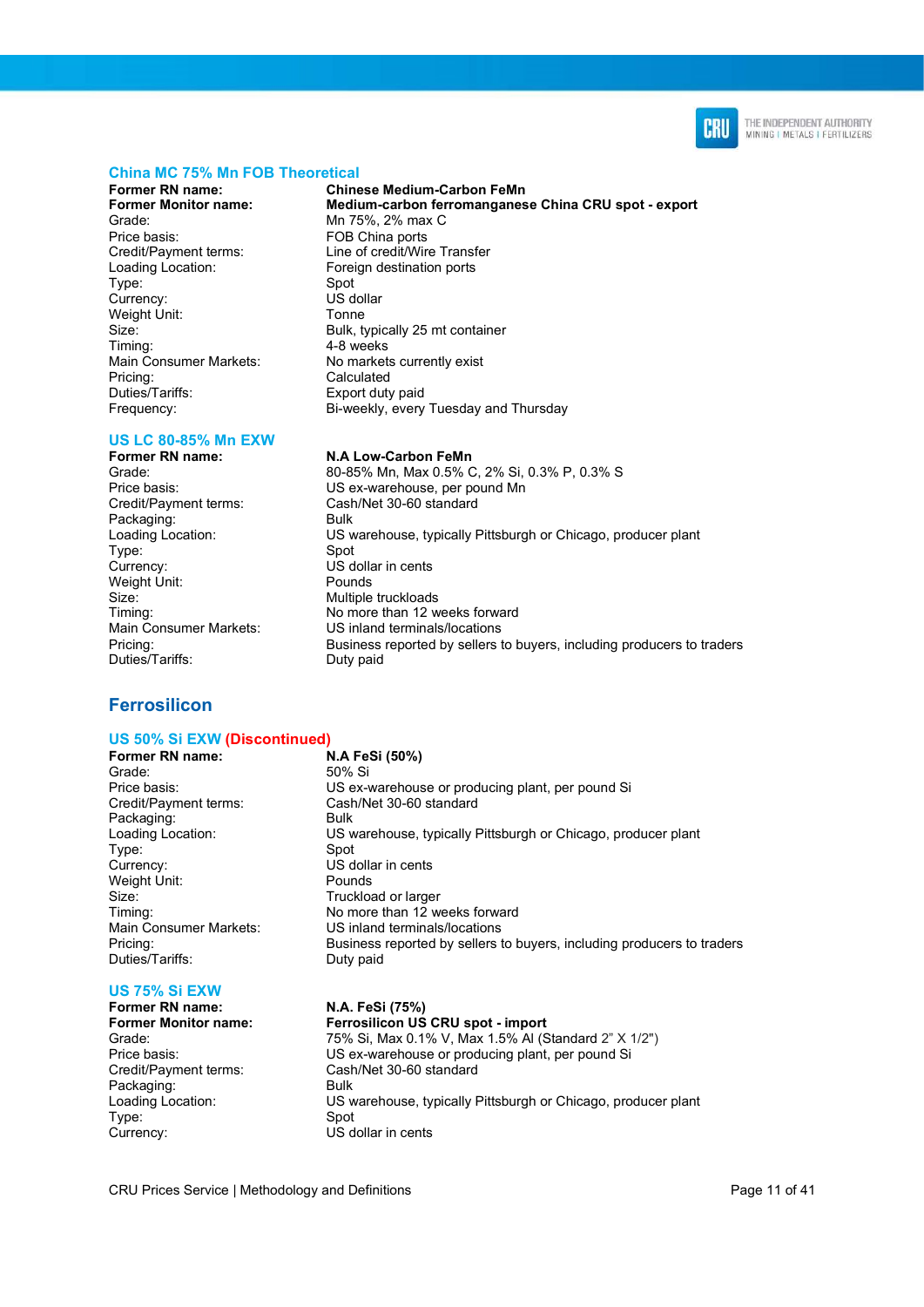### China MC 75% Mn FOB Theoretical

| | |
|---|---|
| **Former RN name:** | **Chinese Medium-Carbon FeMn** |
| **Former Monitor name:** | **Medium-carbon ferromanganese China CRU spot - export** |
| Grade: | Mn 75%, 2% max C |
| Price basis: | FOB China ports |
| Credit/Payment terms: | Line of credit/Wire Transfer |
| Loading Location: | Foreign destination ports |
| Type: | Spot |
| Currency: | US dollar |
| Weight Unit: | Tonne |
| Size: | Bulk, typically 25 mt container |
| Timing: | 4-8 weeks |
| Main Consumer Markets: | No markets currently exist |
| Pricing: | Calculated |
| Duties/Tariffs: | Export duty paid |
| Frequency: | Bi-weekly, every Tuesday and Thursday |

### US LC 80-85% Mn EXW

| | |
|---|---|
| **Former RN name:** | **N.A Low-Carbon FeMn** |
| Grade: | 80-85% Mn, Max 0.5% C, 2% Si, 0.3% P, 0.3% S |
| Price basis: | US ex-warehouse, per pound Mn |
| Credit/Payment terms: | Cash/Net 30-60 standard |
| Packaging: | Bulk |
| Loading Location: | US warehouse, typically Pittsburgh or Chicago, producer plant |
| Type: | Spot |
| Currency: | US dollar in cents |
| Weight Unit: | Pounds |
| Size: | Multiple truckloads |
| Timing: | No more than 12 weeks forward |
| Main Consumer Markets: | US inland terminals/locations |
| Pricing: | Business reported by sellers to buyers, including producers to traders |
| Duties/Tariffs: | Duty paid |

## Ferrosilicon

### US 50% Si EXW (Discontinued)

| | |
|---|---|
| **Former RN name:** | **N.A FeSi (50%)** |
| Grade: | 50% Si |
| Price basis: | US ex-warehouse or producing plant, per pound Si |
| Credit/Payment terms: | Cash/Net 30-60 standard |
| Packaging: | Bulk |
| Loading Location: | US warehouse, typically Pittsburgh or Chicago, producer plant |
| Type: | Spot |
| Currency: | US dollar in cents |
| Weight Unit: | Pounds |
| Size: | Truckload or larger |
| Timing: | No more than 12 weeks forward |
| Main Consumer Markets: | US inland terminals/locations |
| Pricing: | Business reported by sellers to buyers, including producers to traders |
| Duties/Tariffs: | Duty paid |

### US 75% Si EXW

| | |
|---|---|
| **Former RN name:** | **N.A. FeSi (75%)** |
| **Former Monitor name:** | **Ferrosilicon US CRU spot - import** |
| Grade: | 75% Si, Max 0.1% V, Max 1.5% Al (Standard 2" X 1/2") |
| Price basis: | US ex-warehouse or producing plant, per pound Si |
| Credit/Payment terms: | Cash/Net 30-60 standard |
| Packaging: | Bulk |
| Loading Location: | US warehouse, typically Pittsburgh or Chicago, producer plant |
| Type: | Spot |
| Currency: | US dollar in cents |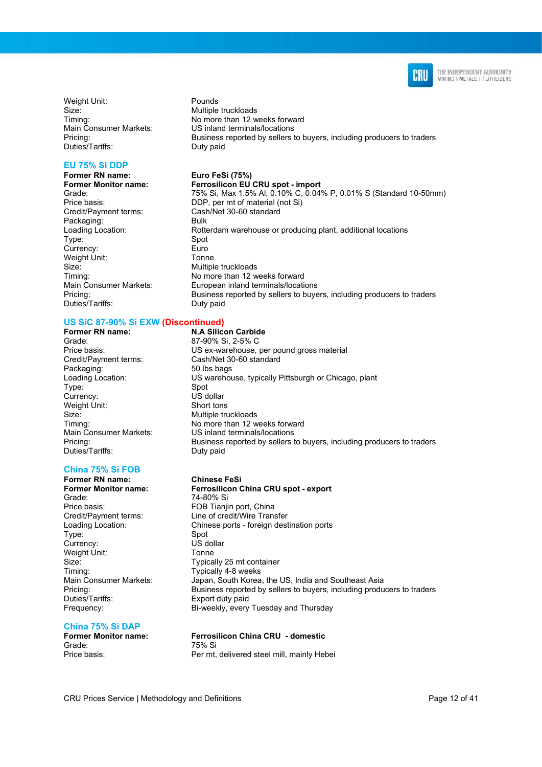Weight Unit: Pounds
Size: Multiple truckloads
Timing: No more than 12 weeks forward
Main Consumer Markets: US inland terminals/locations
Pricing: Business reported by sellers to buyers, including producers to traders
Duties/Tariffs: Duty paid

### EU 75% Si DDP

| | |
|---|---|
| **Former RN name:** | **Euro FeSi (75%)** |
| **Former Monitor name:** | **Ferrosilicon EU CRU spot - import** |
| Grade: | 75% Si, Max 1.5% Al, 0.10% C, 0.04% P, 0.01% S (Standard 10-50mm) |
| Price basis: | DDP, per mt of material (not Si) |
| Credit/Payment terms: | Cash/Net 30-60 standard |
| Packaging: | Bulk |
| Loading Location: | Rotterdam warehouse or producing plant, additional locations |
| Type: | Spot |
| Currency: | Euro |
| Weight Unit: | Tonne |
| Size: | Multiple truckloads |
| Timing: | No more than 12 weeks forward |
| Main Consumer Markets: | European inland terminals/locations |
| Pricing: | Business reported by sellers to buyers, including producers to traders |
| Duties/Tariffs: | Duty paid |

### US SiC 87-90% Si EXW (Discontinued)

| | |
|---|---|
| **Former RN name:** | **N.A Silicon Carbide** |
| Grade: | 87-90% Si, 2-5% C |
| Price basis: | US ex-warehouse, per pound gross material |
| Credit/Payment terms: | Cash/Net 30-60 standard |
| Packaging: | 50 lbs bags |
| Loading Location: | US warehouse, typically Pittsburgh or Chicago, plant |
| Type: | Spot |
| Currency: | US dollar |
| Weight Unit: | Short tons |
| Size: | Multiple truckloads |
| Timing: | No more than 12 weeks forward |
| Main Consumer Markets: | US inland terminals/locations |
| Pricing: | Business reported by sellers to buyers, including producers to traders |
| Duties/Tariffs: | Duty paid |

### China 75% Si FOB

| | |
|---|---|
| **Former RN name:** | **Chinese FeSi** |
| **Former Monitor name:** | **Ferrosilicon China CRU spot - export** |
| Grade: | 74-80% Si |
| Price basis: | FOB Tianjin port, China |
| Credit/Payment terms: | Line of credit/Wire Transfer |
| Loading Location: | Chinese ports - foreign destination ports |
| Type: | Spot |
| Currency: | US dollar |
| Weight Unit: | Tonne |
| Size: | Typically 25 mt container |
| Timing: | Typically 4-8 weeks |
| Main Consumer Markets: | Japan, South Korea, the US, India and Southeast Asia |
| Pricing: | Business reported by sellers to buyers, including producers to traders |
| Duties/Tariffs: | Export duty paid |
| Frequency: | Bi-weekly, every Tuesday and Thursday |

### China 75% Si DAP

| | |
|---|---|
| **Former Monitor name:** | **Ferrosilicon China CRU - domestic** |
| Grade: | 75% Si |
| Price basis: | Per mt, delivered steel mill, mainly Hebei |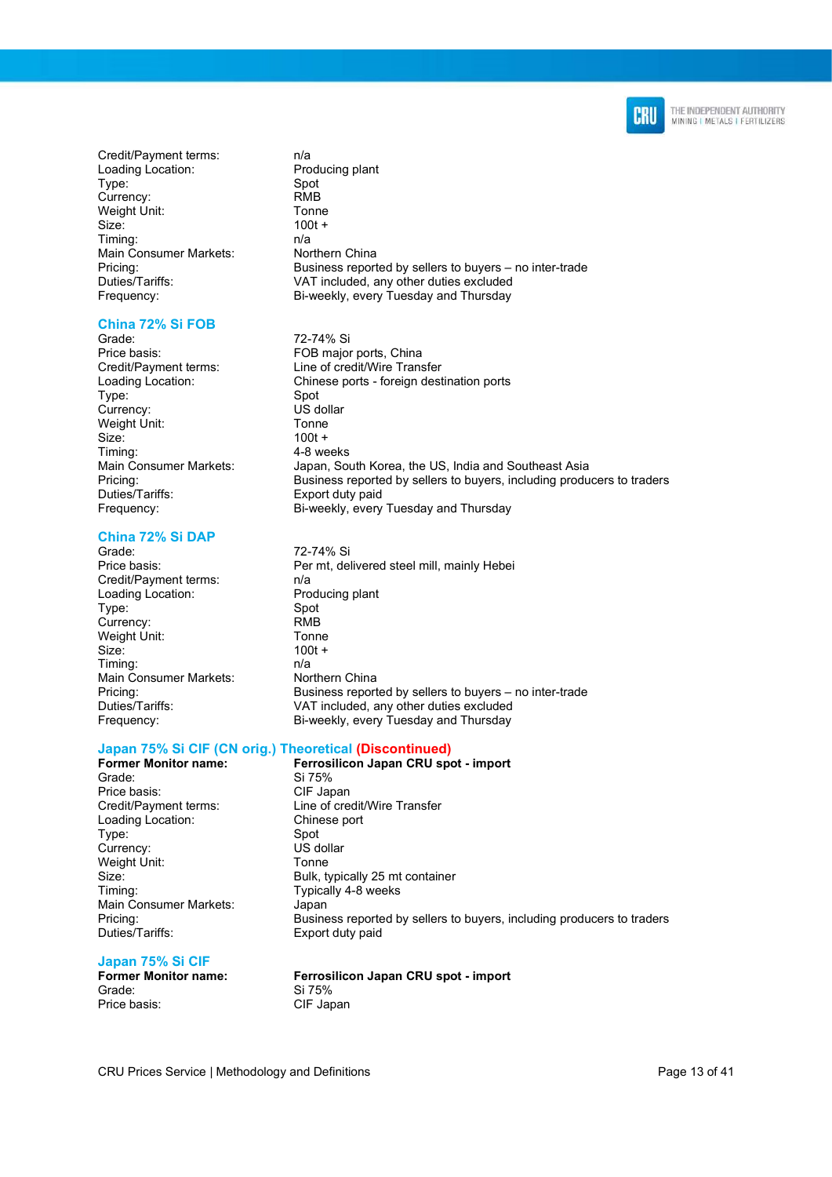| | |
|---|---|
| Credit/Payment terms: | n/a |
| Loading Location: | Producing plant |
| Type: | Spot |
| Currency: | RMB |
| Weight Unit: | Tonne |
| Size: | 100t + |
| Timing: | n/a |
| Main Consumer Markets: | Northern China |
| Pricing: | Business reported by sellers to buyers – no inter-trade |
| Duties/Tariffs: | VAT included, any other duties excluded |
| Frequency: | Bi-weekly, every Tuesday and Thursday |

### China 72% Si FOB

| | |
|---|---|
| Grade: | 72-74% Si |
| Price basis: | FOB major ports, China |
| Credit/Payment terms: | Line of credit/Wire Transfer |
| Loading Location: | Chinese ports - foreign destination ports |
| Type: | Spot |
| Currency: | US dollar |
| Weight Unit: | Tonne |
| Size: | 100t + |
| Timing: | 4-8 weeks |
| Main Consumer Markets: | Japan, South Korea, the US, India and Southeast Asia |
| Pricing: | Business reported by sellers to buyers, including producers to traders |
| Duties/Tariffs: | Export duty paid |
| Frequency: | Bi-weekly, every Tuesday and Thursday |

### China 72% Si DAP

| | |
|---|---|
| Grade: | 72-74% Si |
| Price basis: | Per mt, delivered steel mill, mainly Hebei |
| Credit/Payment terms: | n/a |
| Loading Location: | Producing plant |
| Type: | Spot |
| Currency: | RMB |
| Weight Unit: | Tonne |
| Size: | 100t + |
| Timing: | n/a |
| Main Consumer Markets: | Northern China |
| Pricing: | Business reported by sellers to buyers – no inter-trade |
| Duties/Tariffs: | VAT included, any other duties excluded |
| Frequency: | Bi-weekly, every Tuesday and Thursday |

### Japan 75% Si CIF (CN orig.) Theoretical (Discontinued)

| | |
|---|---|
| **Former Monitor name:** | **Ferrosilicon Japan CRU spot - import** |
| Grade: | Si 75% |
| Price basis: | CIF Japan |
| Credit/Payment terms: | Line of credit/Wire Transfer |
| Loading Location: | Chinese port |
| Type: | Spot |
| Currency: | US dollar |
| Weight Unit: | Tonne |
| Size: | Bulk, typically 25 mt container |
| Timing: | Typically 4-8 weeks |
| Main Consumer Markets: | Japan |
| Pricing: | Business reported by sellers to buyers, including producers to traders |
| Duties/Tariffs: | Export duty paid |

### Japan 75% Si CIF

| | |
|---|---|
| **Former Monitor name:** | **Ferrosilicon Japan CRU spot - import** |
| Grade: | Si 75% |
| Price basis: | CIF Japan |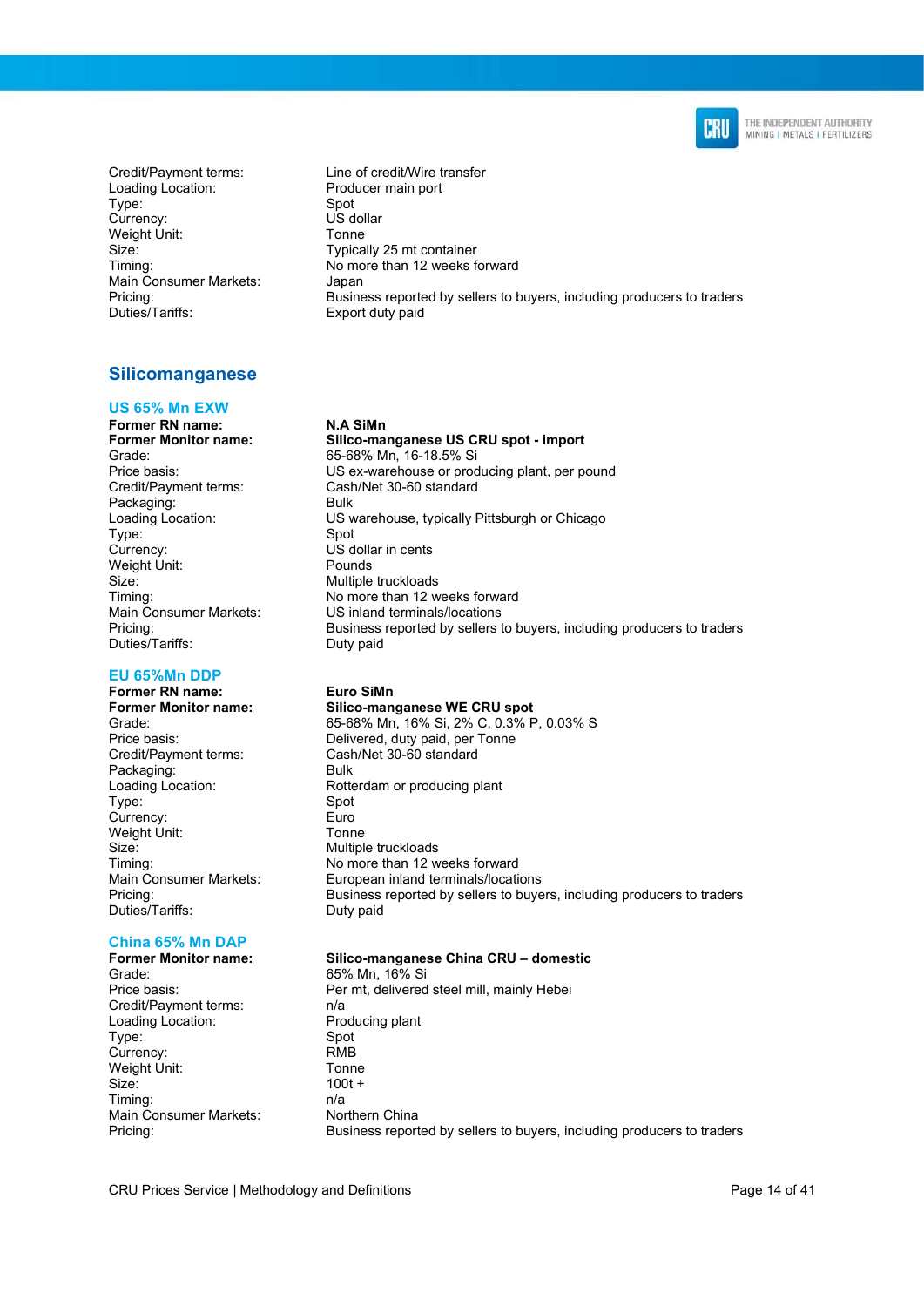| | |
|---|---|
| Credit/Payment terms: | Line of credit/Wire transfer |
| Loading Location: | Producer main port |
| Type: | Spot |
| Currency: | US dollar |
| Weight Unit: | Tonne |
| Size: | Typically 25 mt container |
| Timing: | No more than 12 weeks forward |
| Main Consumer Markets: | Japan |
| Pricing: | Business reported by sellers to buyers, including producers to traders |
| Duties/Tariffs: | Export duty paid |

## Silicomanganese

### US 65% Mn EXW

| | |
|---|---|
| **Former RN name:** | **N.A SiMn** |
| **Former Monitor name:** | **Silico-manganese US CRU spot - import** |
| Grade: | 65-68% Mn, 16-18.5% Si |
| Price basis: | US ex-warehouse or producing plant, per pound |
| Credit/Payment terms: | Cash/Net 30-60 standard |
| Packaging: | Bulk |
| Loading Location: | US warehouse, typically Pittsburgh or Chicago |
| Type: | Spot |
| Currency: | US dollar in cents |
| Weight Unit: | Pounds |
| Size: | Multiple truckloads |
| Timing: | No more than 12 weeks forward |
| Main Consumer Markets: | US inland terminals/locations |
| Pricing: | Business reported by sellers to buyers, including producers to traders |
| Duties/Tariffs: | Duty paid |

### EU 65%Mn DDP

| | |
|---|---|
| **Former RN name:** | **Euro SiMn** |
| **Former Monitor name:** | **Silico-manganese WE CRU spot** |
| Grade: | 65-68% Mn, 16% Si, 2% C, 0.3% P, 0.03% S |
| Price basis: | Delivered, duty paid, per Tonne |
| Credit/Payment terms: | Cash/Net 30-60 standard |
| Packaging: | Bulk |
| Loading Location: | Rotterdam or producing plant |
| Type: | Spot |
| Currency: | Euro |
| Weight Unit: | Tonne |
| Size: | Multiple truckloads |
| Timing: | No more than 12 weeks forward |
| Main Consumer Markets: | European inland terminals/locations |
| Pricing: | Business reported by sellers to buyers, including producers to traders |
| Duties/Tariffs: | Duty paid |

### China 65% Mn DAP

| | |
|---|---|
| **Former Monitor name:** | **Silico-manganese China CRU – domestic** |
| Grade: | 65% Mn, 16% Si |
| Price basis: | Per mt, delivered steel mill, mainly Hebei |
| Credit/Payment terms: | n/a |
| Loading Location: | Producing plant |
| Type: | Spot |
| Currency: | RMB |
| Weight Unit: | Tonne |
| Size: | 100t + |
| Timing: | n/a |
| Main Consumer Markets: | Northern China |
| Pricing: | Business reported by sellers to buyers, including producers to traders |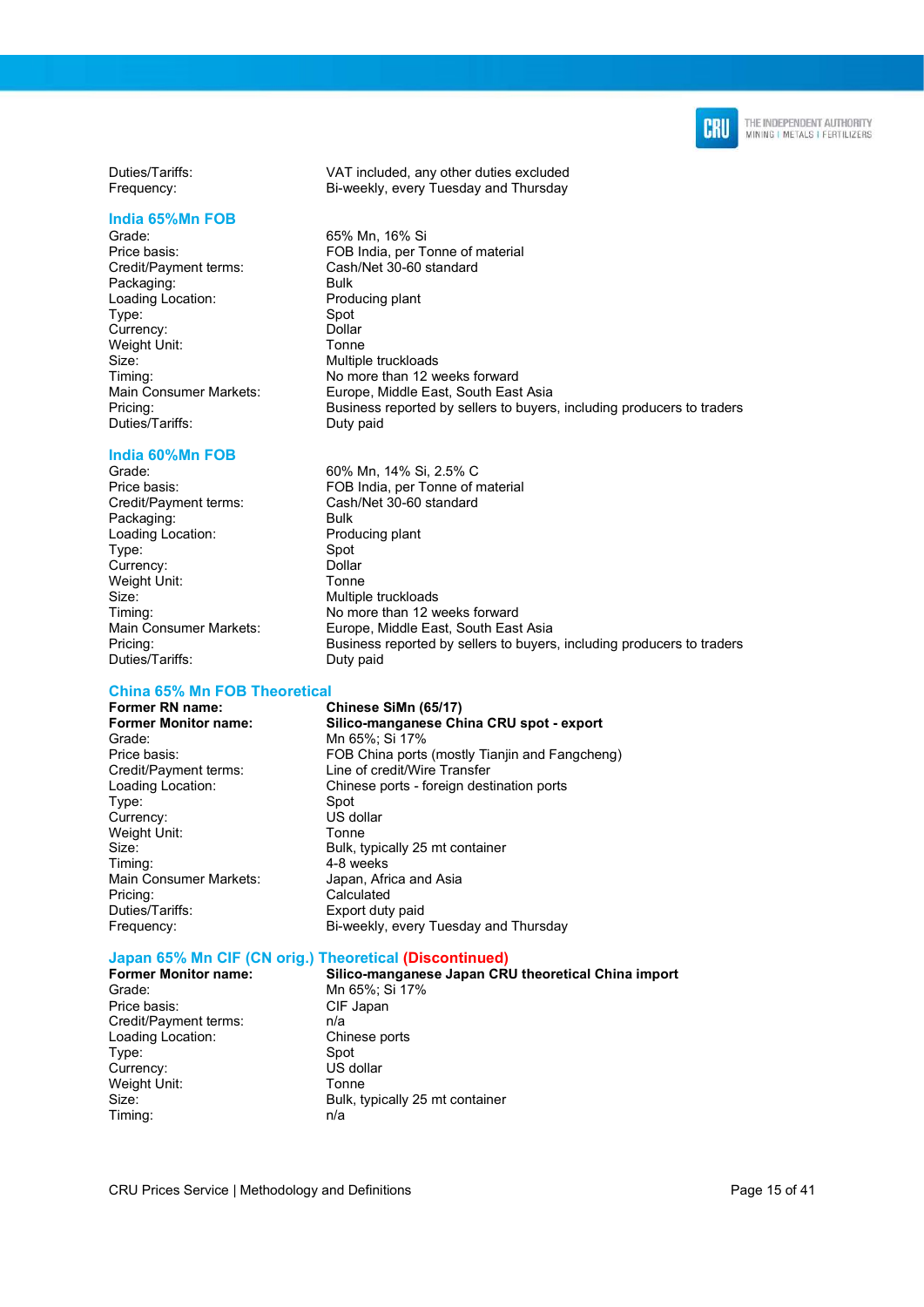| | |
|---|---|
| Duties/Tariffs: | VAT included, any other duties excluded |
| Frequency: | Bi-weekly, every Tuesday and Thursday |

### India 65%Mn FOB

| | |
|---|---|
| Grade: | 65% Mn, 16% Si |
| Price basis: | FOB India, per Tonne of material |
| Credit/Payment terms: | Cash/Net 30-60 standard |
| Packaging: | Bulk |
| Loading Location: | Producing plant |
| Type: | Spot |
| Currency: | Dollar |
| Weight Unit: | Tonne |
| Size: | Multiple truckloads |
| Timing: | No more than 12 weeks forward |
| Main Consumer Markets: | Europe, Middle East, South East Asia |
| Pricing: | Business reported by sellers to buyers, including producers to traders |
| Duties/Tariffs: | Duty paid |

### India 60%Mn FOB

| | |
|---|---|
| Grade: | 60% Mn, 14% Si, 2.5% C |
| Price basis: | FOB India, per Tonne of material |
| Credit/Payment terms: | Cash/Net 30-60 standard |
| Packaging: | Bulk |
| Loading Location: | Producing plant |
| Type: | Spot |
| Currency: | Dollar |
| Weight Unit: | Tonne |
| Size: | Multiple truckloads |
| Timing: | No more than 12 weeks forward |
| Main Consumer Markets: | Europe, Middle East, South East Asia |
| Pricing: | Business reported by sellers to buyers, including producers to traders |
| Duties/Tariffs: | Duty paid |

### China 65% Mn FOB Theoretical

| | |
|---|---|
| **Former RN name:** | **Chinese SiMn (65/17)** |
| **Former Monitor name:** | **Silico-manganese China CRU spot - export** |
| Grade: | Mn 65%; Si 17% |
| Price basis: | FOB China ports (mostly Tianjin and Fangcheng) |
| Credit/Payment terms: | Line of credit/Wire Transfer |
| Loading Location: | Chinese ports - foreign destination ports |
| Type: | Spot |
| Currency: | US dollar |
| Weight Unit: | Tonne |
| Size: | Bulk, typically 25 mt container |
| Timing: | 4-8 weeks |
| Main Consumer Markets: | Japan, Africa and Asia |
| Pricing: | Calculated |
| Duties/Tariffs: | Export duty paid |
| Frequency: | Bi-weekly, every Tuesday and Thursday |

### Japan 65% Mn CIF (CN orig.) Theoretical (Discontinued)

| | |
|---|---|
| **Former Monitor name:** | **Silico-manganese Japan CRU theoretical China import** |
| Grade: | Mn 65%; Si 17% |
| Price basis: | CIF Japan |
| Credit/Payment terms: | n/a |
| Loading Location: | Chinese ports |
| Type: | Spot |
| Currency: | US dollar |
| Weight Unit: | Tonne |
| Size: | Bulk, typically 25 mt container |
| Timing: | n/a |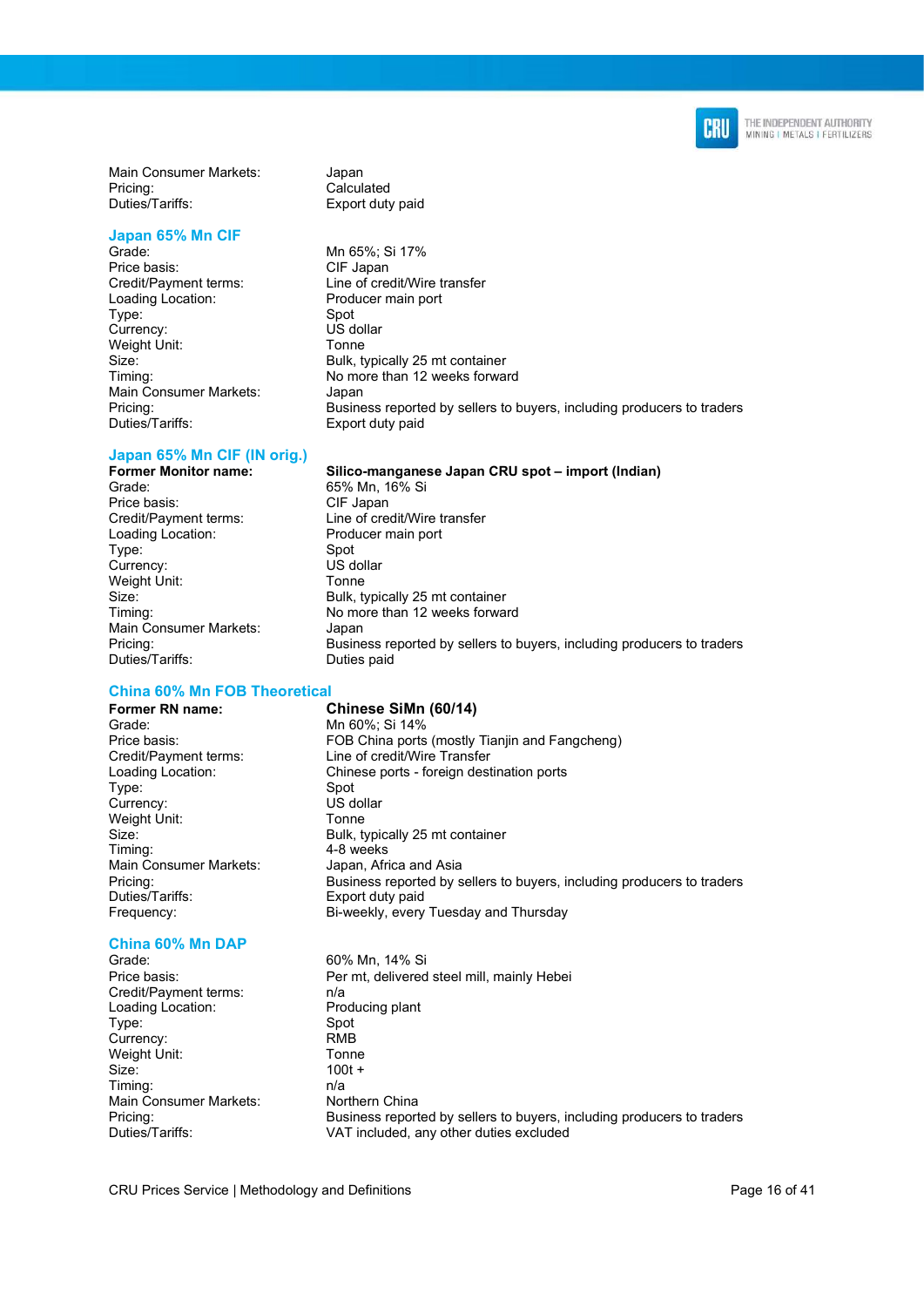| | |
|---|---|
| Main Consumer Markets: | Japan |
| Pricing: | Calculated |
| Duties/Tariffs: | Export duty paid |

### Japan 65% Mn CIF

| | |
|---|---|
| Grade: | Mn 65%; Si 17% |
| Price basis: | CIF Japan |
| Credit/Payment terms: | Line of credit/Wire transfer |
| Loading Location: | Producer main port |
| Type: | Spot |
| Currency: | US dollar |
| Weight Unit: | Tonne |
| Size: | Bulk, typically 25 mt container |
| Timing: | No more than 12 weeks forward |
| Main Consumer Markets: | Japan |
| Pricing: | Business reported by sellers to buyers, including producers to traders |
| Duties/Tariffs: | Export duty paid |

### Japan 65% Mn CIF (IN orig.)

| | |
|---|---|
| **Former Monitor name:** | **Silico-manganese Japan CRU spot – import (Indian)** |
| Grade: | 65% Mn, 16% Si |
| Price basis: | CIF Japan |
| Credit/Payment terms: | Line of credit/Wire transfer |
| Loading Location: | Producer main port |
| Type: | Spot |
| Currency: | US dollar |
| Weight Unit: | Tonne |
| Size: | Bulk, typically 25 mt container |
| Timing: | No more than 12 weeks forward |
| Main Consumer Markets: | Japan |
| Pricing: | Business reported by sellers to buyers, including producers to traders |
| Duties/Tariffs: | Duties paid |

### China 60% Mn FOB Theoretical

| | |
|---|---|
| **Former RN name:** | **Chinese SiMn (60/14)** |
| Grade: | Mn 60%; Si 14% |
| Price basis: | FOB China ports (mostly Tianjin and Fangcheng) |
| Credit/Payment terms: | Line of credit/Wire Transfer |
| Loading Location: | Chinese ports - foreign destination ports |
| Type: | Spot |
| Currency: | US dollar |
| Weight Unit: | Tonne |
| Size: | Bulk, typically 25 mt container |
| Timing: | 4-8 weeks |
| Main Consumer Markets: | Japan, Africa and Asia |
| Pricing: | Business reported by sellers to buyers, including producers to traders |
| Duties/Tariffs: | Export duty paid |
| Frequency: | Bi-weekly, every Tuesday and Thursday |

### China 60% Mn DAP

| | |
|---|---|
| Grade: | 60% Mn, 14% Si |
| Price basis: | Per mt, delivered steel mill, mainly Hebei |
| Credit/Payment terms: | n/a |
| Loading Location: | Producing plant |
| Type: | Spot |
| Currency: | RMB |
| Weight Unit: | Tonne |
| Size: | 100t + |
| Timing: | n/a |
| Main Consumer Markets: | Northern China |
| Pricing: | Business reported by sellers to buyers, including producers to traders |
| Duties/Tariffs: | VAT included, any other duties excluded |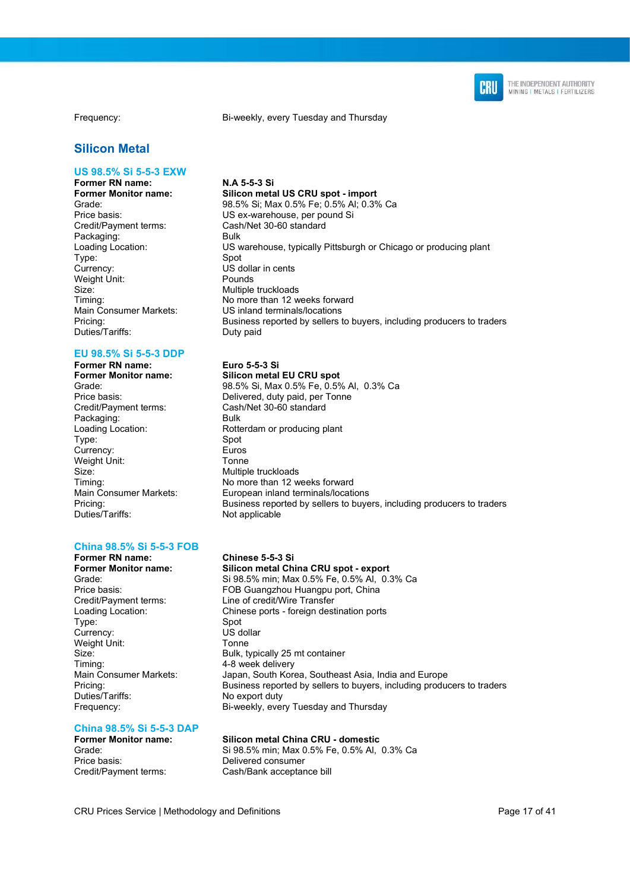| | |
|---|---|
| Frequency: | Bi-weekly, every Tuesday and Thursday |

## Silicon Metal

### US 98.5% Si 5-5-3 EXW

| | |
|---|---|
| **Former RN name:** | **N.A 5-5-3 Si** |
| **Former Monitor name:** | **Silicon metal US CRU spot - import** |
| Grade: | 98.5% Si; Max 0.5% Fe; 0.5% Al; 0.3% Ca |
| Price basis: | US ex-warehouse, per pound Si |
| Credit/Payment terms: | Cash/Net 30-60 standard |
| Packaging: | Bulk |
| Loading Location: | US warehouse, typically Pittsburgh or Chicago or producing plant |
| Type: | Spot |
| Currency: | US dollar in cents |
| Weight Unit: | Pounds |
| Size: | Multiple truckloads |
| Timing: | No more than 12 weeks forward |
| Main Consumer Markets: | US inland terminals/locations |
| Pricing: | Business reported by sellers to buyers, including producers to traders |
| Duties/Tariffs: | Duty paid |

### EU 98.5% Si 5-5-3 DDP

| | |
|---|---|
| **Former RN name:** | **Euro 5-5-3 Si** |
| **Former Monitor name:** | **Silicon metal EU CRU spot** |
| Grade: | 98.5% Si, Max 0.5% Fe, 0.5% Al, 0.3% Ca |
| Price basis: | Delivered, duty paid, per Tonne |
| Credit/Payment terms: | Cash/Net 30-60 standard |
| Packaging: | Bulk |
| Loading Location: | Rotterdam or producing plant |
| Type: | Spot |
| Currency: | Euros |
| Weight Unit: | Tonne |
| Size: | Multiple truckloads |
| Timing: | No more than 12 weeks forward |
| Main Consumer Markets: | European inland terminals/locations |
| Pricing: | Business reported by sellers to buyers, including producers to traders |
| Duties/Tariffs: | Not applicable |

### China 98.5% Si 5-5-3 FOB

| | |
|---|---|
| **Former RN name:** | **Chinese 5-5-3 Si** |
| **Former Monitor name:** | **Silicon metal China CRU spot - export** |
| Grade: | Si 98.5% min; Max 0.5% Fe, 0.5% Al, 0.3% Ca |
| Price basis: | FOB Guangzhou Huangpu port, China |
| Credit/Payment terms: | Line of credit/Wire Transfer |
| Loading Location: | Chinese ports - foreign destination ports |
| Type: | Spot |
| Currency: | US dollar |
| Weight Unit: | Tonne |
| Size: | Bulk, typically 25 mt container |
| Timing: | 4-8 week delivery |
| Main Consumer Markets: | Japan, South Korea, Southeast Asia, India and Europe |
| Pricing: | Business reported by sellers to buyers, including producers to traders |
| Duties/Tariffs: | No export duty |
| Frequency: | Bi-weekly, every Tuesday and Thursday |

### China 98.5% Si 5-5-3 DAP

| | |
|---|---|
| **Former Monitor name:** | **Silicon metal China CRU - domestic** |
| Grade: | Si 98.5% min; Max 0.5% Fe, 0.5% Al, 0.3% Ca |
| Price basis: | Delivered consumer |
| Credit/Payment terms: | Cash/Bank acceptance bill |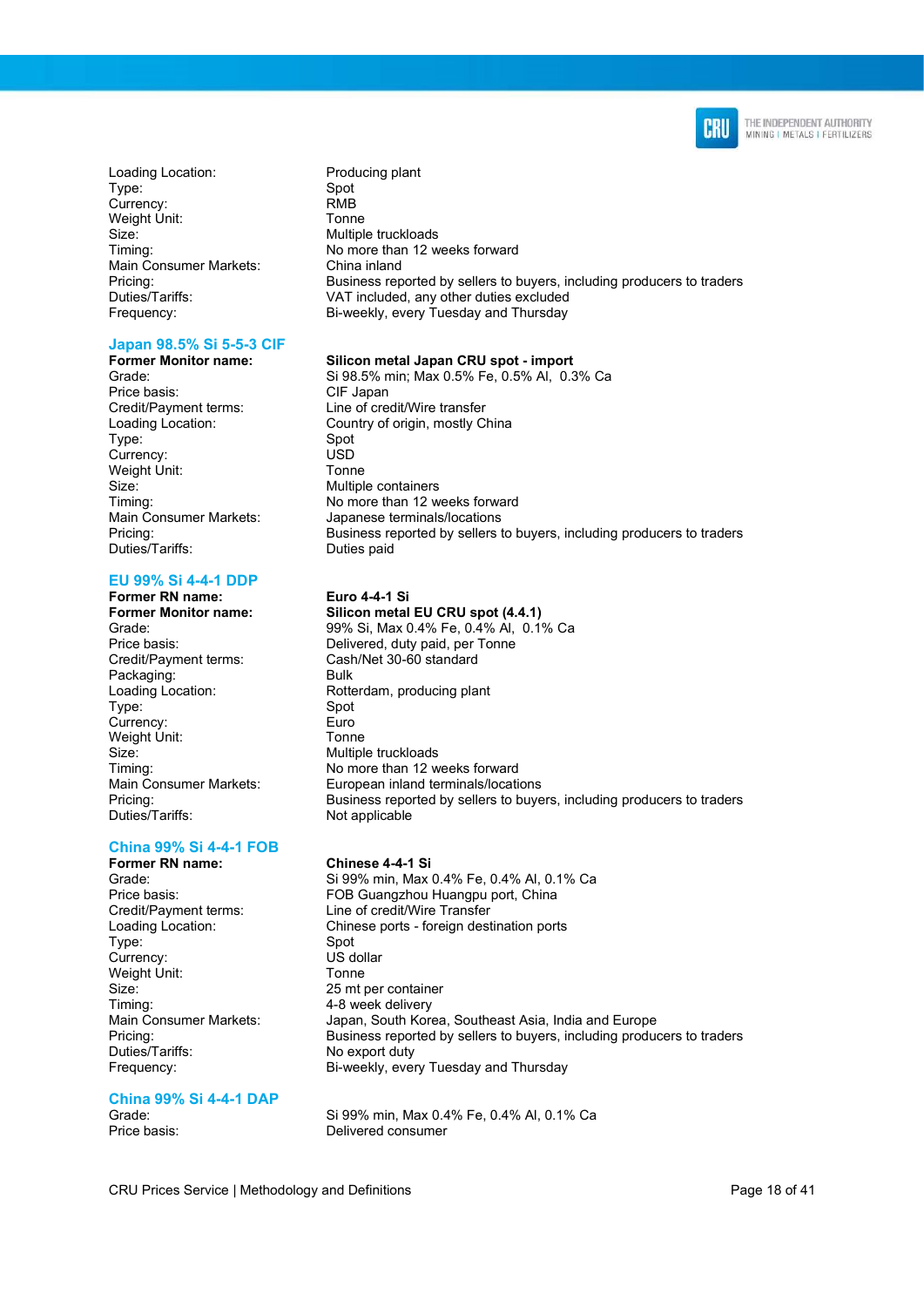| | |
|---|---|
| Loading Location: | Producing plant |
| Type: | Spot |
| Currency: | RMB |
| Weight Unit: | Tonne |
| Size: | Multiple truckloads |
| Timing: | No more than 12 weeks forward |
| Main Consumer Markets: | China inland |
| Pricing: | Business reported by sellers to buyers, including producers to traders |
| Duties/Tariffs: | VAT included, any other duties excluded |
| Frequency: | Bi-weekly, every Tuesday and Thursday |

### Japan 98.5% Si 5-5-3 CIF

| | |
|---|---|
| **Former Monitor name:** | **Silicon metal Japan CRU spot - import** |
| Grade: | Si 98.5% min; Max 0.5% Fe, 0.5% Al, 0.3% Ca |
| Price basis: | CIF Japan |
| Credit/Payment terms: | Line of credit/Wire transfer |
| Loading Location: | Country of origin, mostly China |
| Type: | Spot |
| Currency: | USD |
| Weight Unit: | Tonne |
| Size: | Multiple containers |
| Timing: | No more than 12 weeks forward |
| Main Consumer Markets: | Japanese terminals/locations |
| Pricing: | Business reported by sellers to buyers, including producers to traders |
| Duties/Tariffs: | Duties paid |

### EU 99% Si 4-4-1 DDP

| | |
|---|---|
| **Former RN name:** | **Euro 4-4-1 Si** |
| **Former Monitor name:** | **Silicon metal EU CRU spot (4.4.1)** |
| Grade: | 99% Si, Max 0.4% Fe, 0.4% Al, 0.1% Ca |
| Price basis: | Delivered, duty paid, per Tonne |
| Credit/Payment terms: | Cash/Net 30-60 standard |
| Packaging: | Bulk |
| Loading Location: | Rotterdam, producing plant |
| Type: | Spot |
| Currency: | Euro |
| Weight Unit: | Tonne |
| Size: | Multiple truckloads |
| Timing: | No more than 12 weeks forward |
| Main Consumer Markets: | European inland terminals/locations |
| Pricing: | Business reported by sellers to buyers, including producers to traders |
| Duties/Tariffs: | Not applicable |

### China 99% Si 4-4-1 FOB

| | |
|---|---|
| **Former RN name:** | **Chinese 4-4-1 Si** |
| Grade: | Si 99% min, Max 0.4% Fe, 0.4% Al, 0.1% Ca |
| Price basis: | FOB Guangzhou Huangpu port, China |
| Credit/Payment terms: | Line of credit/Wire Transfer |
| Loading Location: | Chinese ports - foreign destination ports |
| Type: | Spot |
| Currency: | US dollar |
| Weight Unit: | Tonne |
| Size: | 25 mt per container |
| Timing: | 4-8 week delivery |
| Main Consumer Markets: | Japan, South Korea, Southeast Asia, India and Europe |
| Pricing: | Business reported by sellers to buyers, including producers to traders |
| Duties/Tariffs: | No export duty |
| Frequency: | Bi-weekly, every Tuesday and Thursday |

### China 99% Si 4-4-1 DAP

| | |
|---|---|
| Grade: | Si 99% min, Max 0.4% Fe, 0.4% Al, 0.1% Ca |
| Price basis: | Delivered consumer |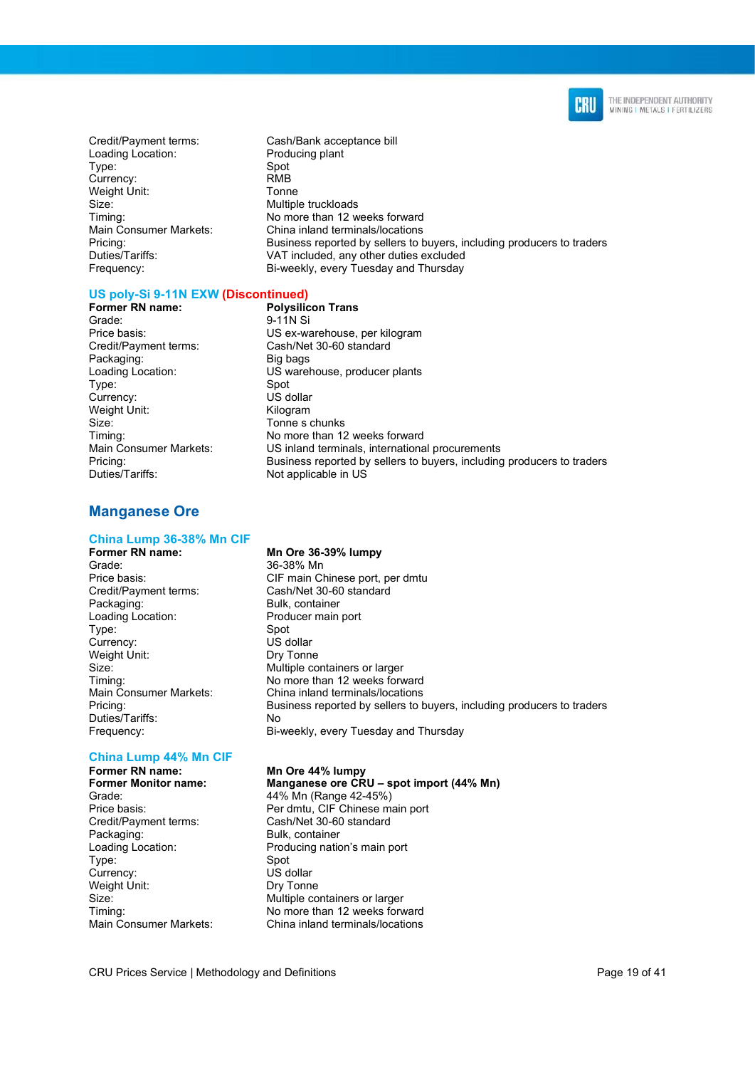| | |
|---|---|
| Credit/Payment terms: | Cash/Bank acceptance bill |
| Loading Location: | Producing plant |
| Type: | Spot |
| Currency: | RMB |
| Weight Unit: | Tonne |
| Size: | Multiple truckloads |
| Timing: | No more than 12 weeks forward |
| Main Consumer Markets: | China inland terminals/locations |
| Pricing: | Business reported by sellers to buyers, including producers to traders |
| Duties/Tariffs: | VAT included, any other duties excluded |
| Frequency: | Bi-weekly, every Tuesday and Thursday |

### US poly-Si 9-11N EXW (Discontinued)

| | |
|---|---|
| **Former RN name:** | **Polysilicon Trans** |
| Grade: | 9-11N Si |
| Price basis: | US ex-warehouse, per kilogram |
| Credit/Payment terms: | Cash/Net 30-60 standard |
| Packaging: | Big bags |
| Loading Location: | US warehouse, producer plants |
| Type: | Spot |
| Currency: | US dollar |
| Weight Unit: | Kilogram |
| Size: | Tonne s chunks |
| Timing: | No more than 12 weeks forward |
| Main Consumer Markets: | US inland terminals, international procurements |
| Pricing: | Business reported by sellers to buyers, including producers to traders |
| Duties/Tariffs: | Not applicable in US |

## Manganese Ore

### China Lump 36-38% Mn CIF

| | |
|---|---|
| **Former RN name:** | **Mn Ore 36-39% lumpy** |
| Grade: | 36-38% Mn |
| Price basis: | CIF main Chinese port, per dmtu |
| Credit/Payment terms: | Cash/Net 30-60 standard |
| Packaging: | Bulk, container |
| Loading Location: | Producer main port |
| Type: | Spot |
| Currency: | US dollar |
| Weight Unit: | Dry Tonne |
| Size: | Multiple containers or larger |
| Timing: | No more than 12 weeks forward |
| Main Consumer Markets: | China inland terminals/locations |
| Pricing: | Business reported by sellers to buyers, including producers to traders |
| Duties/Tariffs: | No |
| Frequency: | Bi-weekly, every Tuesday and Thursday |

### China Lump 44% Mn CIF

| | |
|---|---|
| **Former RN name:** | **Mn Ore 44% lumpy** |
| **Former Monitor name:** | **Manganese ore CRU – spot import (44% Mn)** |
| Grade: | 44% Mn (Range 42-45%) |
| Price basis: | Per dmtu, CIF Chinese main port |
| Credit/Payment terms: | Cash/Net 30-60 standard |
| Packaging: | Bulk, container |
| Loading Location: | Producing nation's main port |
| Type: | Spot |
| Currency: | US dollar |
| Weight Unit: | Dry Tonne |
| Size: | Multiple containers or larger |
| Timing: | No more than 12 weeks forward |
| Main Consumer Markets: | China inland terminals/locations |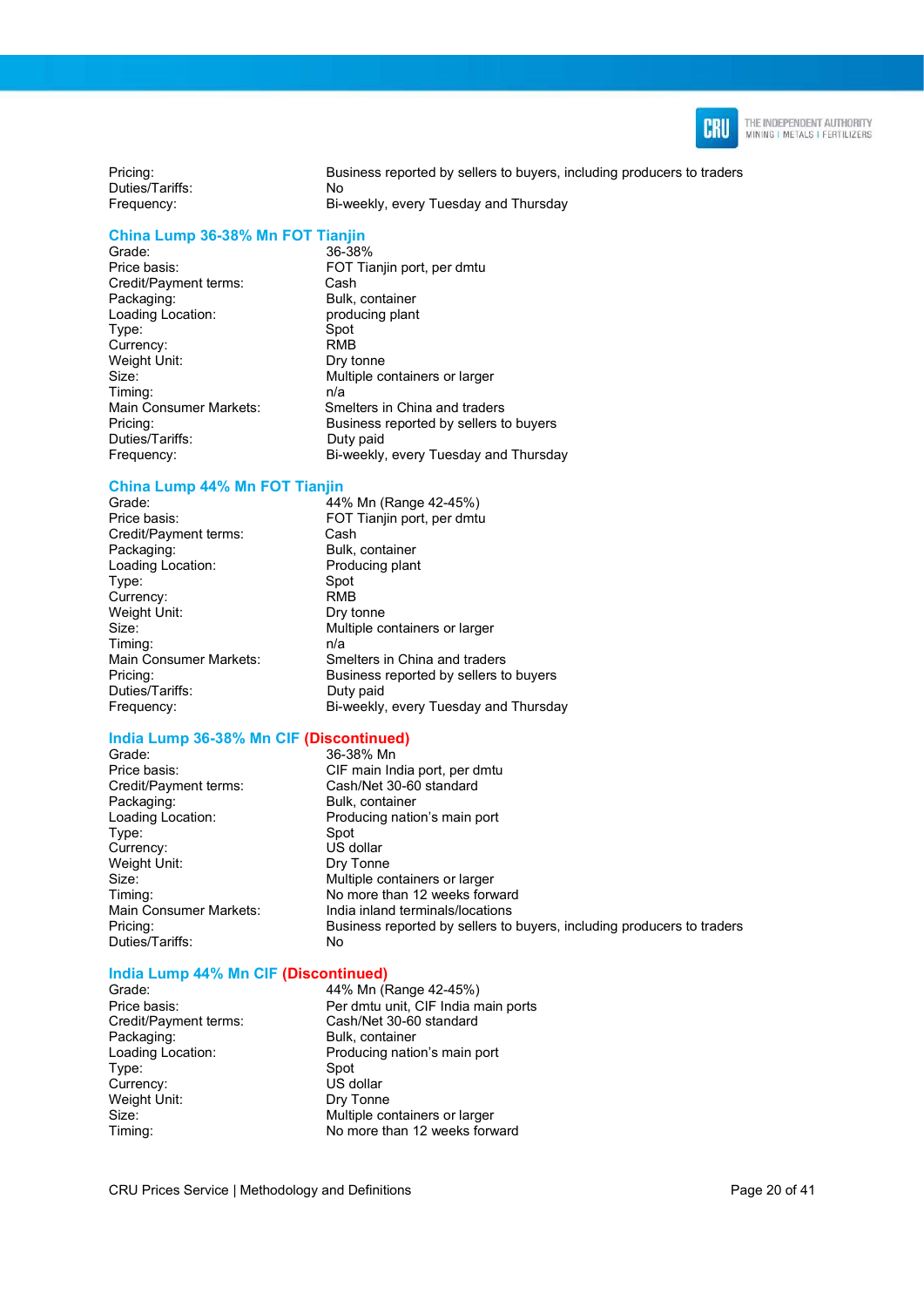Pricing: Business reported by sellers to buyers, including producers to traders
Duties/Tariffs: No
Frequency: Bi-weekly, every Tuesday and Thursday

### China Lump 36-38% Mn FOT Tianjin

| | |
|---|---|
| Grade: | 36-38% |
| Price basis: | FOT Tianjin port, per dmtu |
| Credit/Payment terms: | Cash |
| Packaging: | Bulk, container |
| Loading Location: | producing plant |
| Type: | Spot |
| Currency: | RMB |
| Weight Unit: | Dry tonne |
| Size: | Multiple containers or larger |
| Timing: | n/a |
| Main Consumer Markets: | Smelters in China and traders |
| Pricing: | Business reported by sellers to buyers |
| Duties/Tariffs: | Duty paid |
| Frequency: | Bi-weekly, every Tuesday and Thursday |

### China Lump 44% Mn FOT Tianjin

| | |
|---|---|
| Grade: | 44% Mn (Range 42-45%) |
| Price basis: | FOT Tianjin port, per dmtu |
| Credit/Payment terms: | Cash |
| Packaging: | Bulk, container |
| Loading Location: | Producing plant |
| Type: | Spot |
| Currency: | RMB |
| Weight Unit: | Dry tonne |
| Size: | Multiple containers or larger |
| Timing: | n/a |
| Main Consumer Markets: | Smelters in China and traders |
| Pricing: | Business reported by sellers to buyers |
| Duties/Tariffs: | Duty paid |
| Frequency: | Bi-weekly, every Tuesday and Thursday |

### India Lump 36-38% Mn CIF (Discontinued)

| | |
|---|---|
| Grade: | 36-38% Mn |
| Price basis: | CIF main India port, per dmtu |
| Credit/Payment terms: | Cash/Net 30-60 standard |
| Packaging: | Bulk, container |
| Loading Location: | Producing nation's main port |
| Type: | Spot |
| Currency: | US dollar |
| Weight Unit: | Dry Tonne |
| Size: | Multiple containers or larger |
| Timing: | No more than 12 weeks forward |
| Main Consumer Markets: | India inland terminals/locations |
| Pricing: | Business reported by sellers to buyers, including producers to traders |
| Duties/Tariffs: | No |

### India Lump 44% Mn CIF (Discontinued)

| | |
|---|---|
| Grade: | 44% Mn (Range 42-45%) |
| Price basis: | Per dmtu unit, CIF India main ports |
| Credit/Payment terms: | Cash/Net 30-60 standard |
| Packaging: | Bulk, container |
| Loading Location: | Producing nation's main port |
| Type: | Spot |
| Currency: | US dollar |
| Weight Unit: | Dry Tonne |
| Size: | Multiple containers or larger |
| Timing: | No more than 12 weeks forward |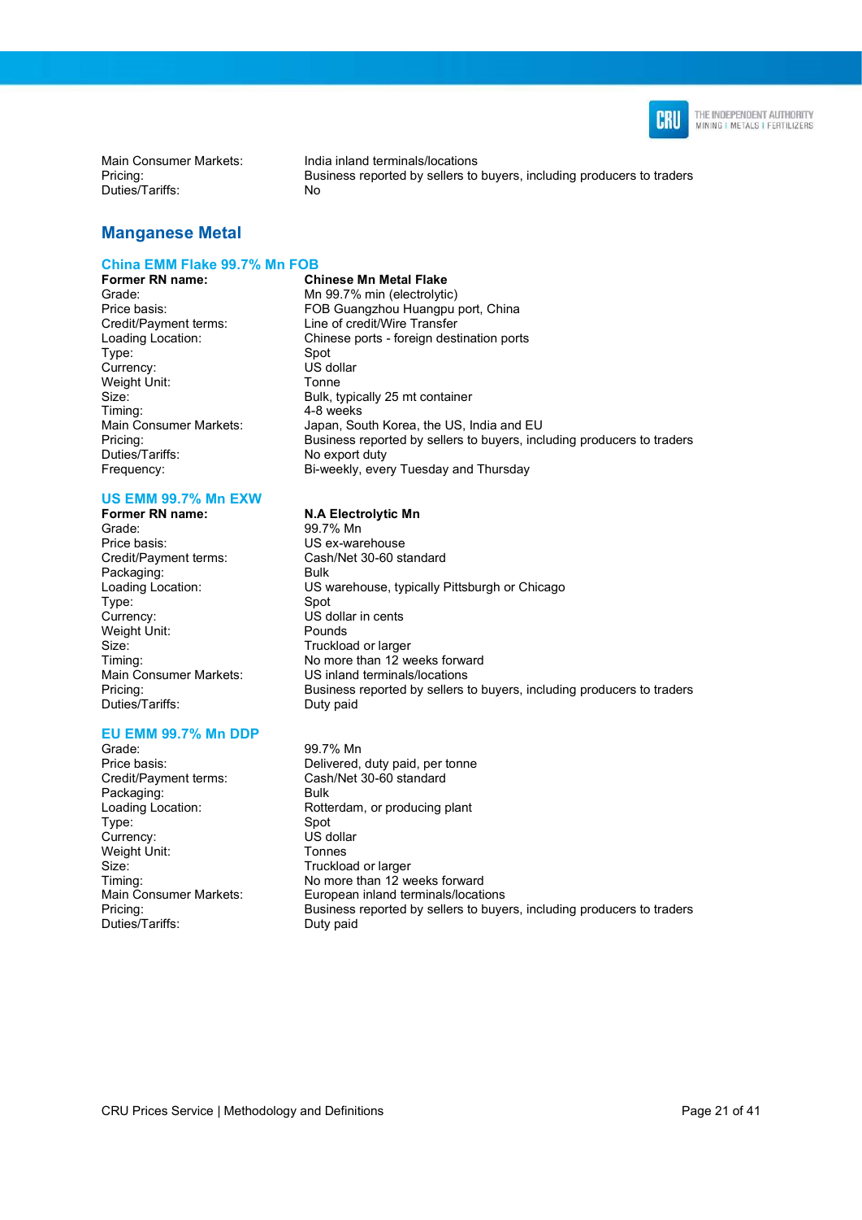Main Consumer Markets: India inland terminals/locations
Pricing: Business reported by sellers to buyers, including producers to traders
Duties/Tariffs: No

## Manganese Metal

### China EMM Flake 99.7% Mn FOB

| | |
|---|---|
| **Former RN name:** | **Chinese Mn Metal Flake** |
| Grade: | Mn 99.7% min (electrolytic) |
| Price basis: | FOB Guangzhou Huangpu port, China |
| Credit/Payment terms: | Line of credit/Wire Transfer |
| Loading Location: | Chinese ports - foreign destination ports |
| Type: | Spot |
| Currency: | US dollar |
| Weight Unit: | Tonne |
| Size: | Bulk, typically 25 mt container |
| Timing: | 4-8 weeks |
| Main Consumer Markets: | Japan, South Korea, the US, India and EU |
| Pricing: | Business reported by sellers to buyers, including producers to traders |
| Duties/Tariffs: | No export duty |
| Frequency: | Bi-weekly, every Tuesday and Thursday |

### US EMM 99.7% Mn EXW

| | |
|---|---|
| **Former RN name:** | **N.A Electrolytic Mn** |
| Grade: | 99.7% Mn |
| Price basis: | US ex-warehouse |
| Credit/Payment terms: | Cash/Net 30-60 standard |
| Packaging: | Bulk |
| Loading Location: | US warehouse, typically Pittsburgh or Chicago |
| Type: | Spot |
| Currency: | US dollar in cents |
| Weight Unit: | Pounds |
| Size: | Truckload or larger |
| Timing: | No more than 12 weeks forward |
| Main Consumer Markets: | US inland terminals/locations |
| Pricing: | Business reported by sellers to buyers, including producers to traders |
| Duties/Tariffs: | Duty paid |

### EU EMM 99.7% Mn DDP

| | |
|---|---|
| Grade: | 99.7% Mn |
| Price basis: | Delivered, duty paid, per tonne |
| Credit/Payment terms: | Cash/Net 30-60 standard |
| Packaging: | Bulk |
| Loading Location: | Rotterdam, or producing plant |
| Type: | Spot |
| Currency: | US dollar |
| Weight Unit: | Tonnes |
| Size: | Truckload or larger |
| Timing: | No more than 12 weeks forward |
| Main Consumer Markets: | European inland terminals/locations |
| Pricing: | Business reported by sellers to buyers, including producers to traders |
| Duties/Tariffs: | Duty paid |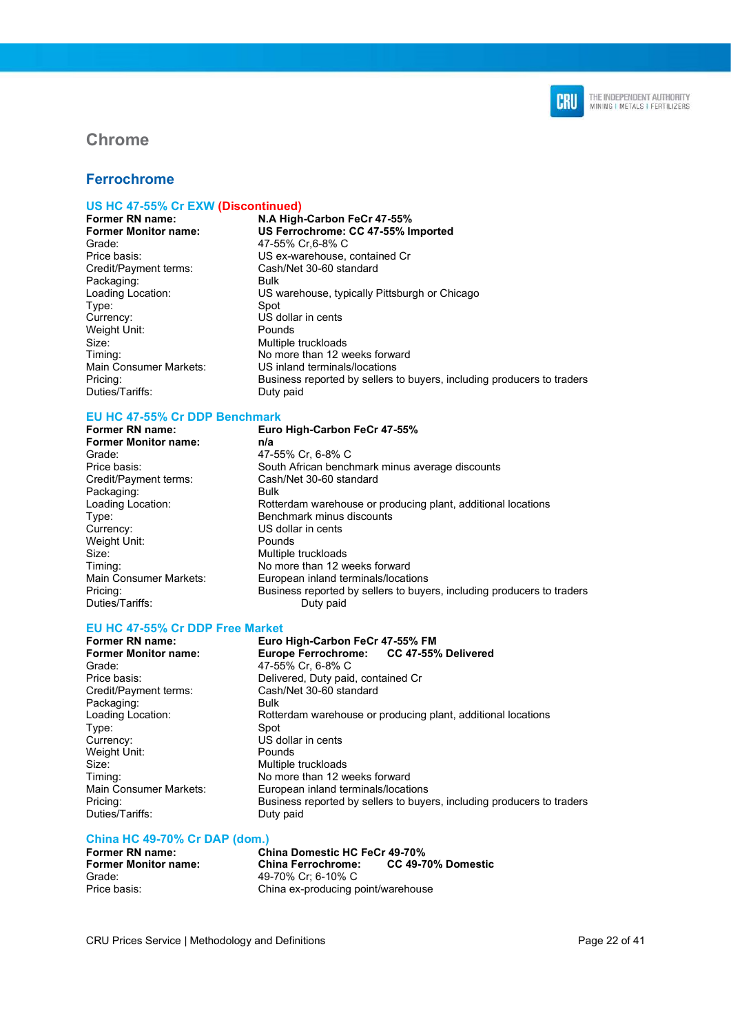# Chrome

## Ferrochrome

### US HC 47-55% Cr EXW (Discontinued)

| | |
|---|---|
| **Former RN name:** | **N.A High-Carbon FeCr 47-55%** |
| **Former Monitor name:** | **US Ferrochrome: CC 47-55% Imported** |
| Grade: | 47-55% Cr,6-8% C |
| Price basis: | US ex-warehouse, contained Cr |
| Credit/Payment terms: | Cash/Net 30-60 standard |
| Packaging: | Bulk |
| Loading Location: | US warehouse, typically Pittsburgh or Chicago |
| Type: | Spot |
| Currency: | US dollar in cents |
| Weight Unit: | Pounds |
| Size: | Multiple truckloads |
| Timing: | No more than 12 weeks forward |
| Main Consumer Markets: | US inland terminals/locations |
| Pricing: | Business reported by sellers to buyers, including producers to traders |
| Duties/Tariffs: | Duty paid |

### EU HC 47-55% Cr DDP Benchmark

| | |
|---|---|
| **Former RN name:** | **Euro High-Carbon FeCr 47-55%** |
| **Former Monitor name:** | **n/a** |
| Grade: | 47-55% Cr, 6-8% C |
| Price basis: | South African benchmark minus average discounts |
| Credit/Payment terms: | Cash/Net 30-60 standard |
| Packaging: | Bulk |
| Loading Location: | Rotterdam warehouse or producing plant, additional locations |
| Type: | Benchmark minus discounts |
| Currency: | US dollar in cents |
| Weight Unit: | Pounds |
| Size: | Multiple truckloads |
| Timing: | No more than 12 weeks forward |
| Main Consumer Markets: | European inland terminals/locations |
| Pricing: | Business reported by sellers to buyers, including producers to traders |
| Duties/Tariffs: | Duty paid |

### EU HC 47-55% Cr DDP Free Market

| | |
|---|---|
| **Former RN name:** | **Euro High-Carbon FeCr 47-55% FM** |
| **Former Monitor name:** | **Europe Ferrochrome: CC 47-55% Delivered** |
| Grade: | 47-55% Cr, 6-8% C |
| Price basis: | Delivered, Duty paid, contained Cr |
| Credit/Payment terms: | Cash/Net 30-60 standard |
| Packaging: | Bulk |
| Loading Location: | Rotterdam warehouse or producing plant, additional locations |
| Type: | Spot |
| Currency: | US dollar in cents |
| Weight Unit: | Pounds |
| Size: | Multiple truckloads |
| Timing: | No more than 12 weeks forward |
| Main Consumer Markets: | European inland terminals/locations |
| Pricing: | Business reported by sellers to buyers, including producers to traders |
| Duties/Tariffs: | Duty paid |

### China HC 49-70% Cr DAP (dom.)

| | |
|---|---|
| **Former RN name:** | **China Domestic HC FeCr 49-70%** |
| **Former Monitor name:** | **China Ferrochrome: CC 49-70% Domestic** |
| Grade: | 49-70% Cr; 6-10% C |
| Price basis: | China ex-producing point/warehouse |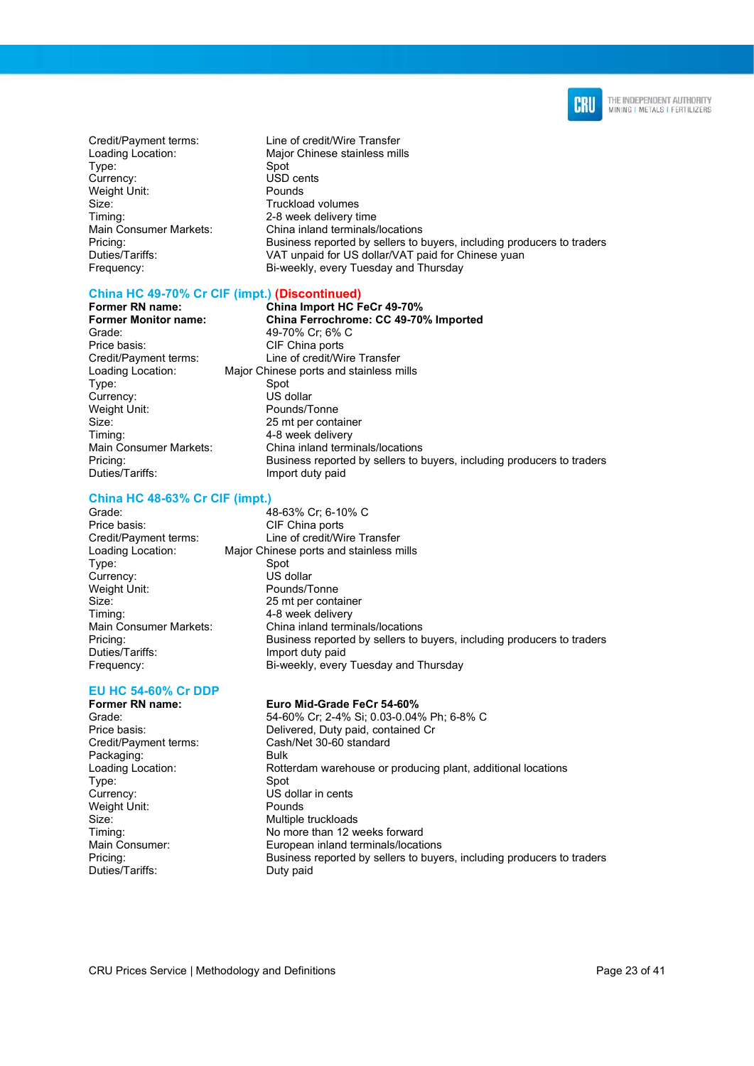| | |
|---|---|
| Credit/Payment terms: | Line of credit/Wire Transfer |
| Loading Location: | Major Chinese stainless mills |
| Type: | Spot |
| Currency: | USD cents |
| Weight Unit: | Pounds |
| Size: | Truckload volumes |
| Timing: | 2-8 week delivery time |
| Main Consumer Markets: | China inland terminals/locations |
| Pricing: | Business reported by sellers to buyers, including producers to traders |
| Duties/Tariffs: | VAT unpaid for US dollar/VAT paid for Chinese yuan |
| Frequency: | Bi-weekly, every Tuesday and Thursday |

### China HC 49-70% Cr CIF (impt.) (Discontinued)

| | |
|---|---|
| **Former RN name:** | **China Import HC FeCr 49-70%** |
| **Former Monitor name:** | **China Ferrochrome: CC 49-70% Imported** |
| Grade: | 49-70% Cr; 6% C |
| Price basis: | CIF China ports |
| Credit/Payment terms: | Line of credit/Wire Transfer |
| Loading Location: | Major Chinese ports and stainless mills |
| Type: | Spot |
| Currency: | US dollar |
| Weight Unit: | Pounds/Tonne |
| Size: | 25 mt per container |
| Timing: | 4-8 week delivery |
| Main Consumer Markets: | China inland terminals/locations |
| Pricing: | Business reported by sellers to buyers, including producers to traders |
| Duties/Tariffs: | Import duty paid |

### China HC 48-63% Cr CIF (impt.)

| | |
|---|---|
| Grade: | 48-63% Cr; 6-10% C |
| Price basis: | CIF China ports |
| Credit/Payment terms: | Line of credit/Wire Transfer |
| Loading Location: | Major Chinese ports and stainless mills |
| Type: | Spot |
| Currency: | US dollar |
| Weight Unit: | Pounds/Tonne |
| Size: | 25 mt per container |
| Timing: | 4-8 week delivery |
| Main Consumer Markets: | China inland terminals/locations |
| Pricing: | Business reported by sellers to buyers, including producers to traders |
| Duties/Tariffs: | Import duty paid |
| Frequency: | Bi-weekly, every Tuesday and Thursday |

### EU HC 54-60% Cr DDP

| | |
|---|---|
| **Former RN name:** | **Euro Mid-Grade FeCr 54-60%** |
| Grade: | 54-60% Cr; 2-4% Si; 0.03-0.04% Ph; 6-8% C |
| Price basis: | Delivered, Duty paid, contained Cr |
| Credit/Payment terms: | Cash/Net 30-60 standard |
| Packaging: | Bulk |
| Loading Location: | Rotterdam warehouse or producing plant, additional locations |
| Type: | Spot |
| Currency: | US dollar in cents |
| Weight Unit: | Pounds |
| Size: | Multiple truckloads |
| Timing: | No more than 12 weeks forward |
| Main Consumer: | European inland terminals/locations |
| Pricing: | Business reported by sellers to buyers, including producers to traders |
| Duties/Tariffs: | Duty paid |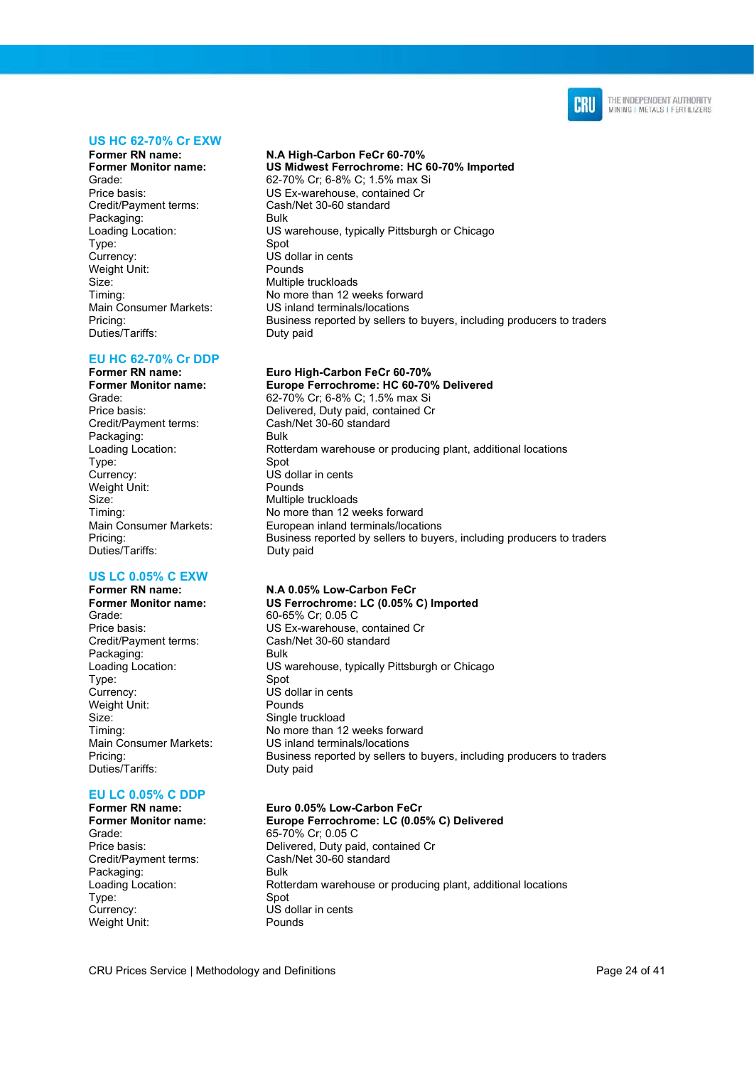## US HC 62-70% Cr EXW

| | |
|---|---|
| **Former RN name:** | **N.A High-Carbon FeCr 60-70%** |
| **Former Monitor name:** | **US Midwest Ferrochrome: HC 60-70% Imported** |
| Grade: | 62-70% Cr; 6-8% C; 1.5% max Si |
| Price basis: | US Ex-warehouse, contained Cr |
| Credit/Payment terms: | Cash/Net 30-60 standard |
| Packaging: | Bulk |
| Loading Location: | US warehouse, typically Pittsburgh or Chicago |
| Type: | Spot |
| Currency: | US dollar in cents |
| Weight Unit: | Pounds |
| Size: | Multiple truckloads |
| Timing: | No more than 12 weeks forward |
| Main Consumer Markets: | US inland terminals/locations |
| Pricing: | Business reported by sellers to buyers, including producers to traders |
| Duties/Tariffs: | Duty paid |

## EU HC 62-70% Cr DDP

| | |
|---|---|
| **Former RN name:** | **Euro High-Carbon FeCr 60-70%** |
| **Former Monitor name:** | **Europe Ferrochrome: HC 60-70% Delivered** |
| Grade: | 62-70% Cr; 6-8% C; 1.5% max Si |
| Price basis: | Delivered, Duty paid, contained Cr |
| Credit/Payment terms: | Cash/Net 30-60 standard |
| Packaging: | Bulk |
| Loading Location: | Rotterdam warehouse or producing plant, additional locations |
| Type: | Spot |
| Currency: | US dollar in cents |
| Weight Unit: | Pounds |
| Size: | Multiple truckloads |
| Timing: | No more than 12 weeks forward |
| Main Consumer Markets: | European inland terminals/locations |
| Pricing: | Business reported by sellers to buyers, including producers to traders |
| Duties/Tariffs: | Duty paid |

## US LC 0.05% C EXW

| | |
|---|---|
| **Former RN name:** | **N.A 0.05% Low-Carbon FeCr** |
| **Former Monitor name:** | **US Ferrochrome: LC (0.05% C) Imported** |
| Grade: | 60-65% Cr; 0.05 C |
| Price basis: | US Ex-warehouse, contained Cr |
| Credit/Payment terms: | Cash/Net 30-60 standard |
| Packaging: | Bulk |
| Loading Location: | US warehouse, typically Pittsburgh or Chicago |
| Type: | Spot |
| Currency: | US dollar in cents |
| Weight Unit: | Pounds |
| Size: | Single truckload |
| Timing: | No more than 12 weeks forward |
| Main Consumer Markets: | US inland terminals/locations |
| Pricing: | Business reported by sellers to buyers, including producers to traders |
| Duties/Tariffs: | Duty paid |

## EU LC 0.05% C DDP

| | |
|---|---|
| **Former RN name:** | **Euro 0.05% Low-Carbon FeCr** |
| **Former Monitor name:** | **Europe Ferrochrome: LC (0.05% C) Delivered** |
| Grade: | 65-70% Cr; 0.05 C |
| Price basis: | Delivered, Duty paid, contained Cr |
| Credit/Payment terms: | Cash/Net 30-60 standard |
| Packaging: | Bulk |
| Loading Location: | Rotterdam warehouse or producing plant, additional locations |
| Type: | Spot |
| Currency: | US dollar in cents |
| Weight Unit: | Pounds |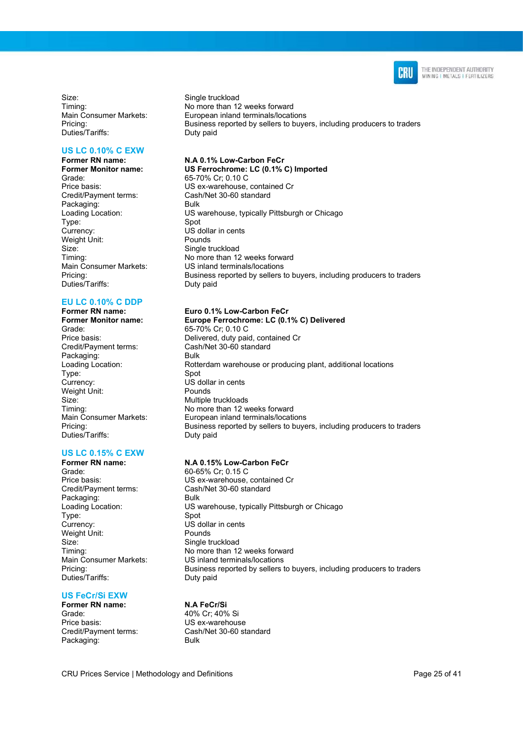| | |
|---|---|
| Size: | Single truckload |
| Timing: | No more than 12 weeks forward |
| Main Consumer Markets: | European inland terminals/locations |
| Pricing: | Business reported by sellers to buyers, including producers to traders |
| Duties/Tariffs: | Duty paid |

### US LC 0.10% C EXW

| | |
|---|---|
| **Former RN name:** | **N.A 0.1% Low-Carbon FeCr** |
| **Former Monitor name:** | **US Ferrochrome: LC (0.1% C) Imported** |
| Grade: | 65-70% Cr; 0.10 C |
| Price basis: | US ex-warehouse, contained Cr |
| Credit/Payment terms: | Cash/Net 30-60 standard |
| Packaging: | Bulk |
| Loading Location: | US warehouse, typically Pittsburgh or Chicago |
| Type: | Spot |
| Currency: | US dollar in cents |
| Weight Unit: | Pounds |
| Size: | Single truckload |
| Timing: | No more than 12 weeks forward |
| Main Consumer Markets: | US inland terminals/locations |
| Pricing: | Business reported by sellers to buyers, including producers to traders |
| Duties/Tariffs: | Duty paid |

### EU LC 0.10% C DDP

| | |
|---|---|
| **Former RN name:** | **Euro 0.1% Low-Carbon FeCr** |
| **Former Monitor name:** | **Europe Ferrochrome: LC (0.1% C) Delivered** |
| Grade: | 65-70% Cr; 0.10 C |
| Price basis: | Delivered, duty paid, contained Cr |
| Credit/Payment terms: | Cash/Net 30-60 standard |
| Packaging: | Bulk |
| Loading Location: | Rotterdam warehouse or producing plant, additional locations |
| Type: | Spot |
| Currency: | US dollar in cents |
| Weight Unit: | Pounds |
| Size: | Multiple truckloads |
| Timing: | No more than 12 weeks forward |
| Main Consumer Markets: | European inland terminals/locations |
| Pricing: | Business reported by sellers to buyers, including producers to traders |
| Duties/Tariffs: | Duty paid |

### US LC 0.15% C EXW

| | |
|---|---|
| **Former RN name:** | **N.A 0.15% Low-Carbon FeCr** |
| Grade: | 60-65% Cr; 0.15 C |
| Price basis: | US ex-warehouse, contained Cr |
| Credit/Payment terms: | Cash/Net 30-60 standard |
| Packaging: | Bulk |
| Loading Location: | US warehouse, typically Pittsburgh or Chicago |
| Type: | Spot |
| Currency: | US dollar in cents |
| Weight Unit: | Pounds |
| Size: | Single truckload |
| Timing: | No more than 12 weeks forward |
| Main Consumer Markets: | US inland terminals/locations |
| Pricing: | Business reported by sellers to buyers, including producers to traders |
| Duties/Tariffs: | Duty paid |

### US FeCr/Si EXW

| | |
|---|---|
| **Former RN name:** | **N.A FeCr/Si** |
| Grade: | 40% Cr; 40% Si |
| Price basis: | US ex-warehouse |
| Credit/Payment terms: | Cash/Net 30-60 standard |
| Packaging: | Bulk |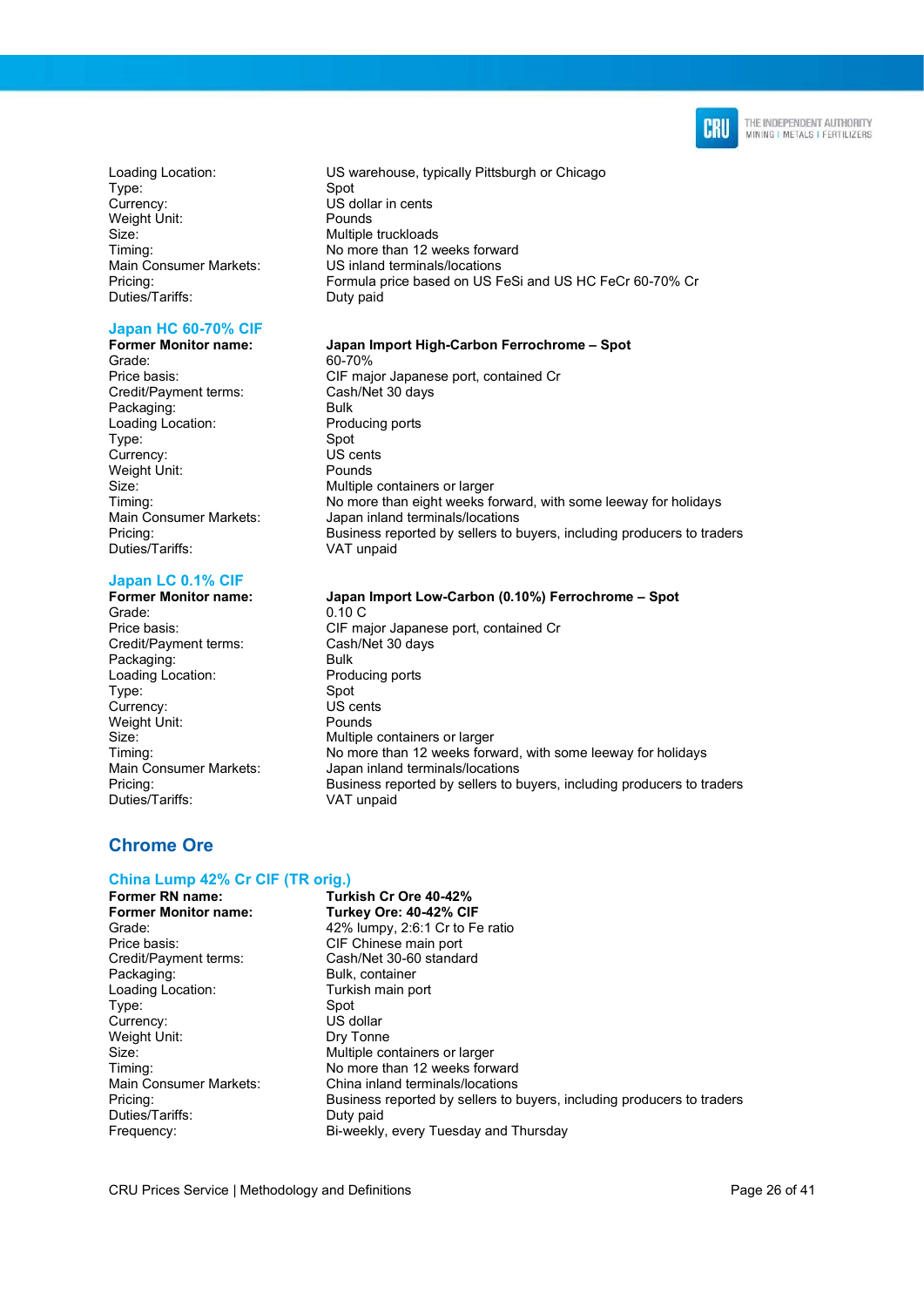| | |
|---|---|
| Loading Location: | US warehouse, typically Pittsburgh or Chicago |
| Type: | Spot |
| Currency: | US dollar in cents |
| Weight Unit: | Pounds |
| Size: | Multiple truckloads |
| Timing: | No more than 12 weeks forward |
| Main Consumer Markets: | US inland terminals/locations |
| Pricing: | Formula price based on US FeSi and US HC FeCr 60-70% Cr |
| Duties/Tariffs: | Duty paid |

### Japan HC 60-70% CIF

| | |
|---|---|
| **Former Monitor name:** | **Japan Import High-Carbon Ferrochrome – Spot** |
| Grade: | 60-70% |
| Price basis: | CIF major Japanese port, contained Cr |
| Credit/Payment terms: | Cash/Net 30 days |
| Packaging: | Bulk |
| Loading Location: | Producing ports |
| Type: | Spot |
| Currency: | US cents |
| Weight Unit: | Pounds |
| Size: | Multiple containers or larger |
| Timing: | No more than eight weeks forward, with some leeway for holidays |
| Main Consumer Markets: | Japan inland terminals/locations |
| Pricing: | Business reported by sellers to buyers, including producers to traders |
| Duties/Tariffs: | VAT unpaid |

### Japan LC 0.1% CIF

| | |
|---|---|
| **Former Monitor name:** | **Japan Import Low-Carbon (0.10%) Ferrochrome – Spot** |
| Grade: | 0.10 C |
| Price basis: | CIF major Japanese port, contained Cr |
| Credit/Payment terms: | Cash/Net 30 days |
| Packaging: | Bulk |
| Loading Location: | Producing ports |
| Type: | Spot |
| Currency: | US cents |
| Weight Unit: | Pounds |
| Size: | Multiple containers or larger |
| Timing: | No more than 12 weeks forward, with some leeway for holidays |
| Main Consumer Markets: | Japan inland terminals/locations |
| Pricing: | Business reported by sellers to buyers, including producers to traders |
| Duties/Tariffs: | VAT unpaid |

## Chrome Ore

### China Lump 42% Cr CIF (TR orig.)

| | |
|---|---|
| **Former RN name:** | **Turkish Cr Ore 40-42%** |
| **Former Monitor name:** | **Turkey Ore: 40-42% CIF** |
| Grade: | 42% lumpy, 2.6:1 Cr to Fe ratio |
| Price basis: | CIF Chinese main port |
| Credit/Payment terms: | Cash/Net 30-60 standard |
| Packaging: | Bulk, container |
| Loading Location: | Turkish main port |
| Type: | Spot |
| Currency: | US dollar |
| Weight Unit: | Dry Tonne |
| Size: | Multiple containers or larger |
| Timing: | No more than 12 weeks forward |
| Main Consumer Markets: | China inland terminals/locations |
| Pricing: | Business reported by sellers to buyers, including producers to traders |
| Duties/Tariffs: | Duty paid |
| Frequency: | Bi-weekly, every Tuesday and Thursday |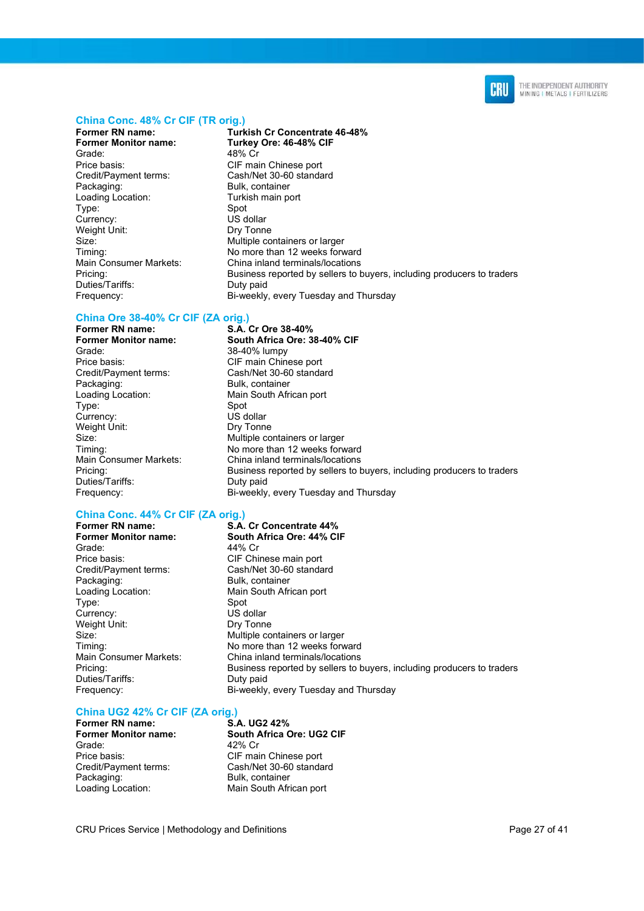### China Conc. 48% Cr CIF (TR orig.)

| | |
|---|---|
| **Former RN name:** | **Turkish Cr Concentrate 46-48%** |
| **Former Monitor name:** | **Turkey Ore: 46-48% CIF** |
| Grade: | 48% Cr |
| Price basis: | CIF main Chinese port |
| Credit/Payment terms: | Cash/Net 30-60 standard |
| Packaging: | Bulk, container |
| Loading Location: | Turkish main port |
| Type: | Spot |
| Currency: | US dollar |
| Weight Unit: | Dry Tonne |
| Size: | Multiple containers or larger |
| Timing: | No more than 12 weeks forward |
| Main Consumer Markets: | China inland terminals/locations |
| Pricing: | Business reported by sellers to buyers, including producers to traders |
| Duties/Tariffs: | Duty paid |
| Frequency: | Bi-weekly, every Tuesday and Thursday |

### China Ore 38-40% Cr CIF (ZA orig.)

| | |
|---|---|
| **Former RN name:** | **S.A. Cr Ore 38-40%** |
| **Former Monitor name:** | **South Africa Ore: 38-40% CIF** |
| Grade: | 38-40% lumpy |
| Price basis: | CIF main Chinese port |
| Credit/Payment terms: | Cash/Net 30-60 standard |
| Packaging: | Bulk, container |
| Loading Location: | Main South African port |
| Type: | Spot |
| Currency: | US dollar |
| Weight Unit: | Dry Tonne |
| Size: | Multiple containers or larger |
| Timing: | No more than 12 weeks forward |
| Main Consumer Markets: | China inland terminals/locations |
| Pricing: | Business reported by sellers to buyers, including producers to traders |
| Duties/Tariffs: | Duty paid |
| Frequency: | Bi-weekly, every Tuesday and Thursday |

### China Conc. 44% Cr CIF (ZA orig.)

| | |
|---|---|
| **Former RN name:** | **S.A. Cr Concentrate 44%** |
| **Former Monitor name:** | **South Africa Ore: 44% CIF** |
| Grade: | 44% Cr |
| Price basis: | CIF Chinese main port |
| Credit/Payment terms: | Cash/Net 30-60 standard |
| Packaging: | Bulk, container |
| Loading Location: | Main South African port |
| Type: | Spot |
| Currency: | US dollar |
| Weight Unit: | Dry Tonne |
| Size: | Multiple containers or larger |
| Timing: | No more than 12 weeks forward |
| Main Consumer Markets: | China inland terminals/locations |
| Pricing: | Business reported by sellers to buyers, including producers to traders |
| Duties/Tariffs: | Duty paid |
| Frequency: | Bi-weekly, every Tuesday and Thursday |

### China UG2 42% Cr CIF (ZA orig.)

| | |
|---|---|
| **Former RN name:** | **S.A. UG2 42%** |
| **Former Monitor name:** | **South Africa Ore: UG2 CIF** |
| Grade: | 42% Cr |
| Price basis: | CIF main Chinese port |
| Credit/Payment terms: | Cash/Net 30-60 standard |
| Packaging: | Bulk, container |
| Loading Location: | Main South African port |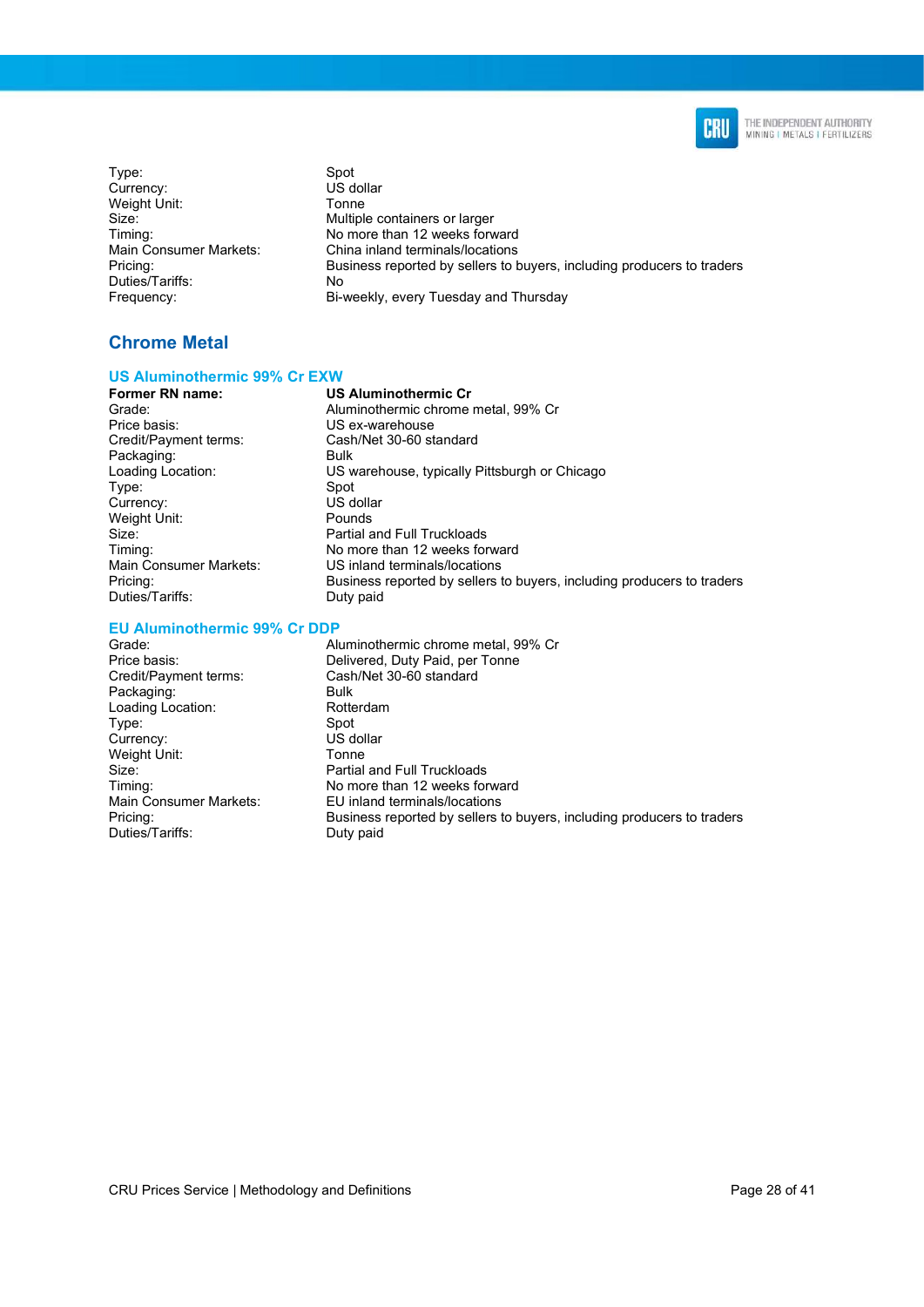Type: Spot
Currency: US dollar
Weight Unit: Tonne
Size: Multiple containers or larger
Timing: No more than 12 weeks forward
Main Consumer Markets: China inland terminals/locations
Pricing: Business reported by sellers to buyers, including producers to traders
Duties/Tariffs: No
Frequency: Bi-weekly, every Tuesday and Thursday

## Chrome Metal

### US Aluminothermic 99% Cr EXW

**Former RN name:** **US Aluminothermic Cr**
Grade: Aluminothermic chrome metal, 99% Cr
Price basis: US ex-warehouse
Credit/Payment terms: Cash/Net 30-60 standard
Packaging: Bulk
Loading Location: US warehouse, typically Pittsburgh or Chicago
Type: Spot
Currency: US dollar
Weight Unit: Pounds
Size: Partial and Full Truckloads
Timing: No more than 12 weeks forward
Main Consumer Markets: US inland terminals/locations
Pricing: Business reported by sellers to buyers, including producers to traders
Duties/Tariffs: Duty paid

### EU Aluminothermic 99% Cr DDP

Grade: Aluminothermic chrome metal, 99% Cr
Price basis: Delivered, Duty Paid, per Tonne
Credit/Payment terms: Cash/Net 30-60 standard
Packaging: Bulk
Loading Location: Rotterdam
Type: Spot
Currency: US dollar
Weight Unit: Tonne
Size: Partial and Full Truckloads
Timing: No more than 12 weeks forward
Main Consumer Markets: EU inland terminals/locations
Pricing: Business reported by sellers to buyers, including producers to traders
Duties/Tariffs: Duty paid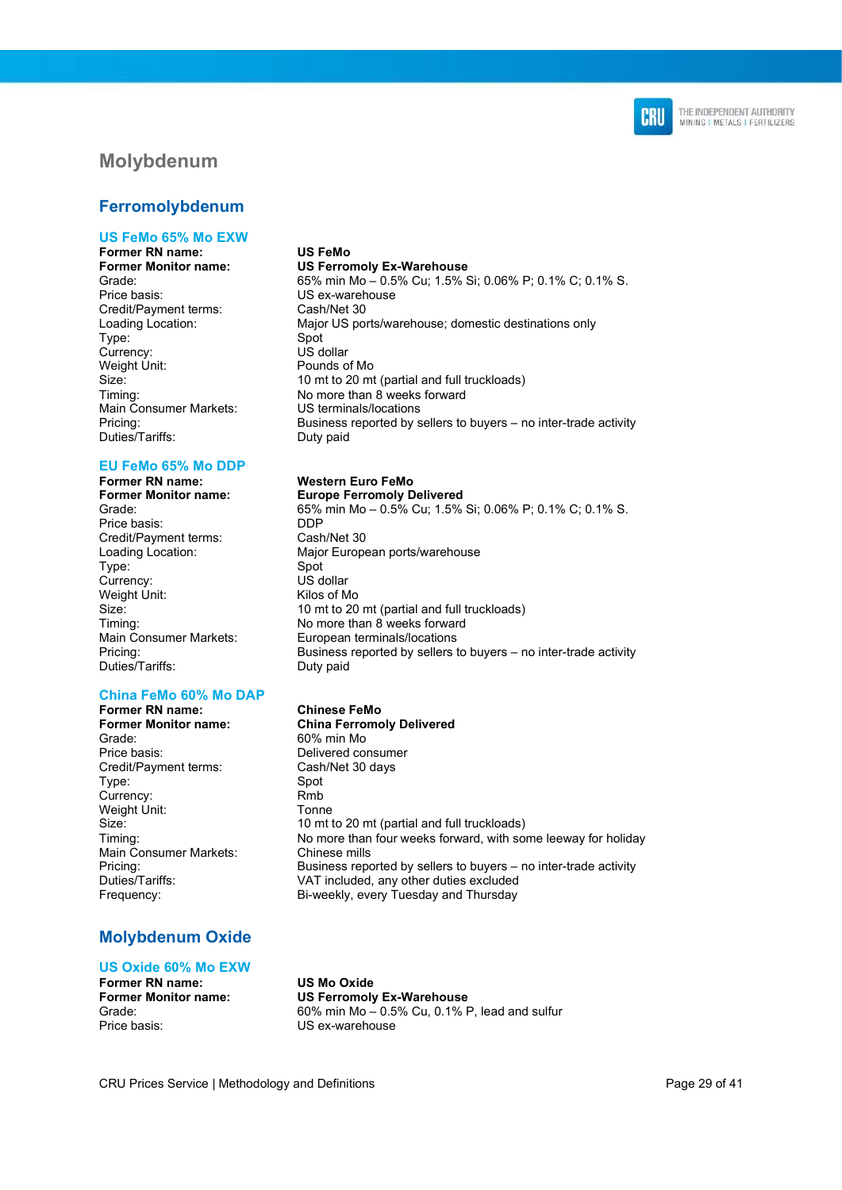## Molybdenum

### Ferromolybdenum

#### US FeMo 65% Mo EXW

| | |
|---|---|
| **Former RN name:** | **US FeMo** |
| **Former Monitor name:** | **US Ferromoly Ex-Warehouse** |
| Grade: | 65% min Mo – 0.5% Cu; 1.5% Si; 0.06% P; 0.1% C; 0.1% S. |
| Price basis: | US ex-warehouse |
| Credit/Payment terms: | Cash/Net 30 |
| Loading Location: | Major US ports/warehouse; domestic destinations only |
| Type: | Spot |
| Currency: | US dollar |
| Weight Unit: | Pounds of Mo |
| Size: | 10 mt to 20 mt (partial and full truckloads) |
| Timing: | No more than 8 weeks forward |
| Main Consumer Markets: | US terminals/locations |
| Pricing: | Business reported by sellers to buyers – no inter-trade activity |
| Duties/Tariffs: | Duty paid |

#### EU FeMo 65% Mo DDP

| | |
|---|---|
| **Former RN name:** | **Western Euro FeMo** |
| **Former Monitor name:** | **Europe Ferromoly Delivered** |
| Grade: | 65% min Mo – 0.5% Cu; 1.5% Si; 0.06% P; 0.1% C; 0.1% S. |
| Price basis: | DDP |
| Credit/Payment terms: | Cash/Net 30 |
| Loading Location: | Major European ports/warehouse |
| Type: | Spot |
| Currency: | US dollar |
| Weight Unit: | Kilos of Mo |
| Size: | 10 mt to 20 mt (partial and full truckloads) |
| Timing: | No more than 8 weeks forward |
| Main Consumer Markets: | European terminals/locations |
| Pricing: | Business reported by sellers to buyers – no inter-trade activity |
| Duties/Tariffs: | Duty paid |

#### China FeMo 60% Mo DAP

| | |
|---|---|
| **Former RN name:** | **Chinese FeMo** |
| **Former Monitor name:** | **China Ferromoly Delivered** |
| Grade: | 60% min Mo |
| Price basis: | Delivered consumer |
| Credit/Payment terms: | Cash/Net 30 days |
| Type: | Spot |
| Currency: | Rmb |
| Weight Unit: | Tonne |
| Size: | 10 mt to 20 mt (partial and full truckloads) |
| Timing: | No more than four weeks forward, with some leeway for holiday |
| Main Consumer Markets: | Chinese mills |
| Pricing: | Business reported by sellers to buyers – no inter-trade activity |
| Duties/Tariffs: | VAT included, any other duties excluded |
| Frequency: | Bi-weekly, every Tuesday and Thursday |

### Molybdenum Oxide

#### US Oxide 60% Mo EXW

| | |
|---|---|
| **Former RN name:** | **US Mo Oxide** |
| **Former Monitor name:** | **US Ferromoly Ex-Warehouse** |
| Grade: | 60% min Mo – 0.5% Cu, 0.1% P, lead and sulfur |
| Price basis: | US ex-warehouse |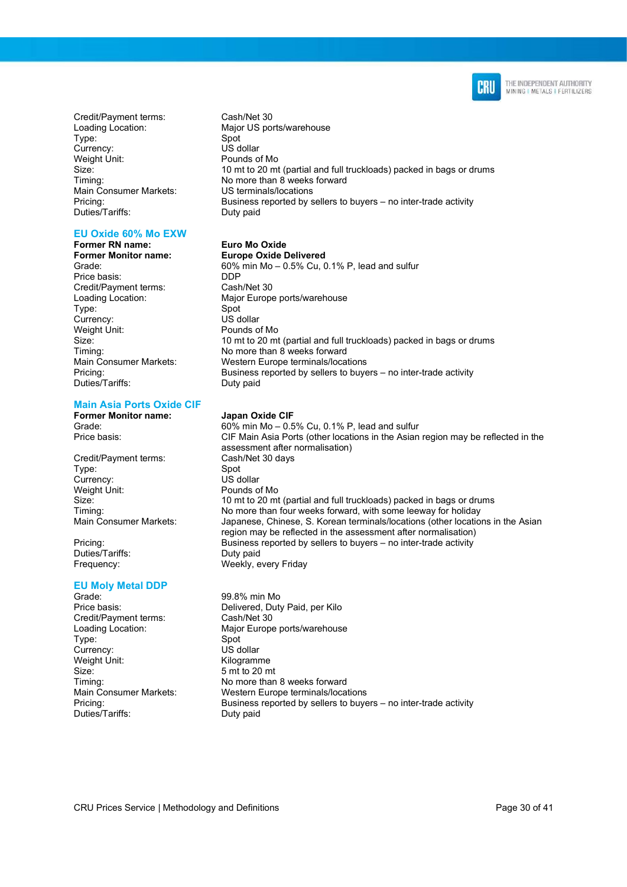| | |
|---|---|
| Credit/Payment terms: | Cash/Net 30 |
| Loading Location: | Major US ports/warehouse |
| Type: | Spot |
| Currency: | US dollar |
| Weight Unit: | Pounds of Mo |
| Size: | 10 mt to 20 mt (partial and full truckloads) packed in bags or drums |
| Timing: | No more than 8 weeks forward |
| Main Consumer Markets: | US terminals/locations |
| Pricing: | Business reported by sellers to buyers – no inter-trade activity |
| Duties/Tariffs: | Duty paid |

### EU Oxide 60% Mo EXW

| | |
|---|---|
| **Former RN name:** | **Euro Mo Oxide** |
| **Former Monitor name:** | **Europe Oxide Delivered** |
| Grade: | 60% min Mo – 0.5% Cu, 0.1% P, lead and sulfur |
| Price basis: | DDP |
| Credit/Payment terms: | Cash/Net 30 |
| Loading Location: | Major Europe ports/warehouse |
| Type: | Spot |
| Currency: | US dollar |
| Weight Unit: | Pounds of Mo |
| Size: | 10 mt to 20 mt (partial and full truckloads) packed in bags or drums |
| Timing: | No more than 8 weeks forward |
| Main Consumer Markets: | Western Europe terminals/locations |
| Pricing: | Business reported by sellers to buyers – no inter-trade activity |
| Duties/Tariffs: | Duty paid |

### Main Asia Ports Oxide CIF

| | |
|---|---|
| **Former Monitor name:** | **Japan Oxide CIF** |
| Grade: | 60% min Mo – 0.5% Cu, 0.1% P, lead and sulfur |
| Price basis: | CIF Main Asia Ports (other locations in the Asian region may be reflected in the assessment after normalisation) |
| Credit/Payment terms: | Cash/Net 30 days |
| Type: | Spot |
| Currency: | US dollar |
| Weight Unit: | Pounds of Mo |
| Size: | 10 mt to 20 mt (partial and full truckloads) packed in bags or drums |
| Timing: | No more than four weeks forward, with some leeway for holiday |
| Main Consumer Markets: | Japanese, Chinese, S. Korean terminals/locations (other locations in the Asian region may be reflected in the assessment after normalisation) |
| Pricing: | Business reported by sellers to buyers – no inter-trade activity |
| Duties/Tariffs: | Duty paid |
| Frequency: | Weekly, every Friday |

### EU Moly Metal DDP

| | |
|---|---|
| Grade: | 99.8% min Mo |
| Price basis: | Delivered, Duty Paid, per Kilo |
| Credit/Payment terms: | Cash/Net 30 |
| Loading Location: | Major Europe ports/warehouse |
| Type: | Spot |
| Currency: | US dollar |
| Weight Unit: | Kilogramme |
| Size: | 5 mt to 20 mt |
| Timing: | No more than 8 weeks forward |
| Main Consumer Markets: | Western Europe terminals/locations |
| Pricing: | Business reported by sellers to buyers – no inter-trade activity |
| Duties/Tariffs: | Duty paid |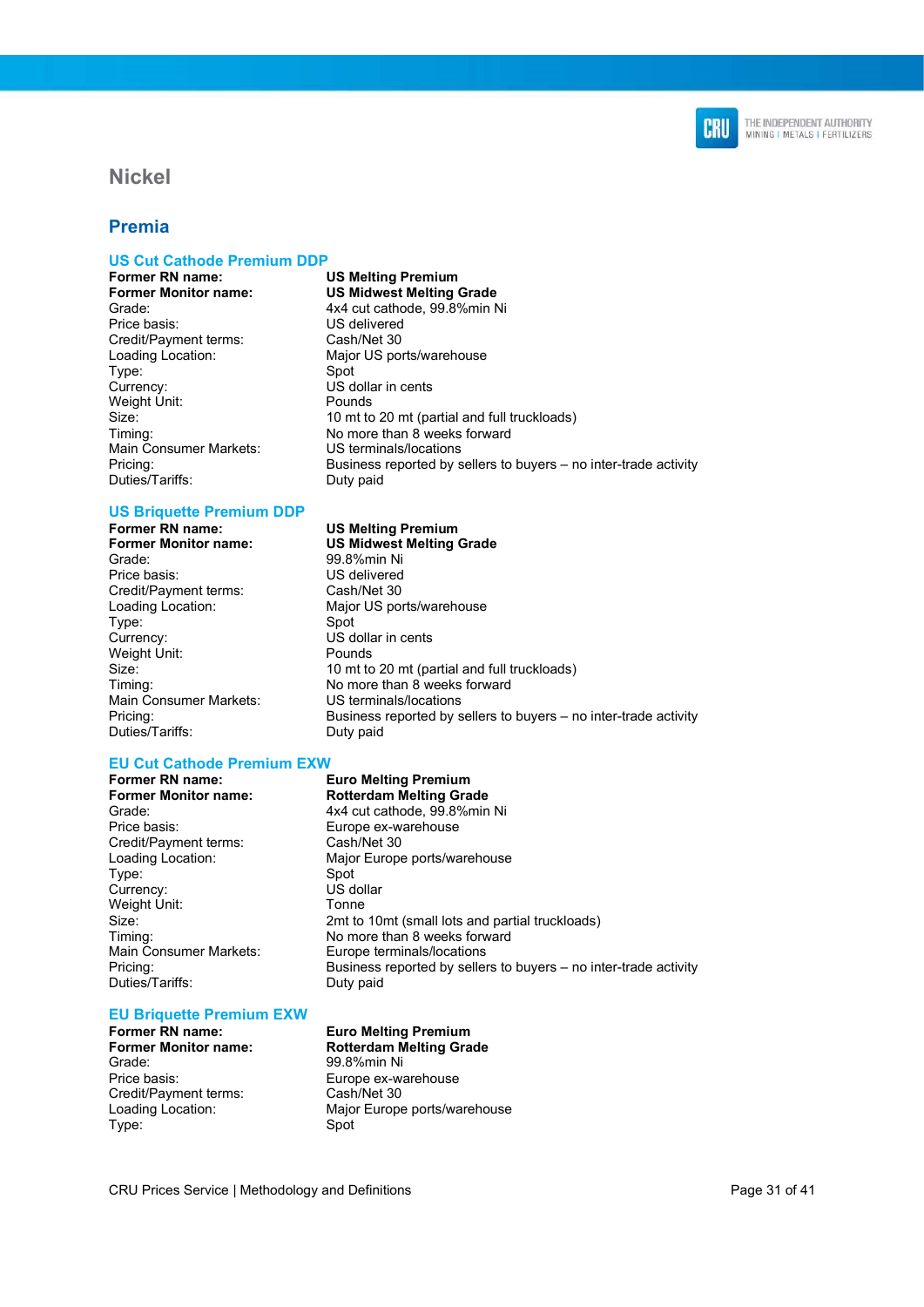# Nickel

## Premia

### US Cut Cathode Premium DDP

| | |
|---|---|
| **Former RN name:** | **US Melting Premium** |
| **Former Monitor name:** | **US Midwest Melting Grade** |
| Grade: | 4x4 cut cathode, 99.8%min Ni |
| Price basis: | US delivered |
| Credit/Payment terms: | Cash/Net 30 |
| Loading Location: | Major US ports/warehouse |
| Type: | Spot |
| Currency: | US dollar in cents |
| Weight Unit: | Pounds |
| Size: | 10 mt to 20 mt (partial and full truckloads) |
| Timing: | No more than 8 weeks forward |
| Main Consumer Markets: | US terminals/locations |
| Pricing: | Business reported by sellers to buyers – no inter-trade activity |
| Duties/Tariffs: | Duty paid |

### US Briquette Premium DDP

| | |
|---|---|
| **Former RN name:** | **US Melting Premium** |
| **Former Monitor name:** | **US Midwest Melting Grade** |
| Grade: | 99.8%min Ni |
| Price basis: | US delivered |
| Credit/Payment terms: | Cash/Net 30 |
| Loading Location: | Major US ports/warehouse |
| Type: | Spot |
| Currency: | US dollar in cents |
| Weight Unit: | Pounds |
| Size: | 10 mt to 20 mt (partial and full truckloads) |
| Timing: | No more than 8 weeks forward |
| Main Consumer Markets: | US terminals/locations |
| Pricing: | Business reported by sellers to buyers – no inter-trade activity |
| Duties/Tariffs: | Duty paid |

### EU Cut Cathode Premium EXW

| | |
|---|---|
| **Former RN name:** | **Euro Melting Premium** |
| **Former Monitor name:** | **Rotterdam Melting Grade** |
| Grade: | 4x4 cut cathode, 99.8%min Ni |
| Price basis: | Europe ex-warehouse |
| Credit/Payment terms: | Cash/Net 30 |
| Loading Location: | Major Europe ports/warehouse |
| Type: | Spot |
| Currency: | US dollar |
| Weight Unit: | Tonne |
| Size: | 2mt to 10mt (small lots and partial truckloads) |
| Timing: | No more than 8 weeks forward |
| Main Consumer Markets: | Europe terminals/locations |
| Pricing: | Business reported by sellers to buyers – no inter-trade activity |
| Duties/Tariffs: | Duty paid |

### EU Briquette Premium EXW

| | |
|---|---|
| **Former RN name:** | **Euro Melting Premium** |
| **Former Monitor name:** | **Rotterdam Melting Grade** |
| Grade: | 99.8%min Ni |
| Price basis: | Europe ex-warehouse |
| Credit/Payment terms: | Cash/Net 30 |
| Loading Location: | Major Europe ports/warehouse |
| Type: | Spot |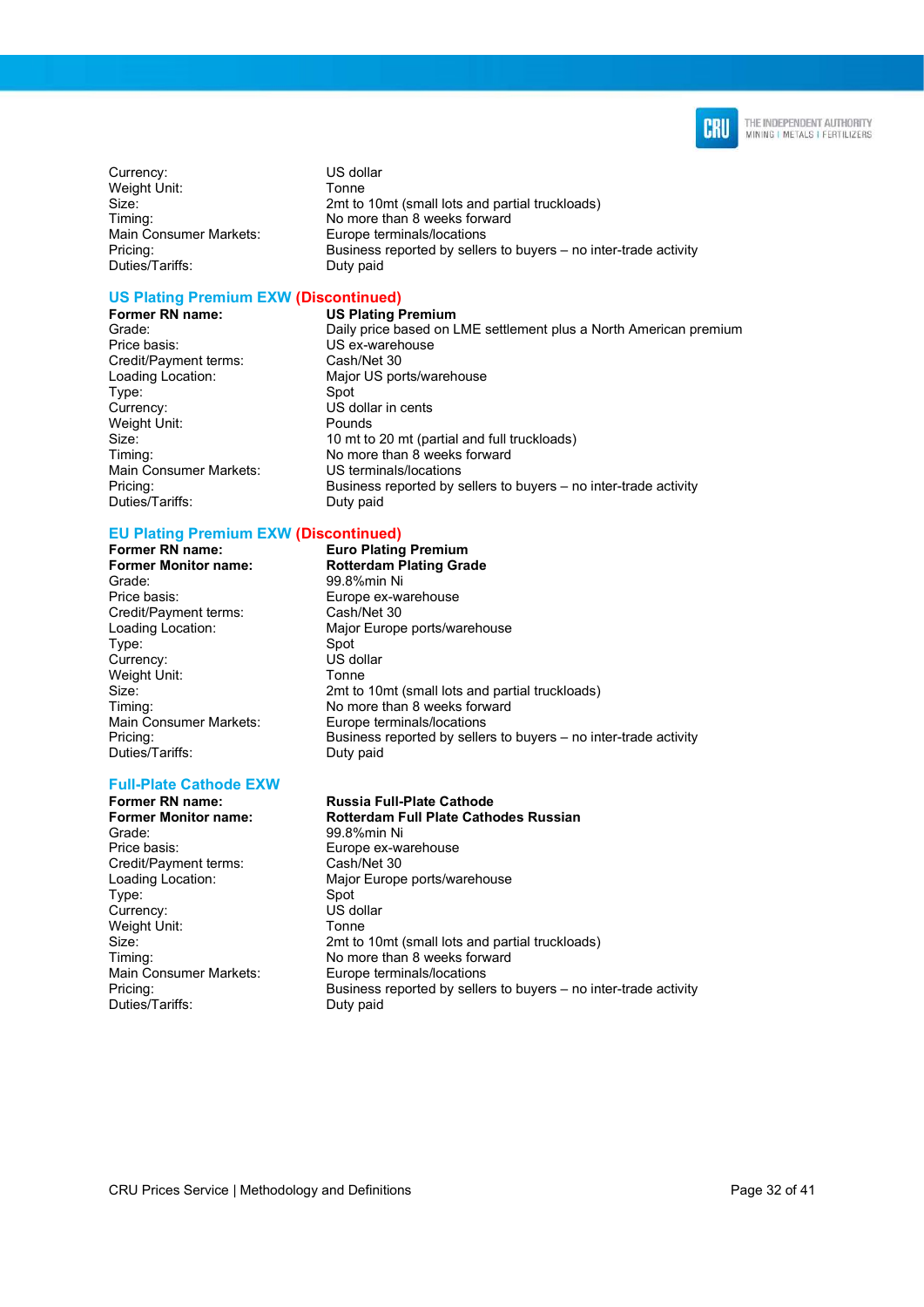| | |
|---|---|
| Currency: | US dollar |
| Weight Unit: | Tonne |
| Size: | 2mt to 10mt (small lots and partial truckloads) |
| Timing: | No more than 8 weeks forward |
| Main Consumer Markets: | Europe terminals/locations |
| Pricing: | Business reported by sellers to buyers – no inter-trade activity |
| Duties/Tariffs: | Duty paid |

### US Plating Premium EXW (Discontinued)

| **Former RN name:** | **US Plating Premium** |
|---|---|
| Grade: | Daily price based on LME settlement plus a North American premium |
| Price basis: | US ex-warehouse |
| Credit/Payment terms: | Cash/Net 30 |
| Loading Location: | Major US ports/warehouse |
| Type: | Spot |
| Currency: | US dollar in cents |
| Weight Unit: | Pounds |
| Size: | 10 mt to 20 mt (partial and full truckloads) |
| Timing: | No more than 8 weeks forward |
| Main Consumer Markets: | US terminals/locations |
| Pricing: | Business reported by sellers to buyers – no inter-trade activity |
| Duties/Tariffs: | Duty paid |

### EU Plating Premium EXW (Discontinued)

| **Former RN name:** | **Euro Plating Premium** |
|---|---|
| **Former Monitor name:** | **Rotterdam Plating Grade** |
| Grade: | 99.8%min Ni |
| Price basis: | Europe ex-warehouse |
| Credit/Payment terms: | Cash/Net 30 |
| Loading Location: | Major Europe ports/warehouse |
| Type: | Spot |
| Currency: | US dollar |
| Weight Unit: | Tonne |
| Size: | 2mt to 10mt (small lots and partial truckloads) |
| Timing: | No more than 8 weeks forward |
| Main Consumer Markets: | Europe terminals/locations |
| Pricing: | Business reported by sellers to buyers – no inter-trade activity |
| Duties/Tariffs: | Duty paid |

### Full-Plate Cathode EXW

| **Former RN name:** | **Russia Full-Plate Cathode** |
|---|---|
| **Former Monitor name:** | **Rotterdam Full Plate Cathodes Russian** |
| Grade: | 99.8%min Ni |
| Price basis: | Europe ex-warehouse |
| Credit/Payment terms: | Cash/Net 30 |
| Loading Location: | Major Europe ports/warehouse |
| Type: | Spot |
| Currency: | US dollar |
| Weight Unit: | Tonne |
| Size: | 2mt to 10mt (small lots and partial truckloads) |
| Timing: | No more than 8 weeks forward |
| Main Consumer Markets: | Europe terminals/locations |
| Pricing: | Business reported by sellers to buyers – no inter-trade activity |
| Duties/Tariffs: | Duty paid |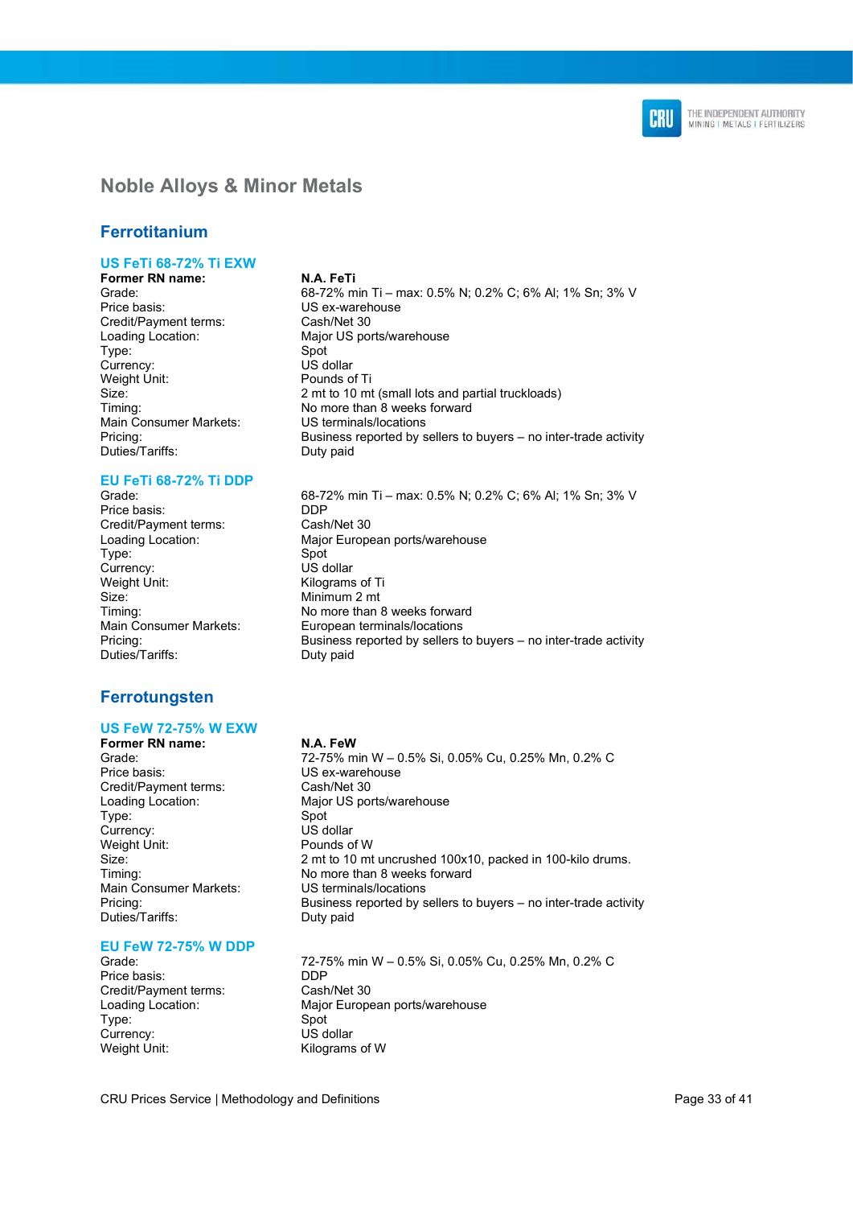# Noble Alloys & Minor Metals

## Ferrotitanium

### US FeTi 68-72% Ti EXW

| | |
|---|---|
| **Former RN name:** | **N.A. FeTi** |
| Grade: | 68-72% min Ti – max: 0.5% N; 0.2% C; 6% Al; 1% Sn; 3% V |
| Price basis: | US ex-warehouse |
| Credit/Payment terms: | Cash/Net 30 |
| Loading Location: | Major US ports/warehouse |
| Type: | Spot |
| Currency: | US dollar |
| Weight Unit: | Pounds of Ti |
| Size: | 2 mt to 10 mt (small lots and partial truckloads) |
| Timing: | No more than 8 weeks forward |
| Main Consumer Markets: | US terminals/locations |
| Pricing: | Business reported by sellers to buyers – no inter-trade activity |
| Duties/Tariffs: | Duty paid |

### EU FeTi 68-72% Ti DDP

| | |
|---|---|
| Grade: | 68-72% min Ti – max: 0.5% N; 0.2% C; 6% Al; 1% Sn; 3% V |
| Price basis: | DDP |
| Credit/Payment terms: | Cash/Net 30 |
| Loading Location: | Major European ports/warehouse |
| Type: | Spot |
| Currency: | US dollar |
| Weight Unit: | Kilograms of Ti |
| Size: | Minimum 2 mt |
| Timing: | No more than 8 weeks forward |
| Main Consumer Markets: | European terminals/locations |
| Pricing: | Business reported by sellers to buyers – no inter-trade activity |
| Duties/Tariffs: | Duty paid |

## Ferrotungsten

### US FeW 72-75% W EXW

| | |
|---|---|
| **Former RN name:** | **N.A. FeW** |
| Grade: | 72-75% min W – 0.5% Si, 0.05% Cu, 0.25% Mn, 0.2% C |
| Price basis: | US ex-warehouse |
| Credit/Payment terms: | Cash/Net 30 |
| Loading Location: | Major US ports/warehouse |
| Type: | Spot |
| Currency: | US dollar |
| Weight Unit: | Pounds of W |
| Size: | 2 mt to 10 mt uncrushed 100x10, packed in 100-kilo drums. |
| Timing: | No more than 8 weeks forward |
| Main Consumer Markets: | US terminals/locations |
| Pricing: | Business reported by sellers to buyers – no inter-trade activity |
| Duties/Tariffs: | Duty paid |

### EU FeW 72-75% W DDP

| | |
|---|---|
| Grade: | 72-75% min W – 0.5% Si, 0.05% Cu, 0.25% Mn, 0.2% C |
| Price basis: | DDP |
| Credit/Payment terms: | Cash/Net 30 |
| Loading Location: | Major European ports/warehouse |
| Type: | Spot |
| Currency: | US dollar |
| Weight Unit: | Kilograms of W |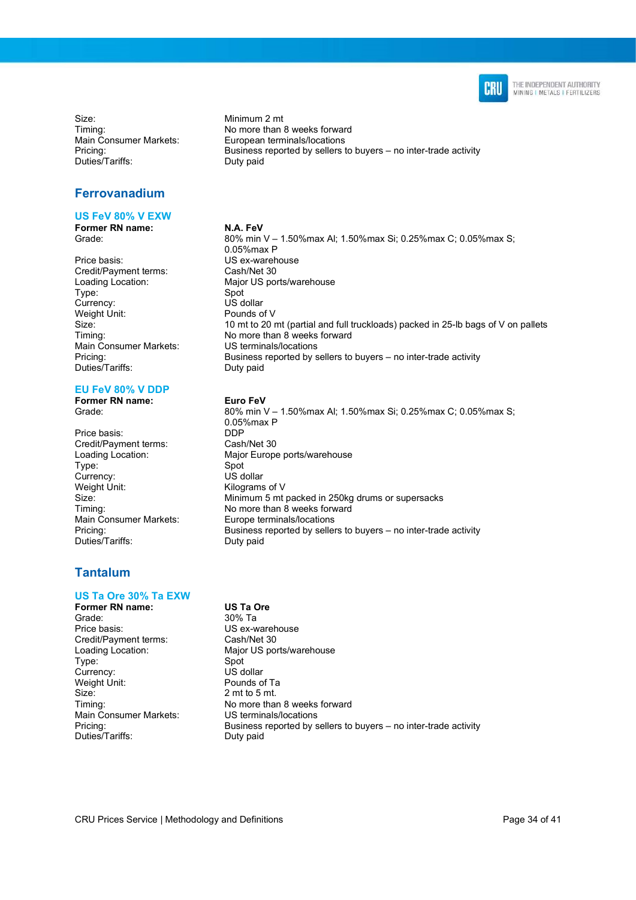| | |
|---|---|
| Size: | Minimum 2 mt |
| Timing: | No more than 8 weeks forward |
| Main Consumer Markets: | European terminals/locations |
| Pricing: | Business reported by sellers to buyers – no inter-trade activity |
| Duties/Tariffs: | Duty paid |

## Ferrovanadium

### US FeV 80% V EXW

| | |
|---|---|
| **Former RN name:** | **N.A. FeV** |
| Grade: | 80% min V – 1.50%max Al; 1.50%max Si; 0.25%max C; 0.05%max S; 0.05%max P |
| Price basis: | US ex-warehouse |
| Credit/Payment terms: | Cash/Net 30 |
| Loading Location: | Major US ports/warehouse |
| Type: | Spot |
| Currency: | US dollar |
| Weight Unit: | Pounds of V |
| Size: | 10 mt to 20 mt (partial and full truckloads) packed in 25-lb bags of V on pallets |
| Timing: | No more than 8 weeks forward |
| Main Consumer Markets: | US terminals/locations |
| Pricing: | Business reported by sellers to buyers – no inter-trade activity |
| Duties/Tariffs: | Duty paid |

### EU FeV 80% V DDP

| | |
|---|---|
| **Former RN name:** | **Euro FeV** |
| Grade: | 80% min V – 1.50%max Al; 1.50%max Si; 0.25%max C; 0.05%max S; 0.05%max P |
| Price basis: | DDP |
| Credit/Payment terms: | Cash/Net 30 |
| Loading Location: | Major Europe ports/warehouse |
| Type: | Spot |
| Currency: | US dollar |
| Weight Unit: | Kilograms of V |
| Size: | Minimum 5 mt packed in 250kg drums or supersacks |
| Timing: | No more than 8 weeks forward |
| Main Consumer Markets: | Europe terminals/locations |
| Pricing: | Business reported by sellers to buyers – no inter-trade activity |
| Duties/Tariffs: | Duty paid |

## Tantalum

### US Ta Ore 30% Ta EXW

| | |
|---|---|
| **Former RN name:** | **US Ta Ore** |
| Grade: | 30% Ta |
| Price basis: | US ex-warehouse |
| Credit/Payment terms: | Cash/Net 30 |
| Loading Location: | Major US ports/warehouse |
| Type: | Spot |
| Currency: | US dollar |
| Weight Unit: | Pounds of Ta |
| Size: | 2 mt to 5 mt. |
| Timing: | No more than 8 weeks forward |
| Main Consumer Markets: | US terminals/locations |
| Pricing: | Business reported by sellers to buyers – no inter-trade activity |
| Duties/Tariffs: | Duty paid |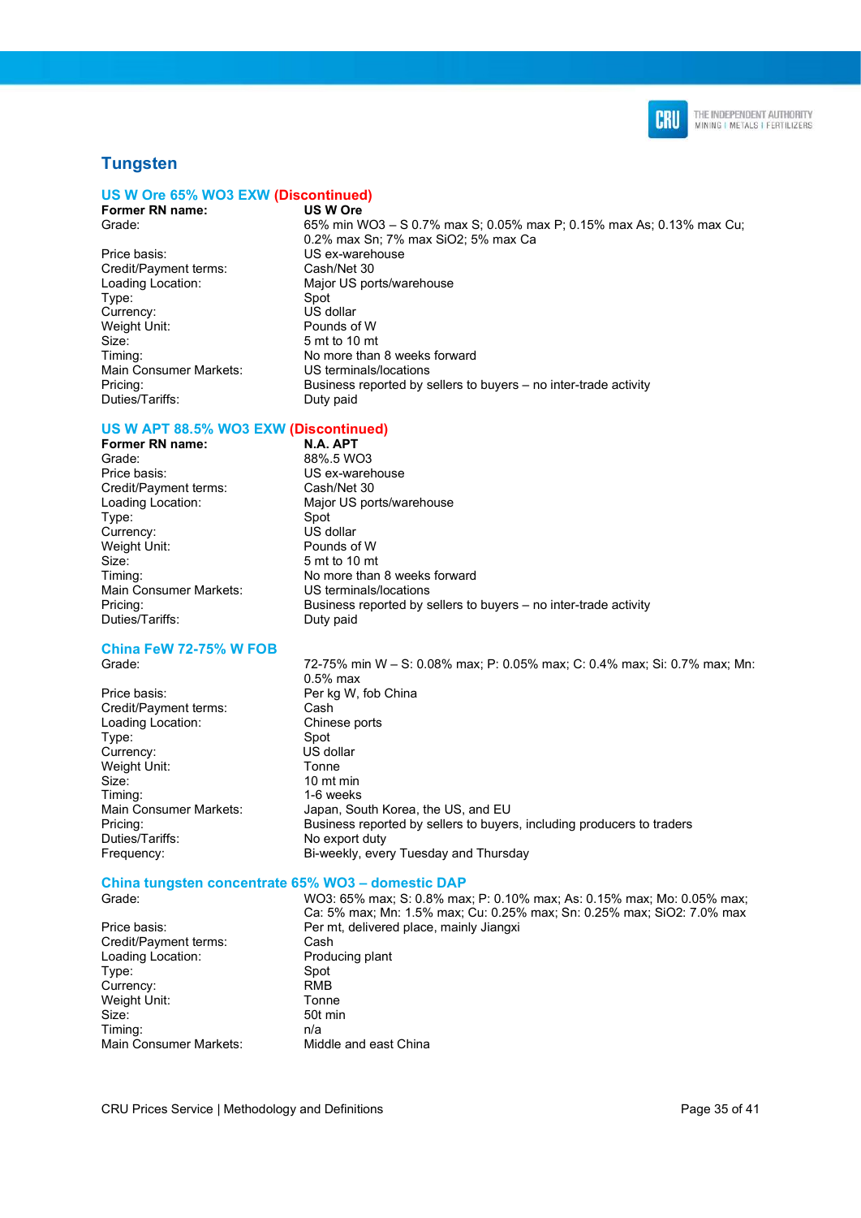## Tungsten

### US W Ore 65% WO3 EXW (Discontinued)

| | |
|---|---|
| **Former RN name:** | **US W Ore** |
| Grade: | 65% min WO3 – S 0.7% max S; 0.05% max P; 0.15% max As; 0.13% max Cu; 0.2% max Sn; 7% max SiO2; 5% max Ca |
| Price basis: | US ex-warehouse |
| Credit/Payment terms: | Cash/Net 30 |
| Loading Location: | Major US ports/warehouse |
| Type: | Spot |
| Currency: | US dollar |
| Weight Unit: | Pounds of W |
| Size: | 5 mt to 10 mt |
| Timing: | No more than 8 weeks forward |
| Main Consumer Markets: | US terminals/locations |
| Pricing: | Business reported by sellers to buyers – no inter-trade activity |
| Duties/Tariffs: | Duty paid |

### US W APT 88.5% WO3 EXW (Discontinued)

| | |
|---|---|
| **Former RN name:** | **N.A. APT** |
| Grade: | 88%.5 WO3 |
| Price basis: | US ex-warehouse |
| Credit/Payment terms: | Cash/Net 30 |
| Loading Location: | Major US ports/warehouse |
| Type: | Spot |
| Currency: | US dollar |
| Weight Unit: | Pounds of W |
| Size: | 5 mt to 10 mt |
| Timing: | No more than 8 weeks forward |
| Main Consumer Markets: | US terminals/locations |
| Pricing: | Business reported by sellers to buyers – no inter-trade activity |
| Duties/Tariffs: | Duty paid |

### China FeW 72-75% W FOB

| | |
|---|---|
| Grade: | 72-75% min W – S: 0.08% max; P: 0.05% max; C: 0.4% max; Si: 0.7% max; Mn: 0.5% max |
| Price basis: | Per kg W, fob China |
| Credit/Payment terms: | Cash |
| Loading Location: | Chinese ports |
| Type: | Spot |
| Currency: | US dollar |
| Weight Unit: | Tonne |
| Size: | 10 mt min |
| Timing: | 1-6 weeks |
| Main Consumer Markets: | Japan, South Korea, the US, and EU |
| Pricing: | Business reported by sellers to buyers, including producers to traders |
| Duties/Tariffs: | No export duty |
| Frequency: | Bi-weekly, every Tuesday and Thursday |

### China tungsten concentrate 65% WO3 – domestic DAP

| | |
|---|---|
| Grade: | WO3: 65% max; S: 0.8% max; P: 0.10% max; As: 0.15% max; Mo: 0.05% max; Ca: 5% max; Mn: 1.5% max; Cu: 0.25% max; Sn: 0.25% max; SiO2: 7.0% max |
| Price basis: | Per mt, delivered place, mainly Jiangxi |
| Credit/Payment terms: | Cash |
| Loading Location: | Producing plant |
| Type: | Spot |
| Currency: | RMB |
| Weight Unit: | Tonne |
| Size: | 50t min |
| Timing: | n/a |
| Main Consumer Markets: | Middle and east China |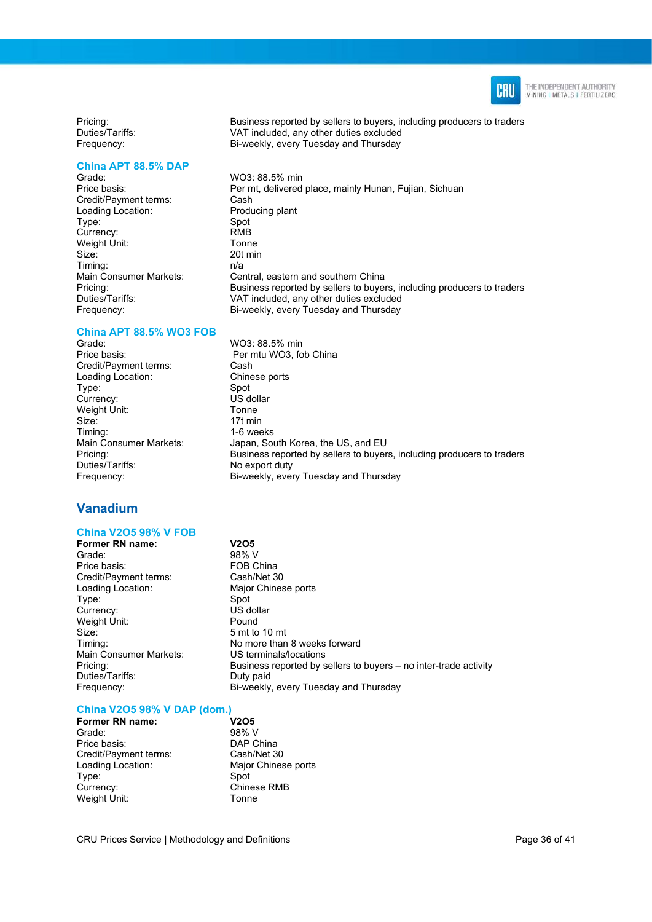| | |
|---|---|
| Pricing: | Business reported by sellers to buyers, including producers to traders |
| Duties/Tariffs: | VAT included, any other duties excluded |
| Frequency: | Bi-weekly, every Tuesday and Thursday |

### China APT 88.5% DAP

| | |
|---|---|
| Grade: | $WO_3$: 88.5% min |
| Price basis: | Per mt, delivered place, mainly Hunan, Fujian, Sichuan |
| Credit/Payment terms: | Cash |
| Loading Location: | Producing plant |
| Type: | Spot |
| Currency: | RMB |
| Weight Unit: | Tonne |
| Size: | 20t min |
| Timing: | n/a |
| Main Consumer Markets: | Central, eastern and southern China |
| Pricing: | Business reported by sellers to buyers, including producers to traders |
| Duties/Tariffs: | VAT included, any other duties excluded |
| Frequency: | Bi-weekly, every Tuesday and Thursday |

### China APT 88.5% WO3 FOB

| | |
|---|---|
| Grade: | $WO_3$: 88.5% min |
| Price basis: | Per mtu $WO_3$, fob China |
| Credit/Payment terms: | Cash |
| Loading Location: | Chinese ports |
| Type: | Spot |
| Currency: | US dollar |
| Weight Unit: | Tonne |
| Size: | 17t min |
| Timing: | 1-6 weeks |
| Main Consumer Markets: | Japan, South Korea, the US, and EU |
| Pricing: | Business reported by sellers to buyers, including producers to traders |
| Duties/Tariffs: | No export duty |
| Frequency: | Bi-weekly, every Tuesday and Thursday |

## Vanadium

### China V2O5 98% V FOB

| | |
|---|---|
| **Former RN name:** | **$V_2O_5$** |
| Grade: | 98% V |
| Price basis: | FOB China |
| Credit/Payment terms: | Cash/Net 30 |
| Loading Location: | Major Chinese ports |
| Type: | Spot |
| Currency: | US dollar |
| Weight Unit: | Pound |
| Size: | 5 mt to 10 mt |
| Timing: | No more than 8 weeks forward |
| Main Consumer Markets: | US terminals/locations |
| Pricing: | Business reported by sellers to buyers – no inter-trade activity |
| Duties/Tariffs: | Duty paid |
| Frequency: | Bi-weekly, every Tuesday and Thursday |

### China V2O5 98% V DAP (dom.)

| | |
|---|---|
| **Former RN name:** | **$V_2O_5$** |
| Grade: | 98% V |
| Price basis: | DAP China |
| Credit/Payment terms: | Cash/Net 30 |
| Loading Location: | Major Chinese ports |
| Type: | Spot |
| Currency: | Chinese RMB |
| Weight Unit: | Tonne |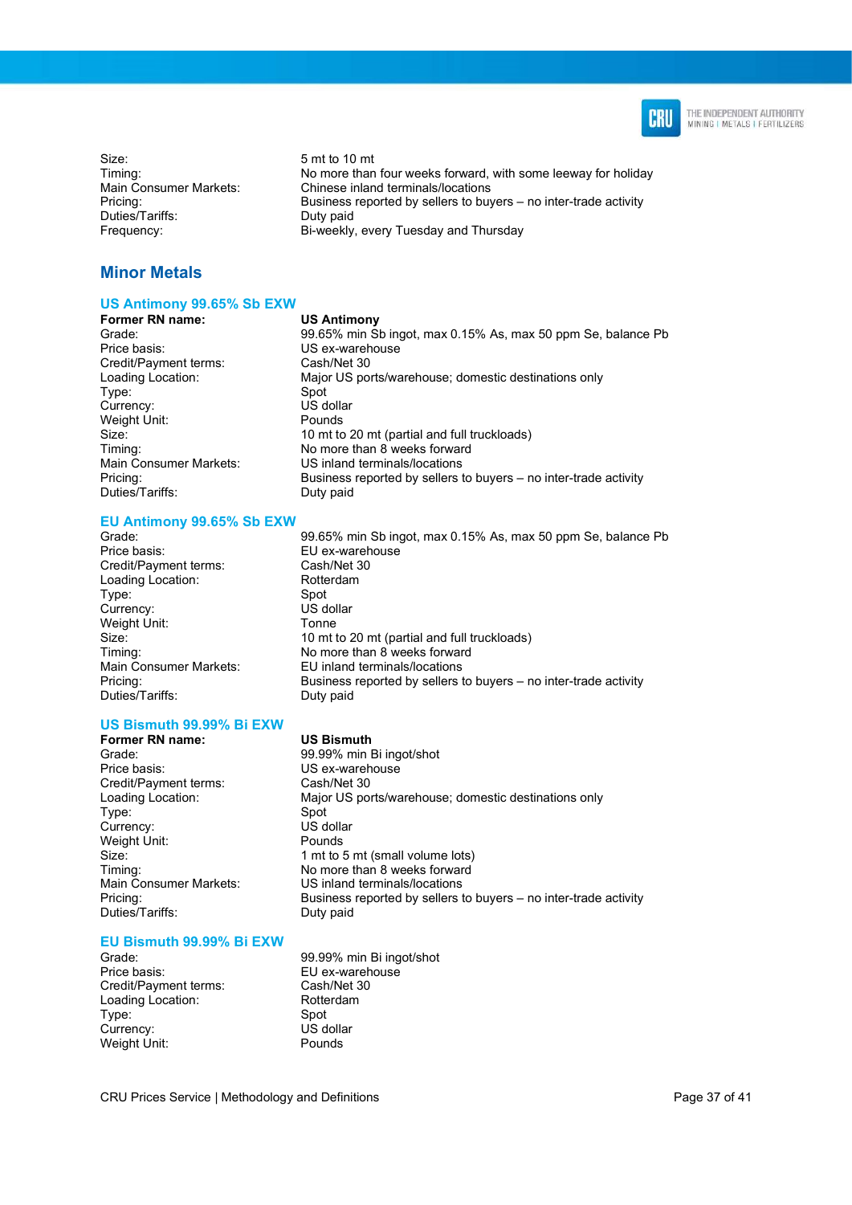| | |
|---|---|
| Size: | 5 mt to 10 mt |
| Timing: | No more than four weeks forward, with some leeway for holiday |
| Main Consumer Markets: | Chinese inland terminals/locations |
| Pricing: | Business reported by sellers to buyers – no inter-trade activity |
| Duties/Tariffs: | Duty paid |
| Frequency: | Bi-weekly, every Tuesday and Thursday |

## Minor Metals

### US Antimony 99.65% Sb EXW

| **Former RN name:** | **US Antimony** |
|---|---|
| Grade: | 99.65% min Sb ingot, max 0.15% As, max 50 ppm Se, balance Pb |
| Price basis: | US ex-warehouse |
| Credit/Payment terms: | Cash/Net 30 |
| Loading Location: | Major US ports/warehouse; domestic destinations only |
| Type: | Spot |
| Currency: | US dollar |
| Weight Unit: | Pounds |
| Size: | 10 mt to 20 mt (partial and full truckloads) |
| Timing: | No more than 8 weeks forward |
| Main Consumer Markets: | US inland terminals/locations |
| Pricing: | Business reported by sellers to buyers – no inter-trade activity |
| Duties/Tariffs: | Duty paid |

### EU Antimony 99.65% Sb EXW

| | |
|---|---|
| Grade: | 99.65% min Sb ingot, max 0.15% As, max 50 ppm Se, balance Pb |
| Price basis: | EU ex-warehouse |
| Credit/Payment terms: | Cash/Net 30 |
| Loading Location: | Rotterdam |
| Type: | Spot |
| Currency: | US dollar |
| Weight Unit: | Tonne |
| Size: | 10 mt to 20 mt (partial and full truckloads) |
| Timing: | No more than 8 weeks forward |
| Main Consumer Markets: | EU inland terminals/locations |
| Pricing: | Business reported by sellers to buyers – no inter-trade activity |
| Duties/Tariffs: | Duty paid |

### US Bismuth 99.99% Bi EXW

| **Former RN name:** | **US Bismuth** |
|---|---|
| Grade: | 99.99% min Bi ingot/shot |
| Price basis: | US ex-warehouse |
| Credit/Payment terms: | Cash/Net 30 |
| Loading Location: | Major US ports/warehouse; domestic destinations only |
| Type: | Spot |
| Currency: | US dollar |
| Weight Unit: | Pounds |
| Size: | 1 mt to 5 mt (small volume lots) |
| Timing: | No more than 8 weeks forward |
| Main Consumer Markets: | US inland terminals/locations |
| Pricing: | Business reported by sellers to buyers – no inter-trade activity |
| Duties/Tariffs: | Duty paid |

### EU Bismuth 99.99% Bi EXW

| | |
|---|---|
| Grade: | 99.99% min Bi ingot/shot |
| Price basis: | EU ex-warehouse |
| Credit/Payment terms: | Cash/Net 30 |
| Loading Location: | Rotterdam |
| Type: | Spot |
| Currency: | US dollar |
| Weight Unit: | Pounds |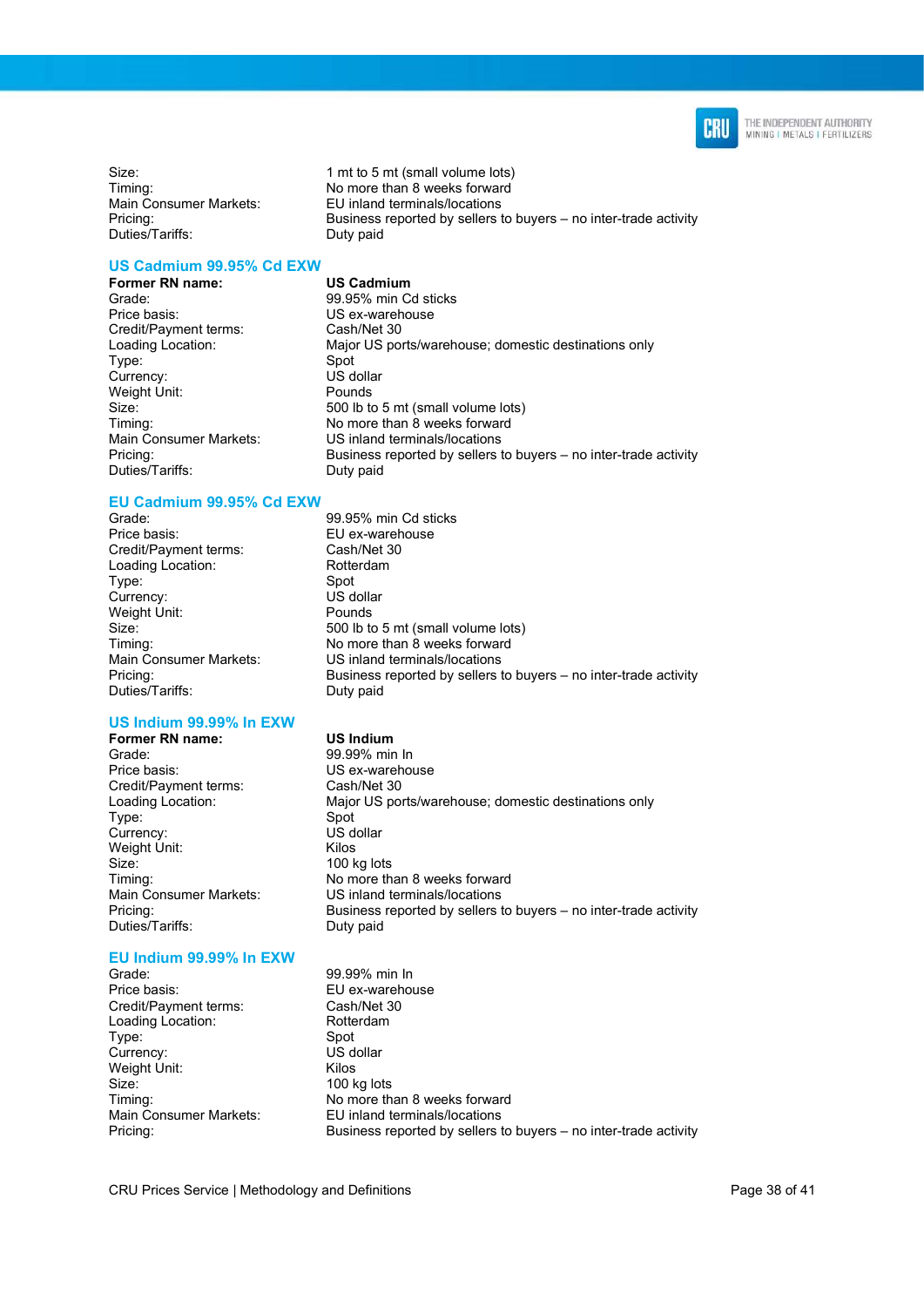| | |
|---|---|
| Size: | 1 mt to 5 mt (small volume lots) |
| Timing: | No more than 8 weeks forward |
| Main Consumer Markets: | EU inland terminals/locations |
| Pricing: | Business reported by sellers to buyers – no inter-trade activity |
| Duties/Tariffs: | Duty paid |

## US Cadmium 99.95% Cd EXW

| | |
|---|---|
| **Former RN name:** | **US Cadmium** |
| Grade: | 99.95% min Cd sticks |
| Price basis: | US ex-warehouse |
| Credit/Payment terms: | Cash/Net 30 |
| Loading Location: | Major US ports/warehouse; domestic destinations only |
| Type: | Spot |
| Currency: | US dollar |
| Weight Unit: | Pounds |
| Size: | 500 lb to 5 mt (small volume lots) |
| Timing: | No more than 8 weeks forward |
| Main Consumer Markets: | US inland terminals/locations |
| Pricing: | Business reported by sellers to buyers – no inter-trade activity |
| Duties/Tariffs: | Duty paid |

## EU Cadmium 99.95% Cd EXW

| | |
|---|---|
| Grade: | 99.95% min Cd sticks |
| Price basis: | EU ex-warehouse |
| Credit/Payment terms: | Cash/Net 30 |
| Loading Location: | Rotterdam |
| Type: | Spot |
| Currency: | US dollar |
| Weight Unit: | Pounds |
| Size: | 500 lb to 5 mt (small volume lots) |
| Timing: | No more than 8 weeks forward |
| Main Consumer Markets: | US inland terminals/locations |
| Pricing: | Business reported by sellers to buyers – no inter-trade activity |
| Duties/Tariffs: | Duty paid |

## US Indium 99.99% In EXW

| | |
|---|---|
| **Former RN name:** | **US Indium** |
| Grade: | 99.99% min In |
| Price basis: | US ex-warehouse |
| Credit/Payment terms: | Cash/Net 30 |
| Loading Location: | Major US ports/warehouse; domestic destinations only |
| Type: | Spot |
| Currency: | US dollar |
| Weight Unit: | Kilos |
| Size: | 100 kg lots |
| Timing: | No more than 8 weeks forward |
| Main Consumer Markets: | US inland terminals/locations |
| Pricing: | Business reported by sellers to buyers – no inter-trade activity |
| Duties/Tariffs: | Duty paid |

## EU Indium 99.99% In EXW

| | |
|---|---|
| Grade: | 99.99% min In |
| Price basis: | EU ex-warehouse |
| Credit/Payment terms: | Cash/Net 30 |
| Loading Location: | Rotterdam |
| Type: | Spot |
| Currency: | US dollar |
| Weight Unit: | Kilos |
| Size: | 100 kg lots |
| Timing: | No more than 8 weeks forward |
| Main Consumer Markets: | EU inland terminals/locations |
| Pricing: | Business reported by sellers to buyers – no inter-trade activity |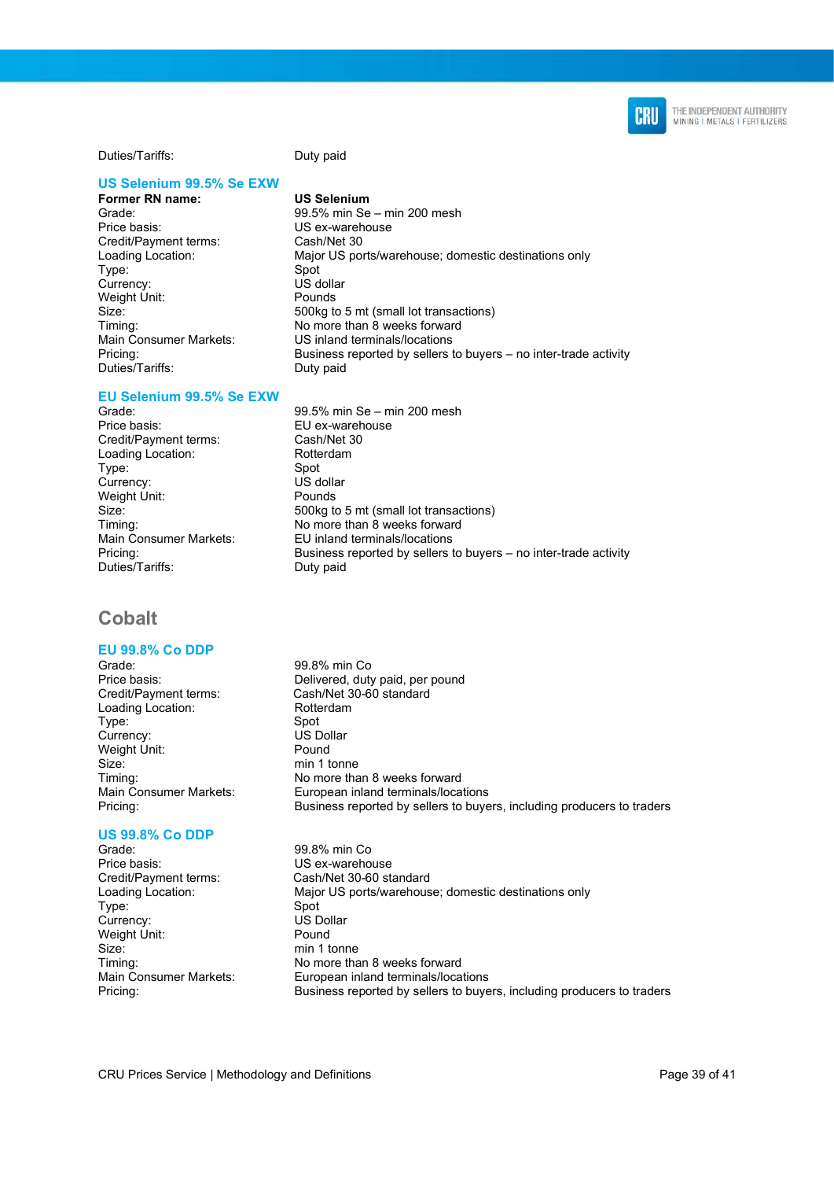Duties/Tariffs: Duty paid

### US Selenium 99.5% Se EXW

| | |
|---|---|
| **Former RN name:** | **US Selenium** |
| Grade: | 99.5% min Se – min 200 mesh |
| Price basis: | US ex-warehouse |
| Credit/Payment terms: | Cash/Net 30 |
| Loading Location: | Major US ports/warehouse; domestic destinations only |
| Type: | Spot |
| Currency: | US dollar |
| Weight Unit: | Pounds |
| Size: | 500kg to 5 mt (small lot transactions) |
| Timing: | No more than 8 weeks forward |
| Main Consumer Markets: | US inland terminals/locations |
| Pricing: | Business reported by sellers to buyers – no inter-trade activity |
| Duties/Tariffs: | Duty paid |

### EU Selenium 99.5% Se EXW

| | |
|---|---|
| Grade: | 99.5% min Se – min 200 mesh |
| Price basis: | EU ex-warehouse |
| Credit/Payment terms: | Cash/Net 30 |
| Loading Location: | Rotterdam |
| Type: | Spot |
| Currency: | US dollar |
| Weight Unit: | Pounds |
| Size: | 500kg to 5 mt (small lot transactions) |
| Timing: | No more than 8 weeks forward |
| Main Consumer Markets: | EU inland terminals/locations |
| Pricing: | Business reported by sellers to buyers – no inter-trade activity |
| Duties/Tariffs: | Duty paid |

## Cobalt

### EU 99.8% Co DDP

| | |
|---|---|
| Grade: | 99.8% min Co |
| Price basis: | Delivered, duty paid, per pound |
| Credit/Payment terms: | Cash/Net 30-60 standard |
| Loading Location: | Rotterdam |
| Type: | Spot |
| Currency: | US Dollar |
| Weight Unit: | Pound |
| Size: | min 1 tonne |
| Timing: | No more than 8 weeks forward |
| Main Consumer Markets: | European inland terminals/locations |
| Pricing: | Business reported by sellers to buyers, including producers to traders |

### US 99.8% Co DDP

| | |
|---|---|
| Grade: | 99.8% min Co |
| Price basis: | US ex-warehouse |
| Credit/Payment terms: | Cash/Net 30-60 standard |
| Loading Location: | Major US ports/warehouse; domestic destinations only |
| Type: | Spot |
| Currency: | US Dollar |
| Weight Unit: | Pound |
| Size: | min 1 tonne |
| Timing: | No more than 8 weeks forward |
| Main Consumer Markets: | European inland terminals/locations |
| Pricing: | Business reported by sellers to buyers, including producers to traders |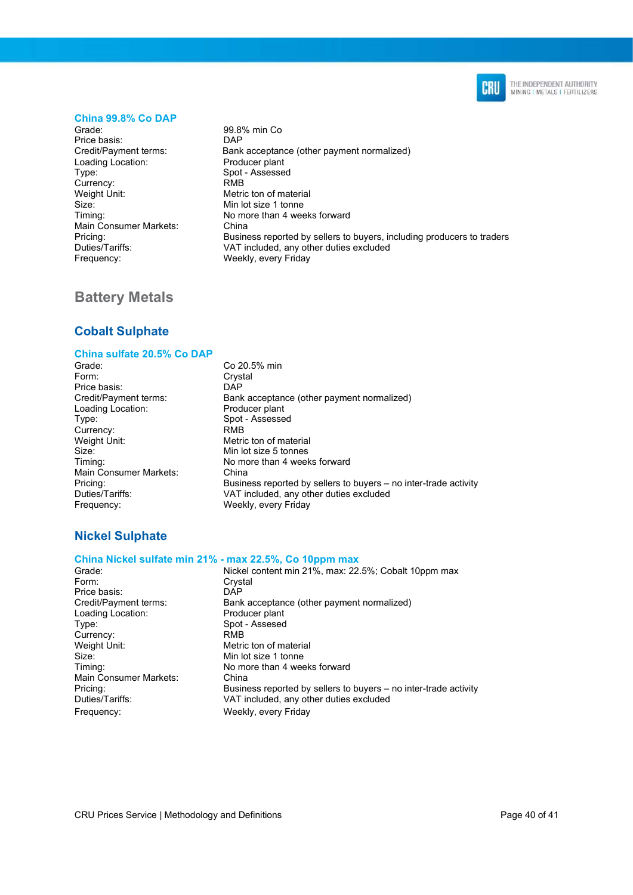### China 99.8% Co DAP

| | |
|---|---|
| Grade: | 99.8% min Co |
| Price basis: | DAP |
| Credit/Payment terms: | Bank acceptance (other payment normalized) |
| Loading Location: | Producer plant |
| Type: | Spot - Assessed |
| Currency: | RMB |
| Weight Unit: | Metric ton of material |
| Size: | Min lot size 1 tonne |
| Timing: | No more than 4 weeks forward |
| Main Consumer Markets: | China |
| Pricing: | Business reported by sellers to buyers, including producers to traders |
| Duties/Tariffs: | VAT included, any other duties excluded |
| Frequency: | Weekly, every Friday |

# Battery Metals

## Cobalt Sulphate

### China sulfate 20.5% Co DAP

| | |
|---|---|
| Grade: | Co 20.5% min |
| Form: | Crystal |
| Price basis: | DAP |
| Credit/Payment terms: | Bank acceptance (other payment normalized) |
| Loading Location: | Producer plant |
| Type: | Spot - Assessed |
| Currency: | RMB |
| Weight Unit: | Metric ton of material |
| Size: | Min lot size 5 tonnes |
| Timing: | No more than 4 weeks forward |
| Main Consumer Markets: | China |
| Pricing: | Business reported by sellers to buyers – no inter-trade activity |
| Duties/Tariffs: | VAT included, any other duties excluded |
| Frequency: | Weekly, every Friday |

## Nickel Sulphate

### China Nickel sulfate min 21% - max 22.5%, Co 10ppm max

| | |
|---|---|
| Grade: | Nickel content min 21%, max: 22.5%; Cobalt 10ppm max |
| Form: | Crystal |
| Price basis: | DAP |
| Credit/Payment terms: | Bank acceptance (other payment normalized) |
| Loading Location: | Producer plant |
| Type: | Spot - Assessed |
| Currency: | RMB |
| Weight Unit: | Metric ton of material |
| Size: | Min lot size 1 tonne |
| Timing: | No more than 4 weeks forward |
| Main Consumer Markets: | China |
| Pricing: | Business reported by sellers to buyers – no inter-trade activity |
| Duties/Tariffs: | VAT included, any other duties excluded |
| Frequency: | Weekly, every Friday |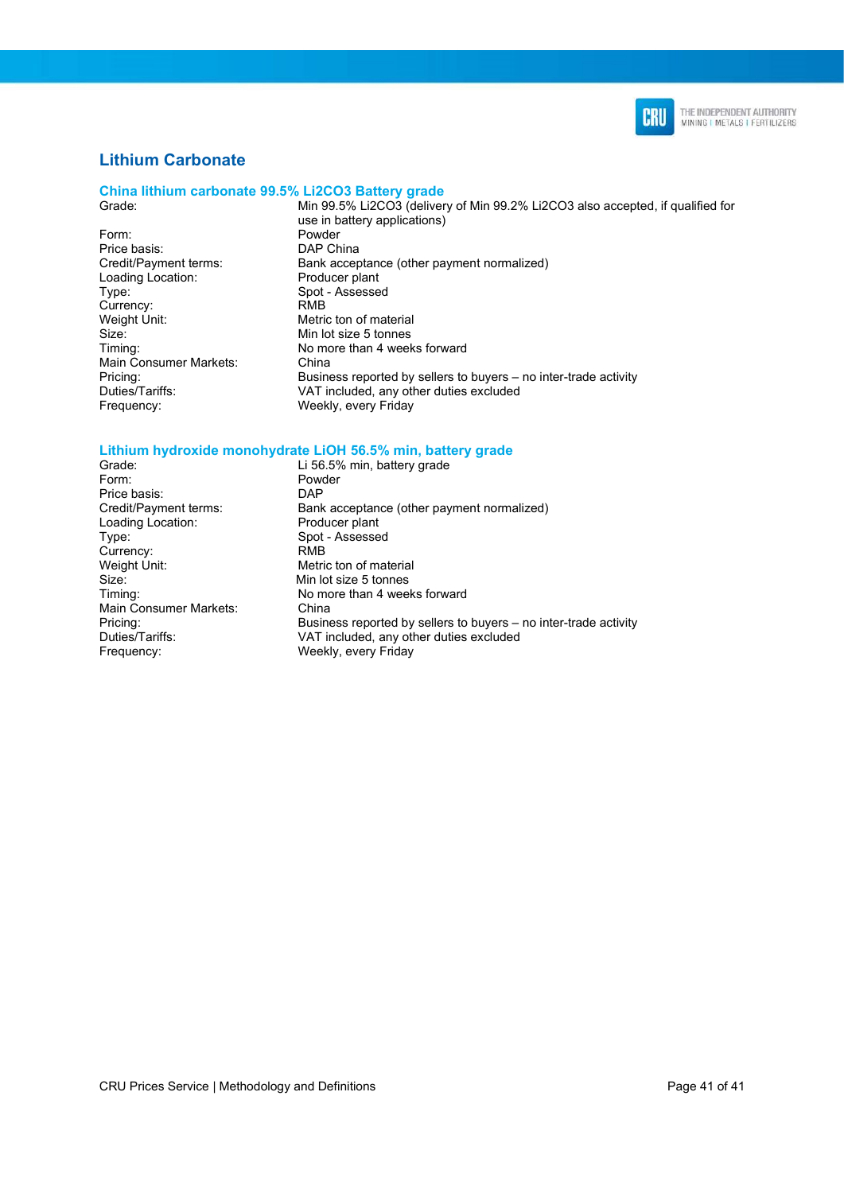## Lithium Carbonate

### China lithium carbonate 99.5% $Li_2CO_3$ Battery grade

| | |
|---|---|
| Grade: | Min 99.5% $Li_2CO_3$ (delivery of Min 99.2% $Li_2CO_3$ also accepted, if qualified for use in battery applications) |
| Form: | Powder |
| Price basis: | DAP China |
| Credit/Payment terms: | Bank acceptance (other payment normalized) |
| Loading Location: | Producer plant |
| Type: | Spot - Assessed |
| Currency: | RMB |
| Weight Unit: | Metric ton of material |
| Size: | Min lot size 5 tonnes |
| Timing: | No more than 4 weeks forward |
| Main Consumer Markets: | China |
| Pricing: | Business reported by sellers to buyers – no inter-trade activity |
| Duties/Tariffs: | VAT included, any other duties excluded |
| Frequency: | Weekly, every Friday |

### Lithium hydroxide monohydrate LiOH 56.5% min, battery grade

| | |
|---|---|
| Grade: | Li 56.5% min, battery grade |
| Form: | Powder |
| Price basis: | DAP |
| Credit/Payment terms: | Bank acceptance (other payment normalized) |
| Loading Location: | Producer plant |
| Type: | Spot - Assessed |
| Currency: | RMB |
| Weight Unit: | Metric ton of material |
| Size: | Min lot size 5 tonnes |
| Timing: | No more than 4 weeks forward |
| Main Consumer Markets: | China |
| Pricing: | Business reported by sellers to buyers – no inter-trade activity |
| Duties/Tariffs: | VAT included, any other duties excluded |
| Frequency: | Weekly, every Friday |